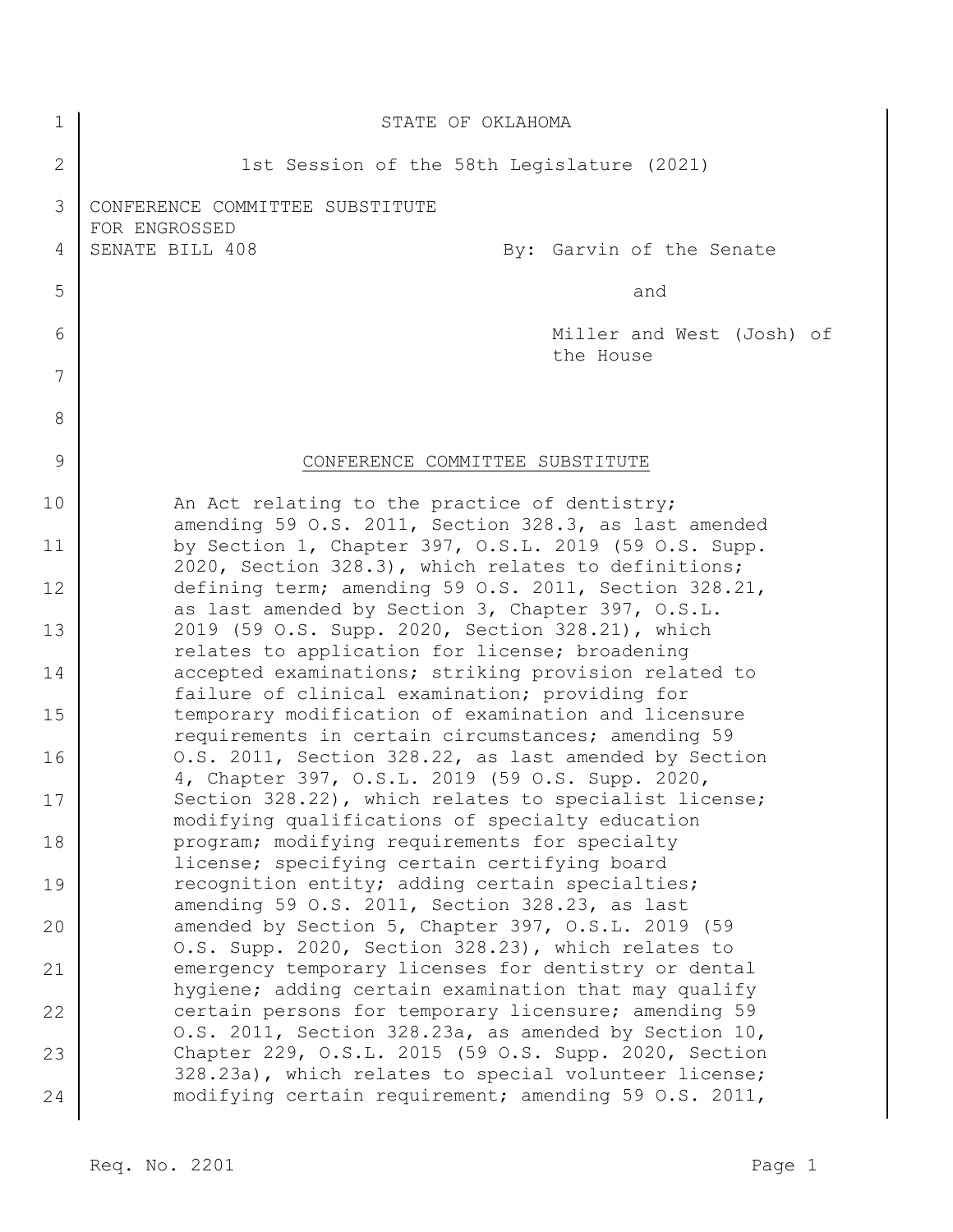STATE OF OKLAHOMA

1st Session of the 58th Legislature (2021)

CONFERENCE COMMITTEE SUBSTITUTE
FOR ENGROSSED
SENATE BILL 408

By: Garvin of the Senate

and

Miller and West (Josh) of the House

## CONFERENCE COMMITTEE SUBSTITUTE

An Act relating to the practice of dentistry; amending 59 O.S. 2011, Section 328.3, as last amended by Section 1, Chapter 397, O.S.L. 2019 (59 O.S. Supp. 2020, Section 328.3), which relates to definitions; defining term; amending 59 O.S. 2011, Section 328.21, as last amended by Section 3, Chapter 397, O.S.L. 2019 (59 O.S. Supp. 2020, Section 328.21), which relates to application for license; broadening accepted examinations; striking provision related to failure of clinical examination; providing for temporary modification of examination and licensure requirements in certain circumstances; amending 59 O.S. 2011, Section 328.22, as last amended by Section 4, Chapter 397, O.S.L. 2019 (59 O.S. Supp. 2020, Section 328.22), which relates to specialist license; modifying qualifications of specialty education program; modifying requirements for specialty license; specifying certain certifying board recognition entity; adding certain specialties; amending 59 O.S. 2011, Section 328.23, as last amended by Section 5, Chapter 397, O.S.L. 2019 (59 O.S. Supp. 2020, Section 328.23), which relates to emergency temporary licenses for dentistry or dental hygiene; adding certain examination that may qualify certain persons for temporary licensure; amending 59 O.S. 2011, Section 328.23a, as amended by Section 10, Chapter 229, O.S.L. 2015 (59 O.S. Supp. 2020, Section 328.23a), which relates to special volunteer license; modifying certain requirement; amending 59 O.S. 2011,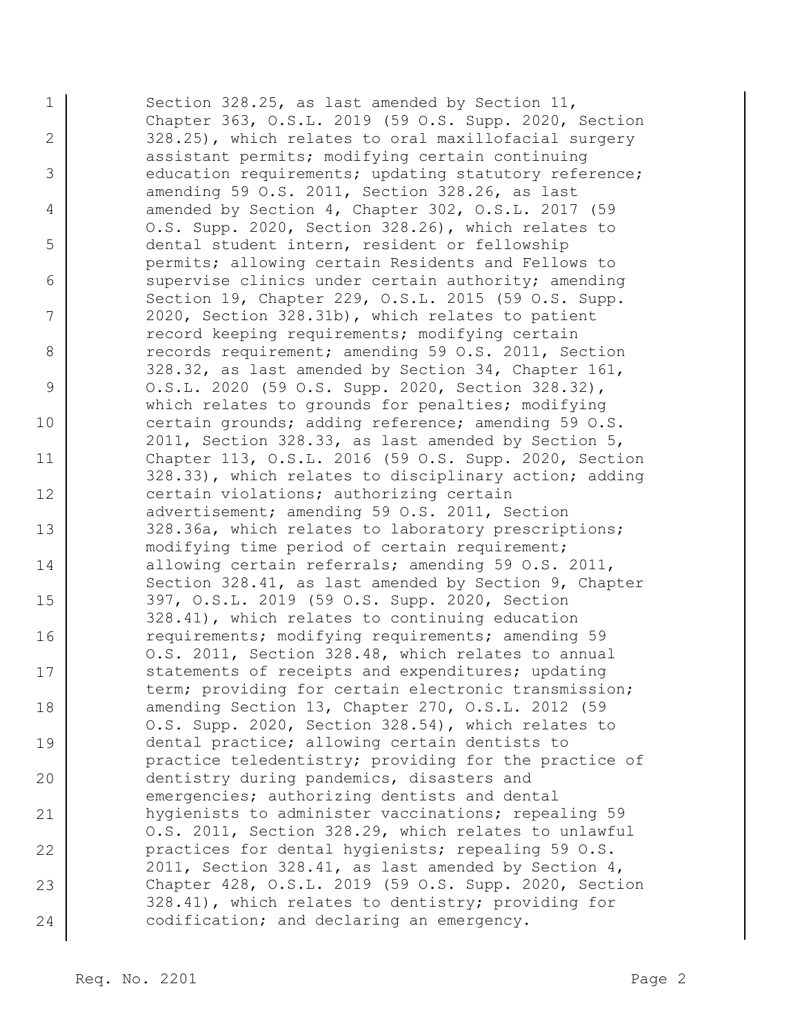Section 328.25, as last amended by Section 11, Chapter 363, O.S.L. 2019 (59 O.S. Supp. 2020, Section 328.25), which relates to oral maxillofacial surgery assistant permits; modifying certain continuing education requirements; updating statutory reference; amending 59 O.S. 2011, Section 328.26, as last amended by Section 4, Chapter 302, O.S.L. 2017 (59 O.S. Supp. 2020, Section 328.26), which relates to dental student intern, resident or fellowship permits; allowing certain Residents and Fellows to supervise clinics under certain authority; amending Section 19, Chapter 229, O.S.L. 2015 (59 O.S. Supp. 2020, Section 328.31b), which relates to patient record keeping requirements; modifying certain records requirement; amending 59 O.S. 2011, Section 328.32, as last amended by Section 34, Chapter 161, O.S.L. 2020 (59 O.S. Supp. 2020, Section 328.32), which relates to grounds for penalties; modifying certain grounds; adding reference; amending 59 O.S. 2011, Section 328.33, as last amended by Section 5, Chapter 113, O.S.L. 2016 (59 O.S. Supp. 2020, Section 328.33), which relates to disciplinary action; adding certain violations; authorizing certain advertisement; amending 59 O.S. 2011, Section 328.36a, which relates to laboratory prescriptions; modifying time period of certain requirement; allowing certain referrals; amending 59 O.S. 2011, Section 328.41, as last amended by Section 9, Chapter 397, O.S.L. 2019 (59 O.S. Supp. 2020, Section 328.41), which relates to continuing education requirements; modifying requirements; amending 59 O.S. 2011, Section 328.48, which relates to annual statements of receipts and expenditures; updating term; providing for certain electronic transmission; amending Section 13, Chapter 270, O.S.L. 2012 (59 O.S. Supp. 2020, Section 328.54), which relates to dental practice; allowing certain dentists to practice teledentistry; providing for the practice of dentistry during pandemics, disasters and emergencies; authorizing dentists and dental hygienists to administer vaccinations; repealing 59 O.S. 2011, Section 328.29, which relates to unlawful practices for dental hygienists; repealing 59 O.S. 2011, Section 328.41, as last amended by Section 4, Chapter 428, O.S.L. 2019 (59 O.S. Supp. 2020, Section 328.41), which relates to dentistry; providing for codification; and declaring an emergency.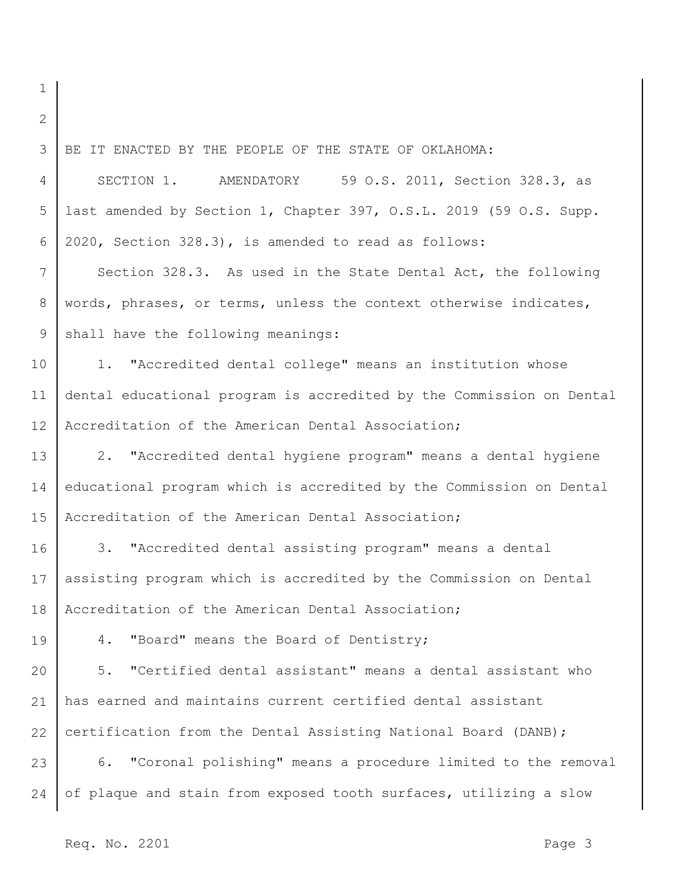BE IT ENACTED BY THE PEOPLE OF THE STATE OF OKLAHOMA:

SECTION 1. AMENDATORY 59 O.S. 2011, Section 328.3, as last amended by Section 1, Chapter 397, O.S.L. 2019 (59 O.S. Supp. 2020, Section 328.3), is amended to read as follows:

Section 328.3. As used in the State Dental Act, the following words, phrases, or terms, unless the context otherwise indicates, shall have the following meanings:

1. "Accredited dental college" means an institution whose dental educational program is accredited by the Commission on Dental Accreditation of the American Dental Association;

2. "Accredited dental hygiene program" means a dental hygiene educational program which is accredited by the Commission on Dental Accreditation of the American Dental Association;

3. "Accredited dental assisting program" means a dental assisting program which is accredited by the Commission on Dental Accreditation of the American Dental Association;

4. "Board" means the Board of Dentistry;

5. "Certified dental assistant" means a dental assistant who has earned and maintains current certified dental assistant certification from the Dental Assisting National Board (DANB);

6. "Coronal polishing" means a procedure limited to the removal of plaque and stain from exposed tooth surfaces, utilizing a slow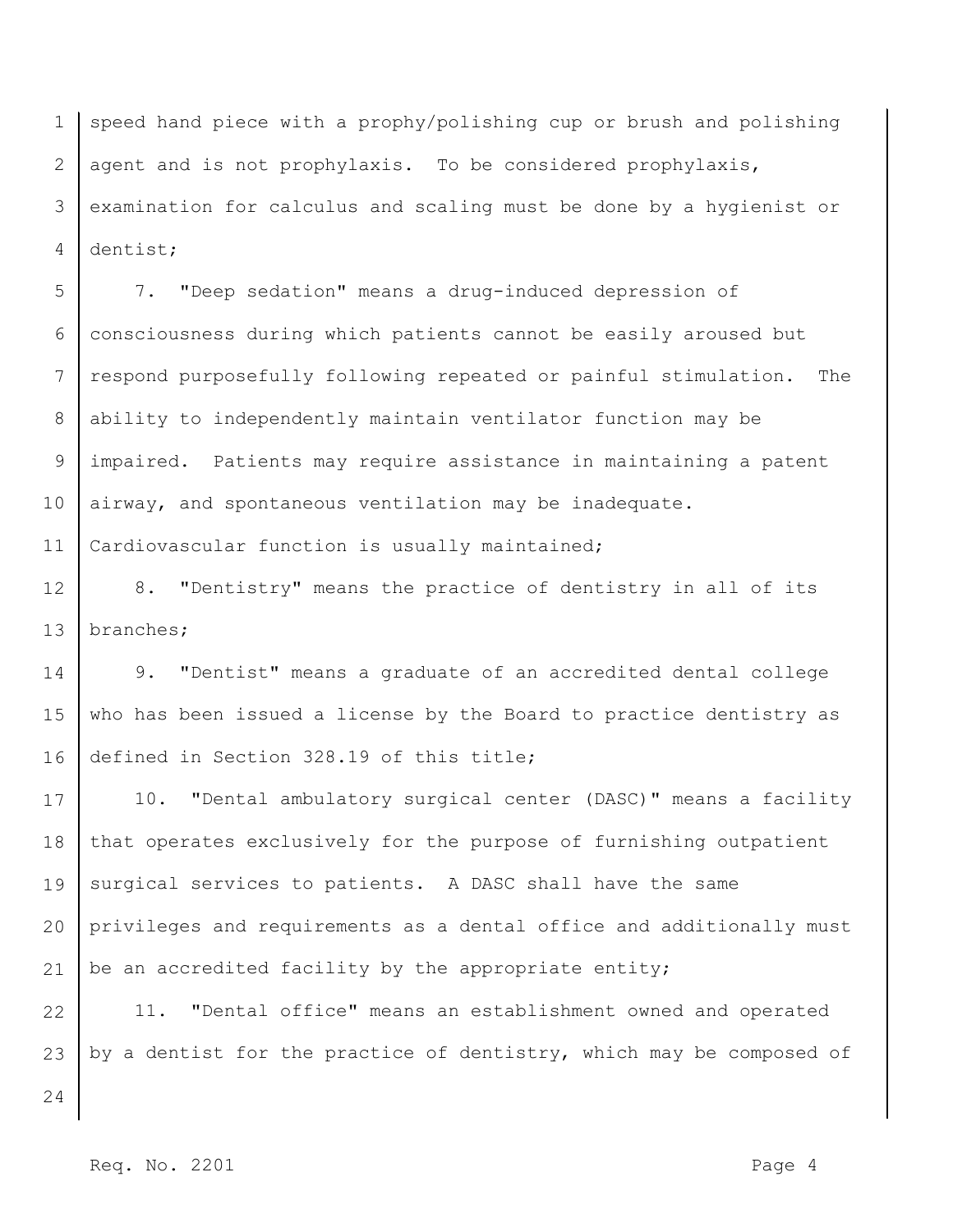speed hand piece with a prophy/polishing cup or brush and polishing agent and is not prophylaxis. To be considered prophylaxis, examination for calculus and scaling must be done by a hygienist or dentist;

7. "Deep sedation" means a drug-induced depression of consciousness during which patients cannot be easily aroused but respond purposefully following repeated or painful stimulation. The ability to independently maintain ventilator function may be impaired. Patients may require assistance in maintaining a patent airway, and spontaneous ventilation may be inadequate. Cardiovascular function is usually maintained;

8. "Dentistry" means the practice of dentistry in all of its branches;

9. "Dentist" means a graduate of an accredited dental college who has been issued a license by the Board to practice dentistry as defined in Section 328.19 of this title;

10. "Dental ambulatory surgical center (DASC)" means a facility that operates exclusively for the purpose of furnishing outpatient surgical services to patients. A DASC shall have the same privileges and requirements as a dental office and additionally must be an accredited facility by the appropriate entity;

11. "Dental office" means an establishment owned and operated by a dentist for the practice of dentistry, which may be composed of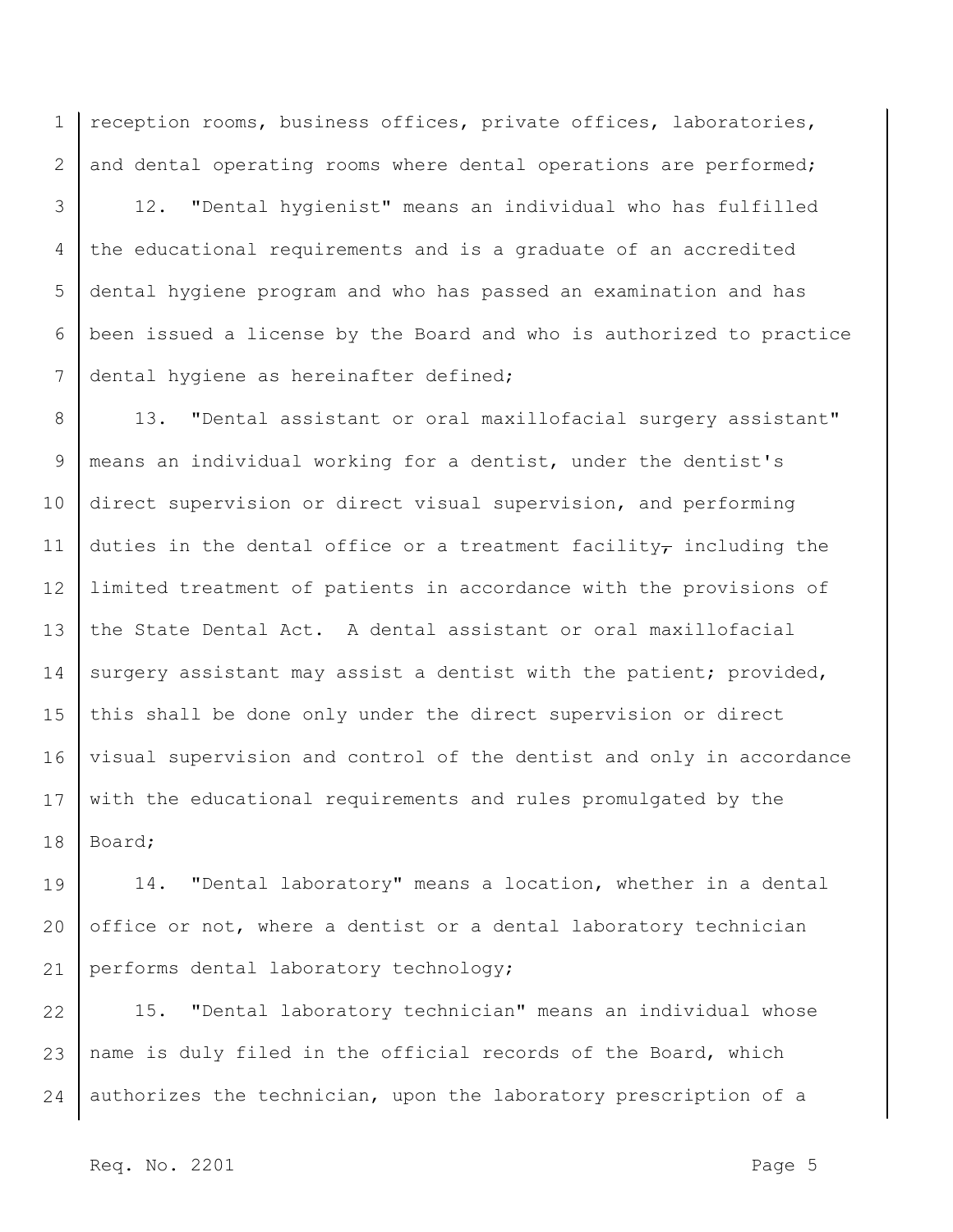reception rooms, business offices, private offices, laboratories, and dental operating rooms where dental operations are performed;

12. "Dental hygienist" means an individual who has fulfilled the educational requirements and is a graduate of an accredited dental hygiene program and who has passed an examination and has been issued a license by the Board and who is authorized to practice dental hygiene as hereinafter defined;

13. "Dental assistant or oral maxillofacial surgery assistant" means an individual working for a dentist, under the dentist's direct supervision or direct visual supervision, and performing duties in the dental office or a treatment facility, including the limited treatment of patients in accordance with the provisions of the State Dental Act. A dental assistant or oral maxillofacial surgery assistant may assist a dentist with the patient; provided, this shall be done only under the direct supervision or direct visual supervision and control of the dentist and only in accordance with the educational requirements and rules promulgated by the Board;

14. "Dental laboratory" means a location, whether in a dental office or not, where a dentist or a dental laboratory technician performs dental laboratory technology;

15. "Dental laboratory technician" means an individual whose name is duly filed in the official records of the Board, which authorizes the technician, upon the laboratory prescription of a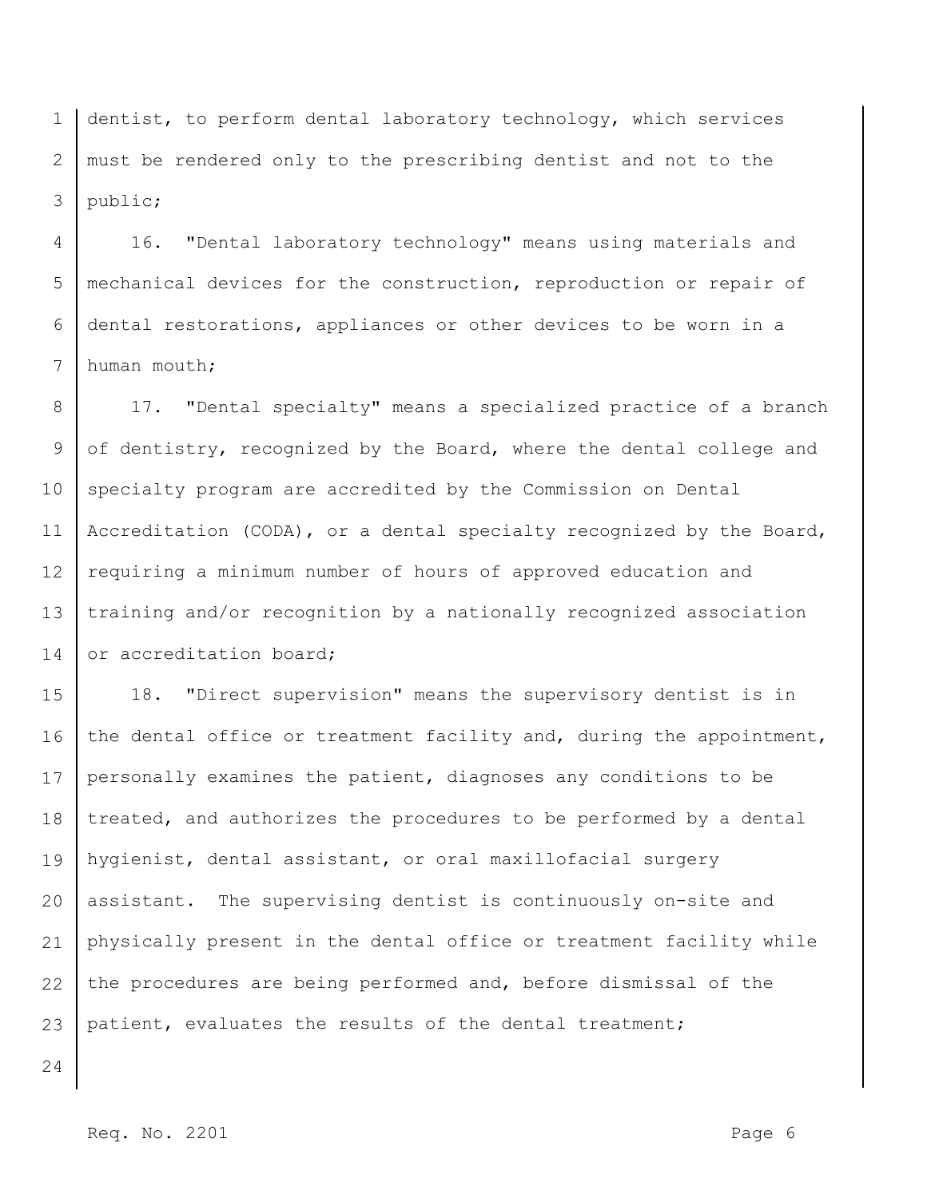dentist, to perform dental laboratory technology, which services must be rendered only to the prescribing dentist and not to the public;

16. "Dental laboratory technology" means using materials and mechanical devices for the construction, reproduction or repair of dental restorations, appliances or other devices to be worn in a human mouth;

17. "Dental specialty" means a specialized practice of a branch of dentistry, recognized by the Board, where the dental college and specialty program are accredited by the Commission on Dental Accreditation (CODA), or a dental specialty recognized by the Board, requiring a minimum number of hours of approved education and training and/or recognition by a nationally recognized association or accreditation board;

18. "Direct supervision" means the supervisory dentist is in the dental office or treatment facility and, during the appointment, personally examines the patient, diagnoses any conditions to be treated, and authorizes the procedures to be performed by a dental hygienist, dental assistant, or oral maxillofacial surgery assistant. The supervising dentist is continuously on-site and physically present in the dental office or treatment facility while the procedures are being performed and, before dismissal of the patient, evaluates the results of the dental treatment;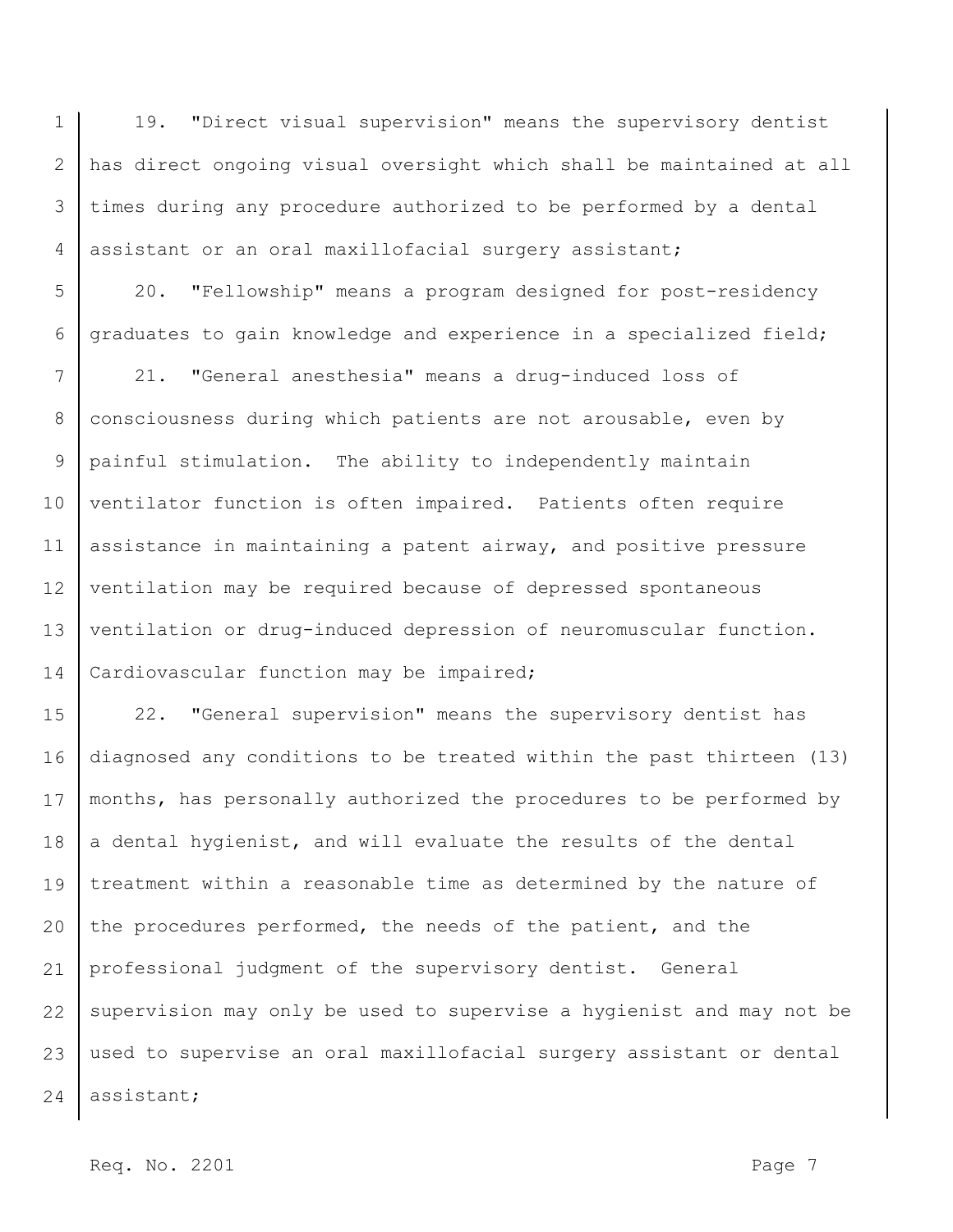19. "Direct visual supervision" means the supervisory dentist has direct ongoing visual oversight which shall be maintained at all times during any procedure authorized to be performed by a dental assistant or an oral maxillofacial surgery assistant;

20. "Fellowship" means a program designed for post-residency graduates to gain knowledge and experience in a specialized field;

21. "General anesthesia" means a drug-induced loss of consciousness during which patients are not arousable, even by painful stimulation. The ability to independently maintain ventilator function is often impaired. Patients often require assistance in maintaining a patent airway, and positive pressure ventilation may be required because of depressed spontaneous ventilation or drug-induced depression of neuromuscular function. Cardiovascular function may be impaired;

22. "General supervision" means the supervisory dentist has diagnosed any conditions to be treated within the past thirteen (13) months, has personally authorized the procedures to be performed by a dental hygienist, and will evaluate the results of the dental treatment within a reasonable time as determined by the nature of the procedures performed, the needs of the patient, and the professional judgment of the supervisory dentist. General supervision may only be used to supervise a hygienist and may not be used to supervise an oral maxillofacial surgery assistant or dental assistant;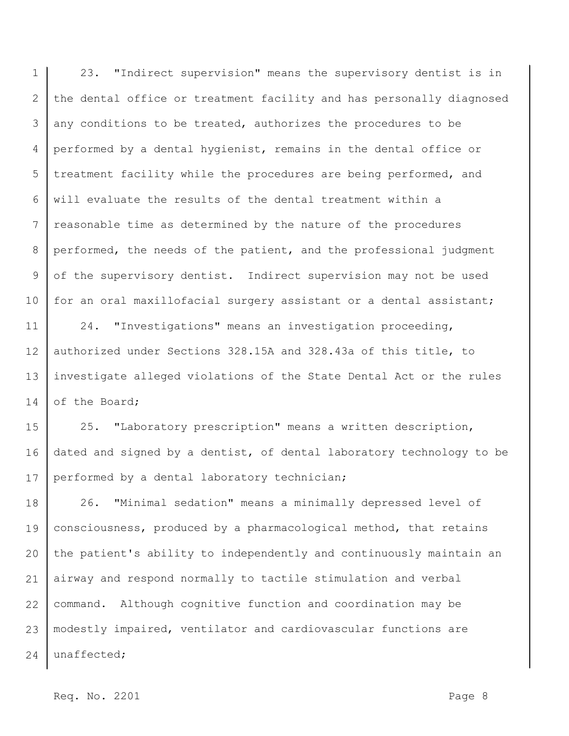23. "Indirect supervision" means the supervisory dentist is in the dental office or treatment facility and has personally diagnosed any conditions to be treated, authorizes the procedures to be performed by a dental hygienist, remains in the dental office or treatment facility while the procedures are being performed, and will evaluate the results of the dental treatment within a reasonable time as determined by the nature of the procedures performed, the needs of the patient, and the professional judgment of the supervisory dentist. Indirect supervision may not be used for an oral maxillofacial surgery assistant or a dental assistant;

24. "Investigations" means an investigation proceeding, authorized under Sections 328.15A and 328.43a of this title, to investigate alleged violations of the State Dental Act or the rules of the Board;

25. "Laboratory prescription" means a written description, dated and signed by a dentist, of dental laboratory technology to be performed by a dental laboratory technician;

26. "Minimal sedation" means a minimally depressed level of consciousness, produced by a pharmacological method, that retains the patient's ability to independently and continuously maintain an airway and respond normally to tactile stimulation and verbal command. Although cognitive function and coordination may be modestly impaired, ventilator and cardiovascular functions are unaffected;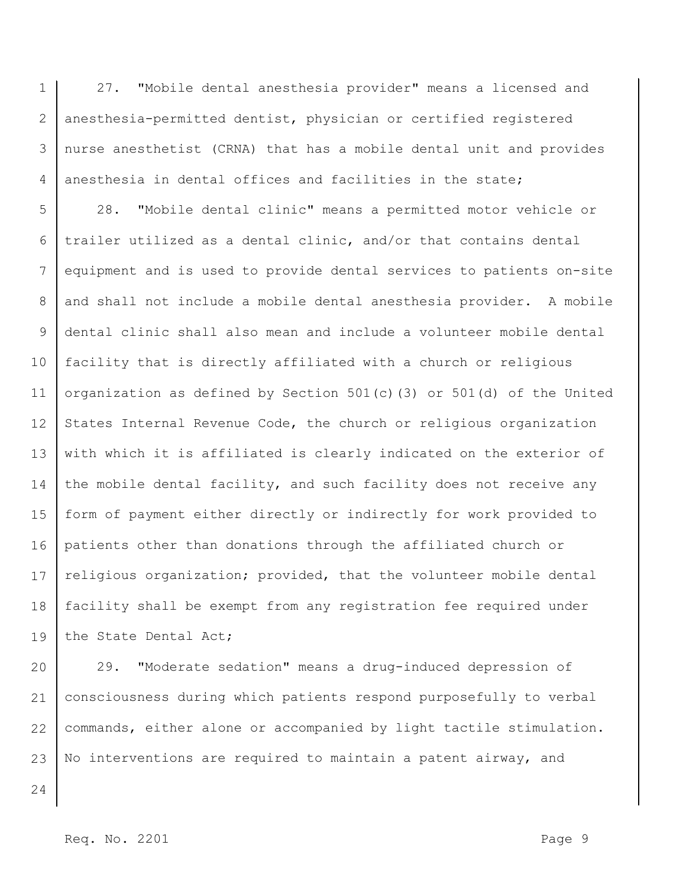27. "Mobile dental anesthesia provider" means a licensed and anesthesia-permitted dentist, physician or certified registered nurse anesthetist (CRNA) that has a mobile dental unit and provides anesthesia in dental offices and facilities in the state;

28. "Mobile dental clinic" means a permitted motor vehicle or trailer utilized as a dental clinic, and/or that contains dental equipment and is used to provide dental services to patients on-site and shall not include a mobile dental anesthesia provider. A mobile dental clinic shall also mean and include a volunteer mobile dental facility that is directly affiliated with a church or religious organization as defined by Section 501(c)(3) or 501(d) of the United States Internal Revenue Code, the church or religious organization with which it is affiliated is clearly indicated on the exterior of the mobile dental facility, and such facility does not receive any form of payment either directly or indirectly for work provided to patients other than donations through the affiliated church or religious organization; provided, that the volunteer mobile dental facility shall be exempt from any registration fee required under the State Dental Act;

29. "Moderate sedation" means a drug-induced depression of consciousness during which patients respond purposefully to verbal commands, either alone or accompanied by light tactile stimulation. No interventions are required to maintain a patent airway, and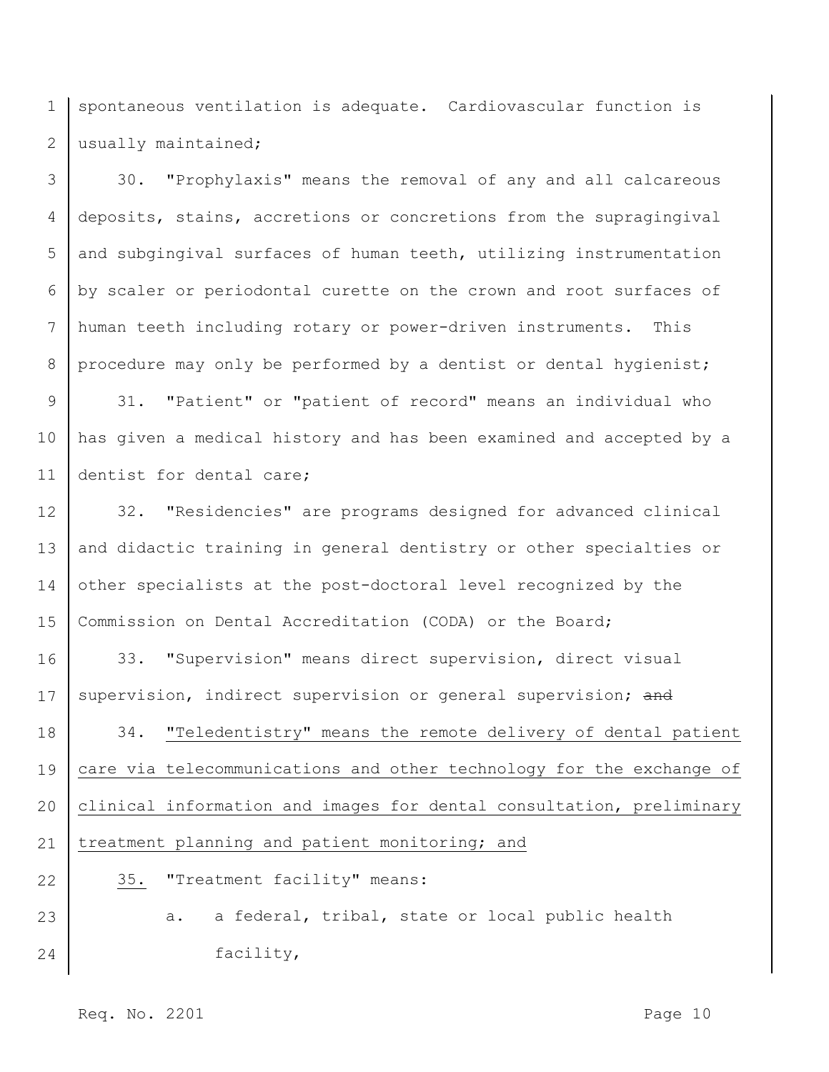spontaneous ventilation is adequate. Cardiovascular function is usually maintained;

30. "Prophylaxis" means the removal of any and all calcareous deposits, stains, accretions or concretions from the supragingival and subgingival surfaces of human teeth, utilizing instrumentation by scaler or periodontal curette on the crown and root surfaces of human teeth including rotary or power-driven instruments. This procedure may only be performed by a dentist or dental hygienist;

31. "Patient" or "patient of record" means an individual who has given a medical history and has been examined and accepted by a dentist for dental care;

32. "Residencies" are programs designed for advanced clinical and didactic training in general dentistry or other specialties or other specialists at the post-doctoral level recognized by the Commission on Dental Accreditation (CODA) or the Board;

33. "Supervision" means direct supervision, direct visual supervision, indirect supervision or general supervision; ~~and~~

34. <u>"Teledentistry" means the remote delivery of dental patient care via telecommunications and other technology for the exchange of clinical information and images for dental consultation, preliminary treatment planning and patient monitoring; and</u>

<u>35.</u> "Treatment facility" means:

a. a federal, tribal, state or local public health facility,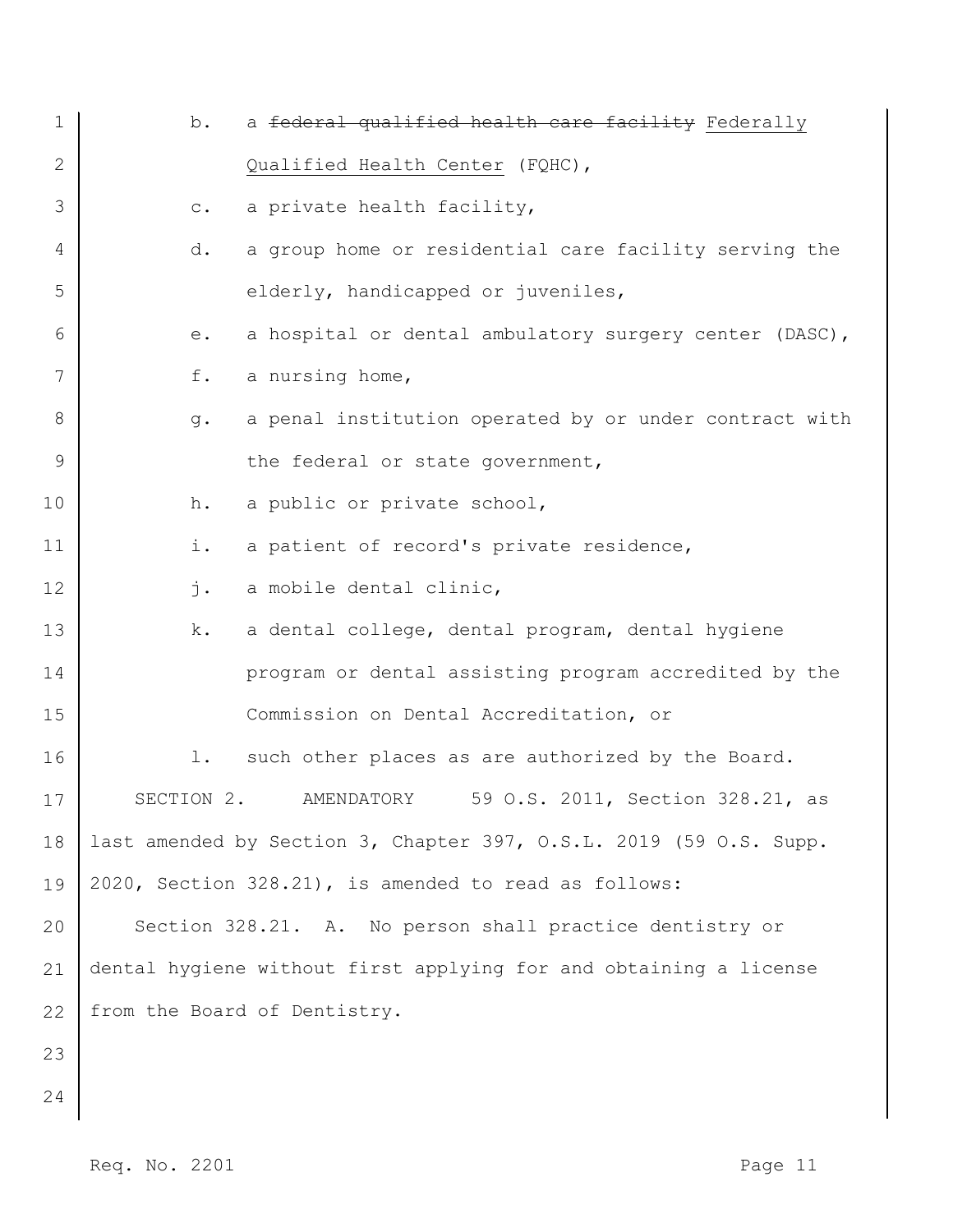b. a ~~federal qualified health care facility~~ Federally Qualified Health Center (FQHC),

c. a private health facility,

d. a group home or residential care facility serving the elderly, handicapped or juveniles,

e. a hospital or dental ambulatory surgery center (DASC),

f. a nursing home,

g. a penal institution operated by or under contract with the federal or state government,

h. a public or private school,

i. a patient of record's private residence,

j. a mobile dental clinic,

k. a dental college, dental program, dental hygiene program or dental assisting program accredited by the Commission on Dental Accreditation, or

l. such other places as are authorized by the Board.

SECTION 2. AMENDATORY 59 O.S. 2011, Section 328.21, as last amended by Section 3, Chapter 397, O.S.L. 2019 (59 O.S. Supp. 2020, Section 328.21), is amended to read as follows:

Section 328.21. A. No person shall practice dentistry or dental hygiene without first applying for and obtaining a license from the Board of Dentistry.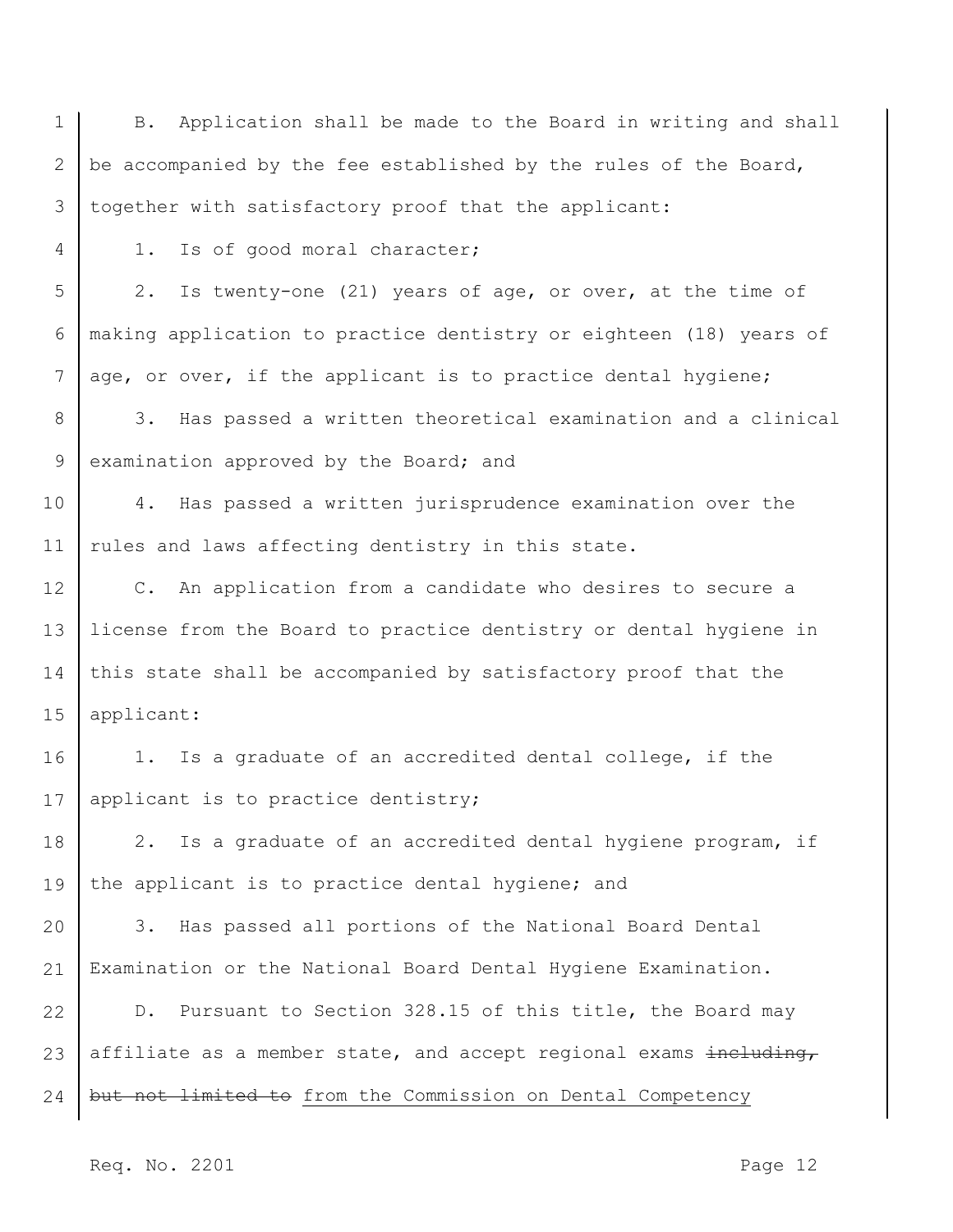B. Application shall be made to the Board in writing and shall be accompanied by the fee established by the rules of the Board, together with satisfactory proof that the applicant:

1. Is of good moral character;

2. Is twenty-one (21) years of age, or over, at the time of making application to practice dentistry or eighteen (18) years of age, or over, if the applicant is to practice dental hygiene;

3. Has passed a written theoretical examination and a clinical examination approved by the Board; and

4. Has passed a written jurisprudence examination over the rules and laws affecting dentistry in this state.

C. An application from a candidate who desires to secure a license from the Board to practice dentistry or dental hygiene in this state shall be accompanied by satisfactory proof that the applicant:

1. Is a graduate of an accredited dental college, if the applicant is to practice dentistry;

2. Is a graduate of an accredited dental hygiene program, if the applicant is to practice dental hygiene; and

3. Has passed all portions of the National Board Dental Examination or the National Board Dental Hygiene Examination.

D. Pursuant to Section 328.15 of this title, the Board may affiliate as a member state, and accept regional exams ~~including, but not limited to~~ <u>from the Commission on Dental Competency</u>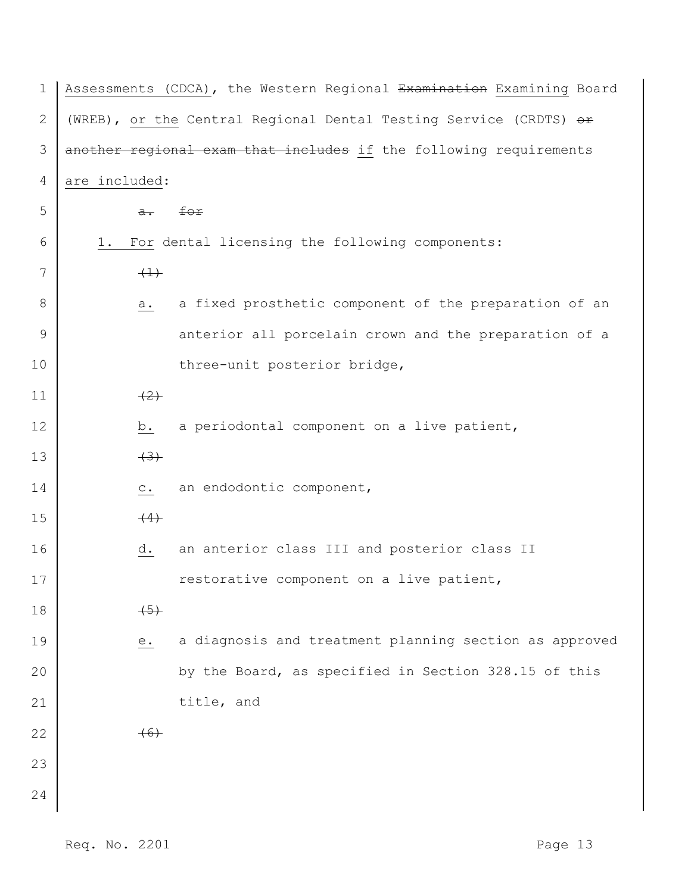Assessments (CDCA), the Western Regional ~~Examination~~ Examining Board (WREB), or the Central Regional Dental Testing Service (CRDTS) ~~or another regional exam that includes~~ if the following requirements are included:

~~a. for~~

1. For dental licensing the following components:

~~(1)~~

a. a fixed prosthetic component of the preparation of an anterior all porcelain crown and the preparation of a three-unit posterior bridge,

~~(2)~~

b. a periodontal component on a live patient,

~~(3)~~

c. an endodontic component,

~~(4)~~

d. an anterior class III and posterior class II restorative component on a live patient,

~~(5)~~

e. a diagnosis and treatment planning section as approved by the Board, as specified in Section 328.15 of this title, and

~~(6)~~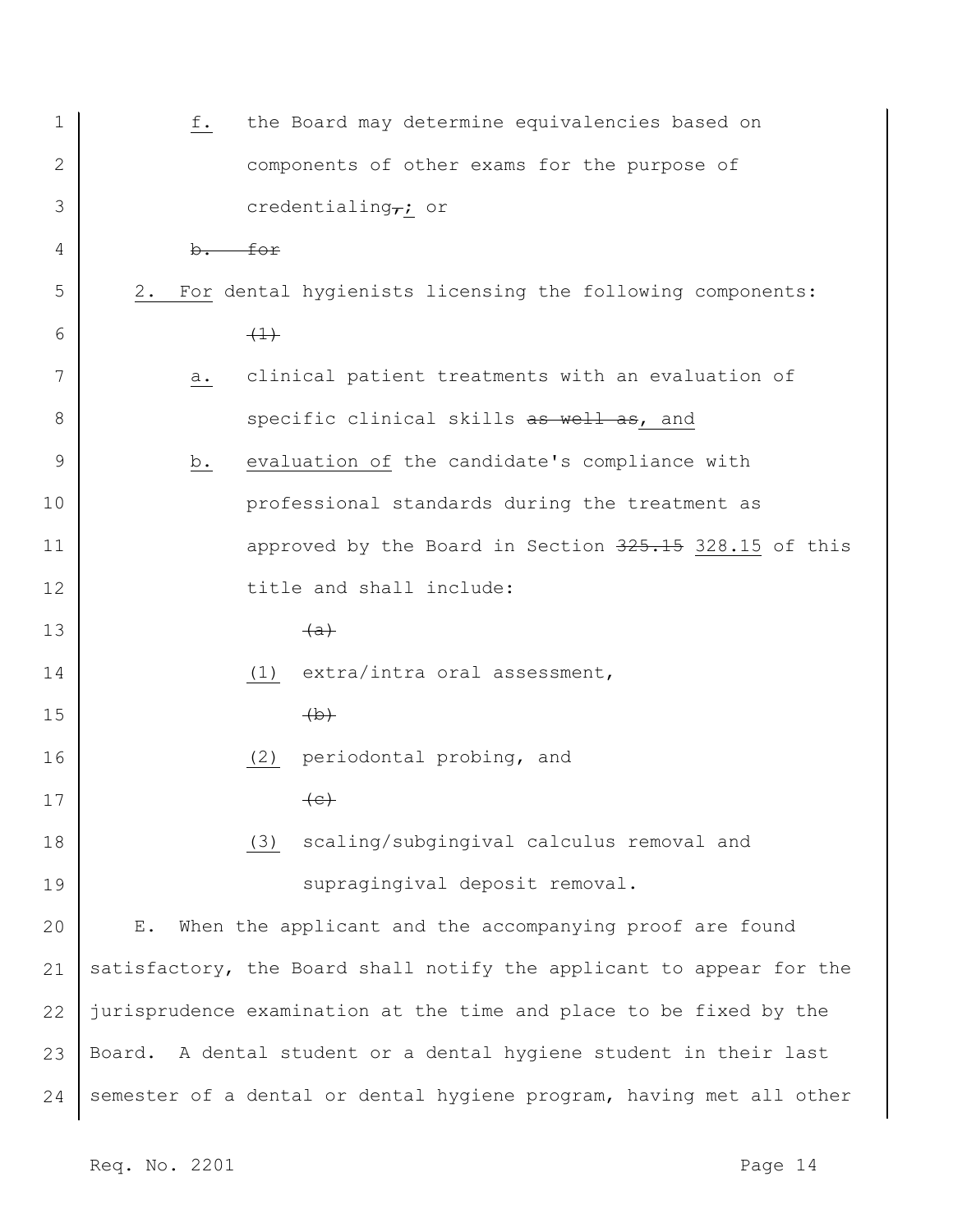f. the Board may determine equivalencies based on components of other exams for the purpose of credentialing,; or

~~b. for~~

2. For dental hygienists licensing the following components:

~~(1)~~

a. clinical patient treatments with an evaluation of specific clinical skills ~~as well as~~, and

b. evaluation of the candidate's compliance with professional standards during the treatment as approved by the Board in Section ~~325.15~~ 328.15 of this title and shall include:

~~(a)~~

(1) extra/intra oral assessment,

~~(b)~~

(2) periodontal probing, and

~~(c)~~

(3) scaling/subgingival calculus removal and supragingival deposit removal.

E. When the applicant and the accompanying proof are found satisfactory, the Board shall notify the applicant to appear for the jurisprudence examination at the time and place to be fixed by the Board. A dental student or a dental hygiene student in their last semester of a dental or dental hygiene program, having met all other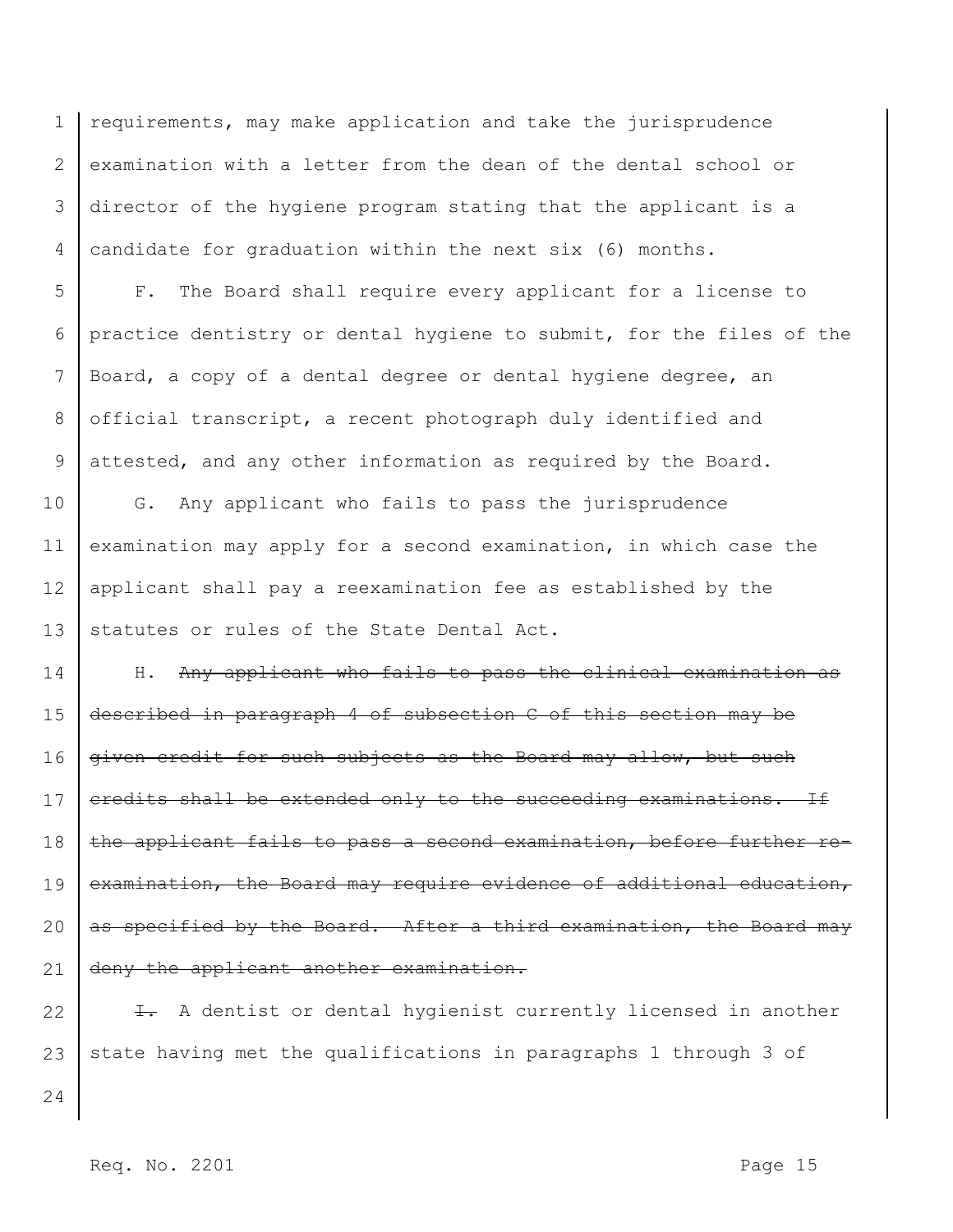requirements, may make application and take the jurisprudence examination with a letter from the dean of the dental school or director of the hygiene program stating that the applicant is a candidate for graduation within the next six (6) months.

F. The Board shall require every applicant for a license to practice dentistry or dental hygiene to submit, for the files of the Board, a copy of a dental degree or dental hygiene degree, an official transcript, a recent photograph duly identified and attested, and any other information as required by the Board.

G. Any applicant who fails to pass the jurisprudence examination may apply for a second examination, in which case the applicant shall pay a reexamination fee as established by the statutes or rules of the State Dental Act.

H. ~~Any applicant who fails to pass the clinical examination as described in paragraph 4 of subsection C of this section may be given credit for such subjects as the Board may allow, but such credits shall be extended only to the succeeding examinations. If the applicant fails to pass a second examination, before further re-examination, the Board may require evidence of additional education, as specified by the Board. After a third examination, the Board may deny the applicant another examination.~~

~~I.~~ A dentist or dental hygienist currently licensed in another state having met the qualifications in paragraphs 1 through 3 of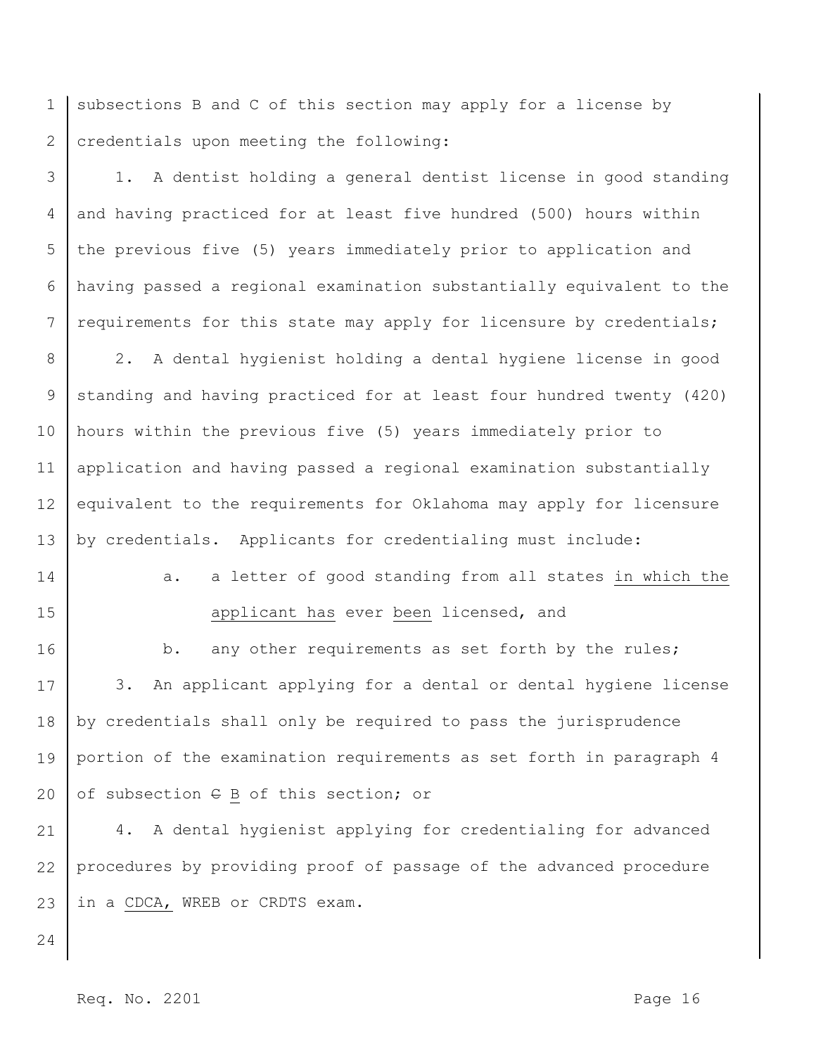subsections B and C of this section may apply for a license by credentials upon meeting the following:

1. A dentist holding a general dentist license in good standing and having practiced for at least five hundred (500) hours within the previous five (5) years immediately prior to application and having passed a regional examination substantially equivalent to the requirements for this state may apply for licensure by credentials;

2. A dental hygienist holding a dental hygiene license in good standing and having practiced for at least four hundred twenty (420) hours within the previous five (5) years immediately prior to application and having passed a regional examination substantially equivalent to the requirements for Oklahoma may apply for licensure by credentials. Applicants for credentialing must include:

   a. a letter of good standing from all states in which the applicant has ever been licensed, and

   b. any other requirements as set forth by the rules;

3. An applicant applying for a dental or dental hygiene license by credentials shall only be required to pass the jurisprudence portion of the examination requirements as set forth in paragraph 4 of subsection ~~C~~ B of this section; or

4. A dental hygienist applying for credentialing for advanced procedures by providing proof of passage of the advanced procedure in a CDCA, WREB or CRDTS exam.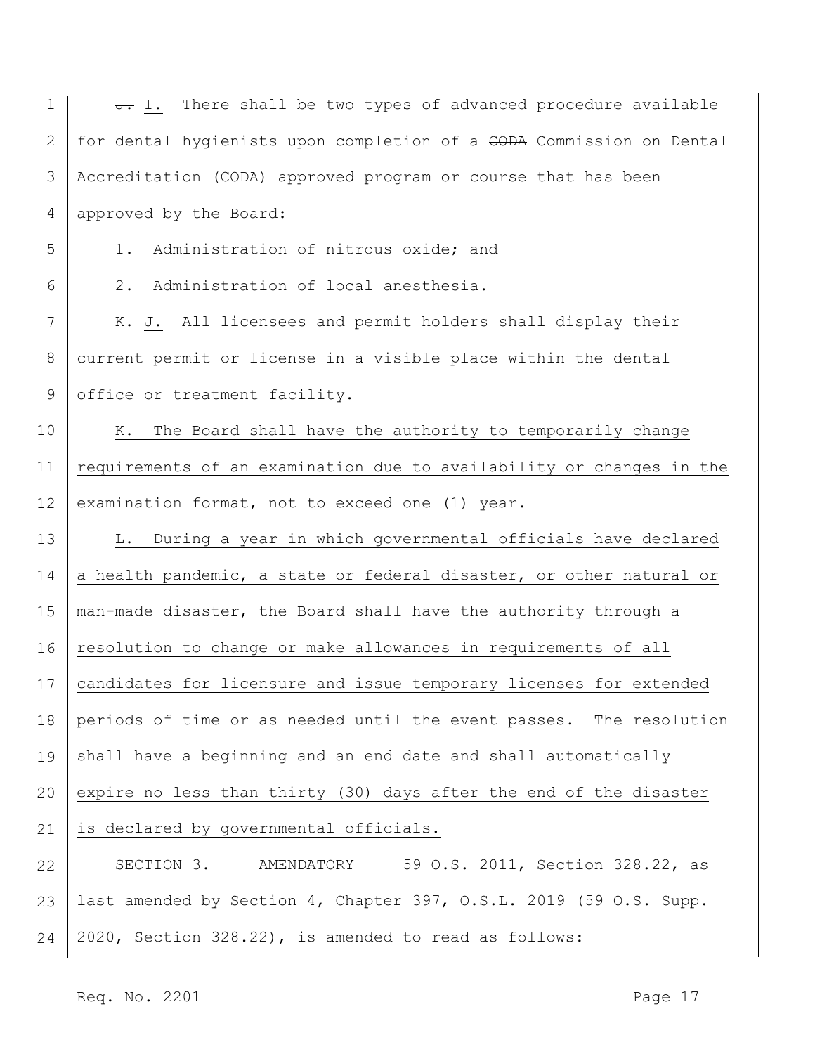~~J.~~ I. There shall be two types of advanced procedure available for dental hygienists upon completion of a ~~CODA~~ Commission on Dental Accreditation (CODA) approved program or course that has been approved by the Board:

1. Administration of nitrous oxide; and

2. Administration of local anesthesia.

~~K.~~ J. All licensees and permit holders shall display their current permit or license in a visible place within the dental office or treatment facility.

K. The Board shall have the authority to temporarily change requirements of an examination due to availability or changes in the examination format, not to exceed one (1) year.

L. During a year in which governmental officials have declared a health pandemic, a state or federal disaster, or other natural or man-made disaster, the Board shall have the authority through a resolution to change or make allowances in requirements of all candidates for licensure and issue temporary licenses for extended periods of time or as needed until the event passes. The resolution shall have a beginning and an end date and shall automatically expire no less than thirty (30) days after the end of the disaster is declared by governmental officials.

SECTION 3. AMENDATORY 59 O.S. 2011, Section 328.22, as last amended by Section 4, Chapter 397, O.S.L. 2019 (59 O.S. Supp. 2020, Section 328.22), is amended to read as follows: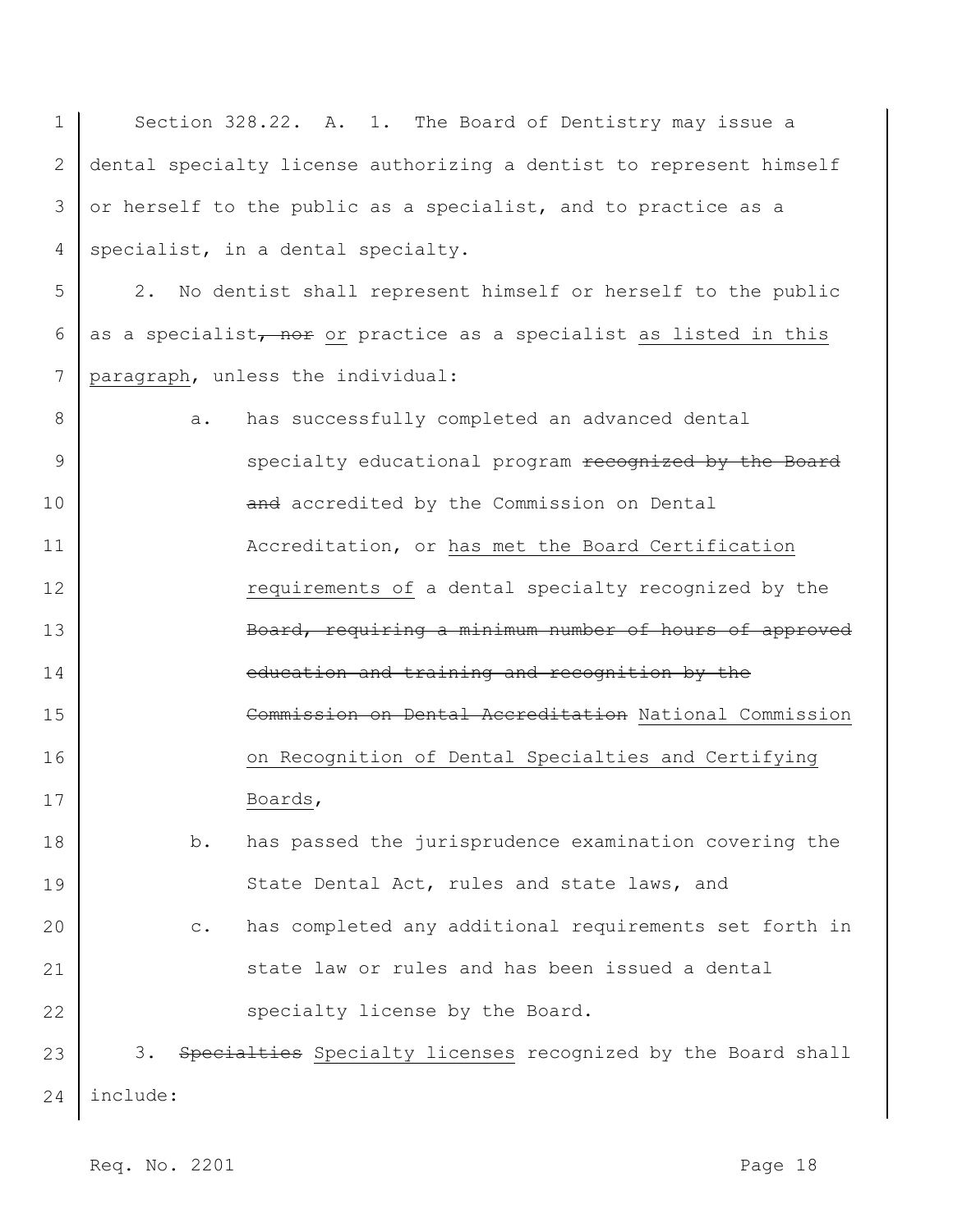Section 328.22. A. 1. The Board of Dentistry may issue a dental specialty license authorizing a dentist to represent himself or herself to the public as a specialist, and to practice as a specialist, in a dental specialty.

2. No dentist shall represent himself or herself to the public as a specialist~~, nor~~ <u>or</u> practice as a specialist <u>as listed in this paragraph</u>, unless the individual:

a. has successfully completed an advanced dental specialty educational program ~~recognized by the Board and~~ accredited by the Commission on Dental Accreditation, or <u>has met the Board Certification requirements of</u> a dental specialty recognized by the ~~Board, requiring a minimum number of hours of approved education and training and recognition by the Commission on Dental Accreditation~~ <u>National Commission on Recognition of Dental Specialties and Certifying Boards</u>,

b. has passed the jurisprudence examination covering the State Dental Act, rules and state laws, and

c. has completed any additional requirements set forth in state law or rules and has been issued a dental specialty license by the Board.

3. ~~Specialties~~ <u>Specialty licenses</u> recognized by the Board shall include: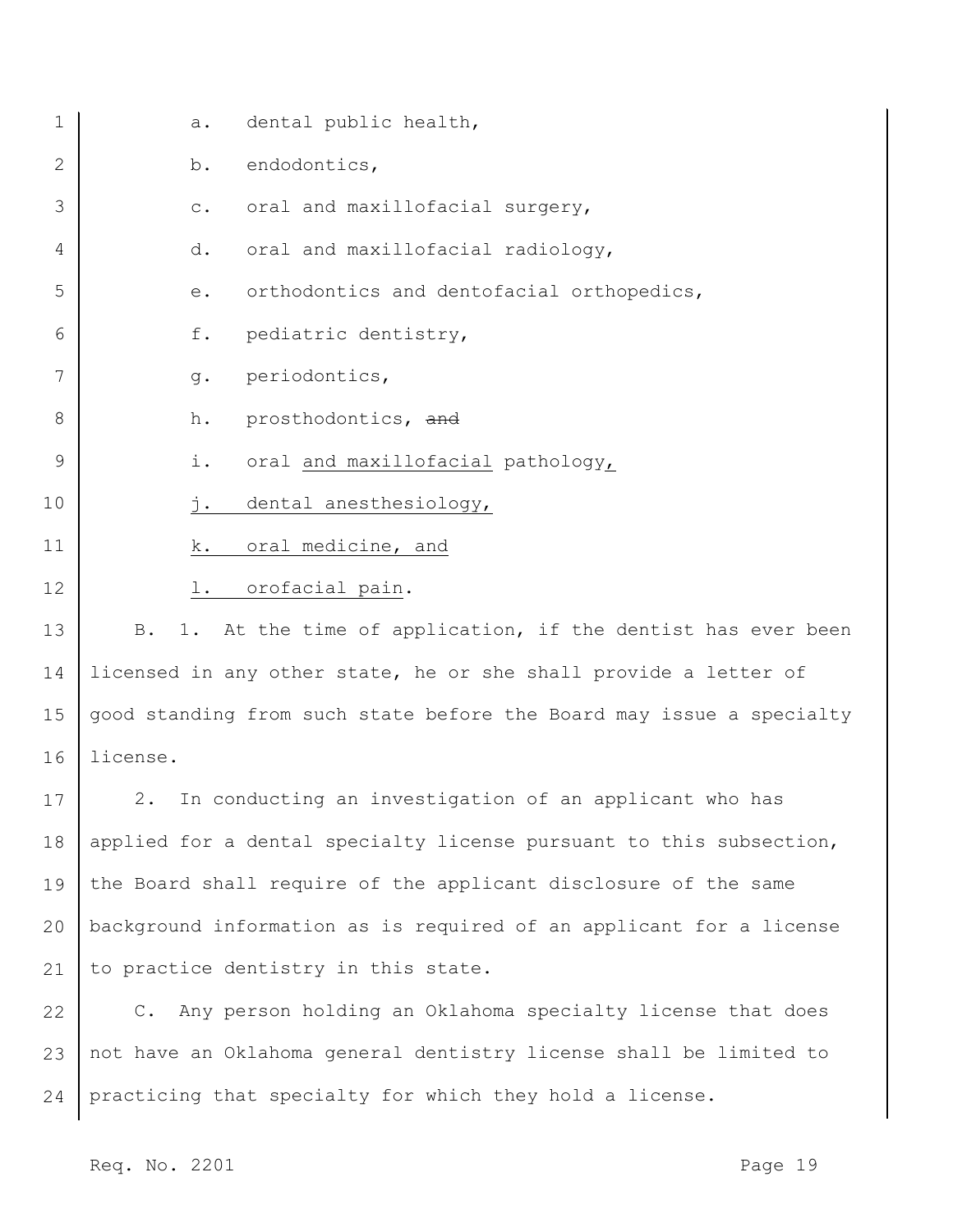a. dental public health,

b. endodontics,

c. oral and maxillofacial surgery,

d. oral and maxillofacial radiology,

e. orthodontics and dentofacial orthopedics,

f. pediatric dentistry,

g. periodontics,

h. prosthodontics, ~~and~~

i. oral <u>and maxillofacial</u> pathology<u>,</u>

<u>j. dental anesthesiology,</u>

<u>k. oral medicine, and</u>

<u>l. orofacial pain</u>.

B. 1. At the time of application, if the dentist has ever been licensed in any other state, he or she shall provide a letter of good standing from such state before the Board may issue a specialty license.

2. In conducting an investigation of an applicant who has applied for a dental specialty license pursuant to this subsection, the Board shall require of the applicant disclosure of the same background information as is required of an applicant for a license to practice dentistry in this state.

C. Any person holding an Oklahoma specialty license that does not have an Oklahoma general dentistry license shall be limited to practicing that specialty for which they hold a license.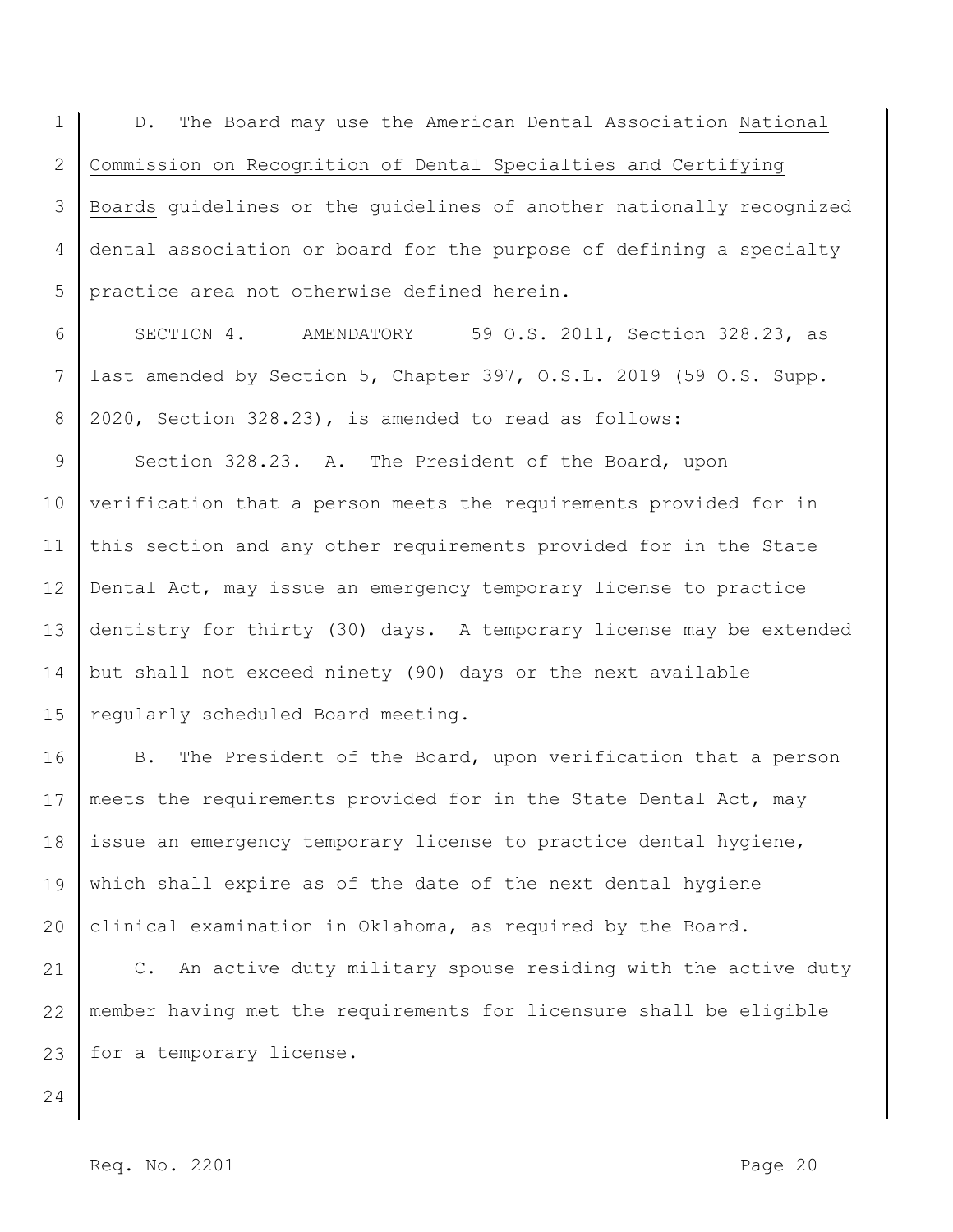D. The Board may use the American Dental Association National Commission on Recognition of Dental Specialties and Certifying Boards guidelines or the guidelines of another nationally recognized dental association or board for the purpose of defining a specialty practice area not otherwise defined herein.

SECTION 4. AMENDATORY 59 O.S. 2011, Section 328.23, as last amended by Section 5, Chapter 397, O.S.L. 2019 (59 O.S. Supp. 2020, Section 328.23), is amended to read as follows:

Section 328.23. A. The President of the Board, upon verification that a person meets the requirements provided for in this section and any other requirements provided for in the State Dental Act, may issue an emergency temporary license to practice dentistry for thirty (30) days. A temporary license may be extended but shall not exceed ninety (90) days or the next available regularly scheduled Board meeting.

B. The President of the Board, upon verification that a person meets the requirements provided for in the State Dental Act, may issue an emergency temporary license to practice dental hygiene, which shall expire as of the date of the next dental hygiene clinical examination in Oklahoma, as required by the Board.

C. An active duty military spouse residing with the active duty member having met the requirements for licensure shall be eligible for a temporary license.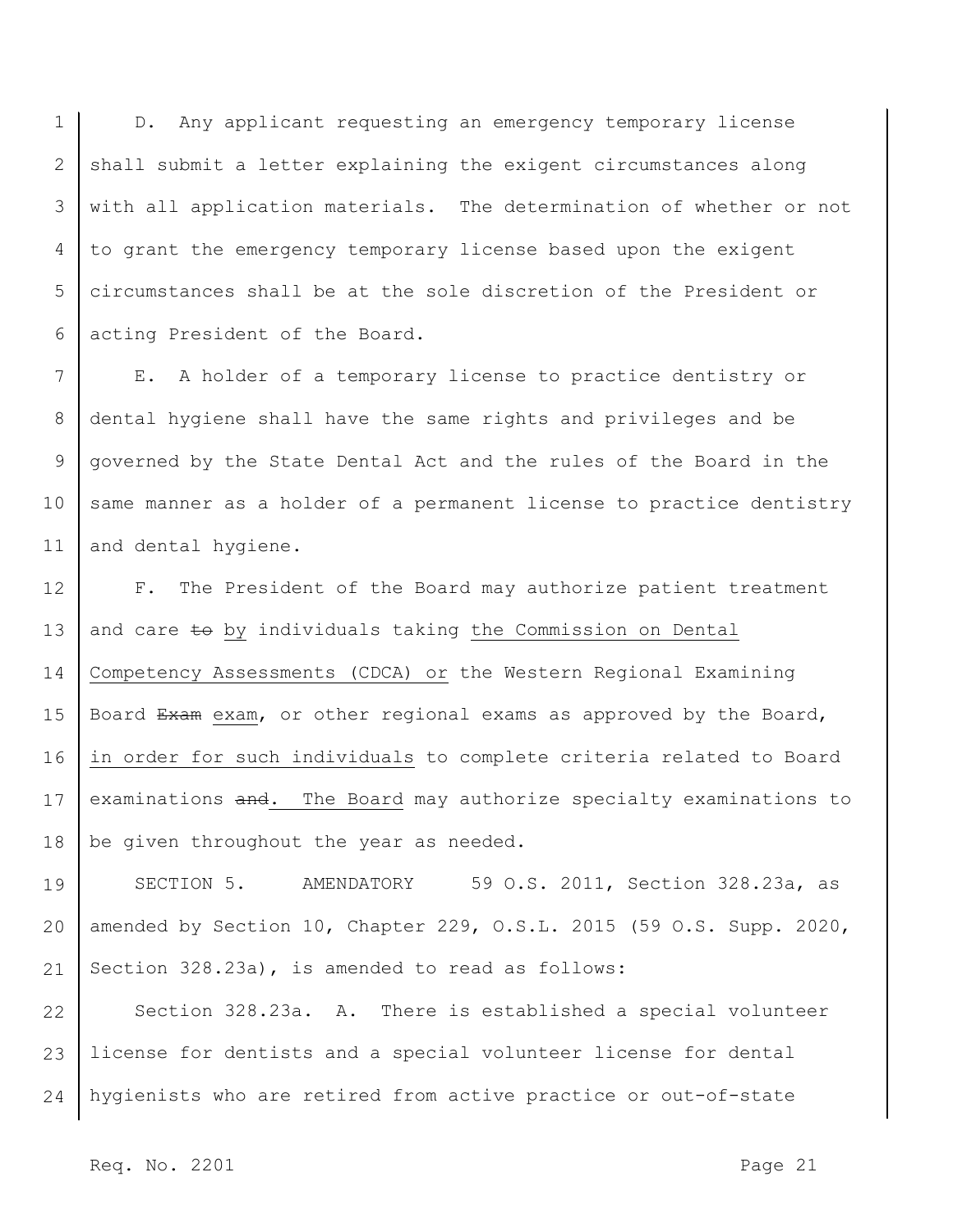D. Any applicant requesting an emergency temporary license shall submit a letter explaining the exigent circumstances along with all application materials. The determination of whether or not to grant the emergency temporary license based upon the exigent circumstances shall be at the sole discretion of the President or acting President of the Board.

E. A holder of a temporary license to practice dentistry or dental hygiene shall have the same rights and privileges and be governed by the State Dental Act and the rules of the Board in the same manner as a holder of a permanent license to practice dentistry and dental hygiene.

F. The President of the Board may authorize patient treatment and care ~~to~~ <u>by</u> individuals taking <u>the Commission on Dental Competency Assessments (CDCA) or</u> the Western Regional Examining Board ~~Exam~~ <u>exam</u>, or other regional exams as approved by the Board, <u>in order for such individuals</u> to complete criteria related to Board examinations ~~and~~<u>. The Board</u> may authorize specialty examinations to be given throughout the year as needed.

SECTION 5. AMENDATORY 59 O.S. 2011, Section 328.23a, as amended by Section 10, Chapter 229, O.S.L. 2015 (59 O.S. Supp. 2020, Section 328.23a), is amended to read as follows:

Section 328.23a. A. There is established a special volunteer license for dentists and a special volunteer license for dental hygienists who are retired from active practice or out-of-state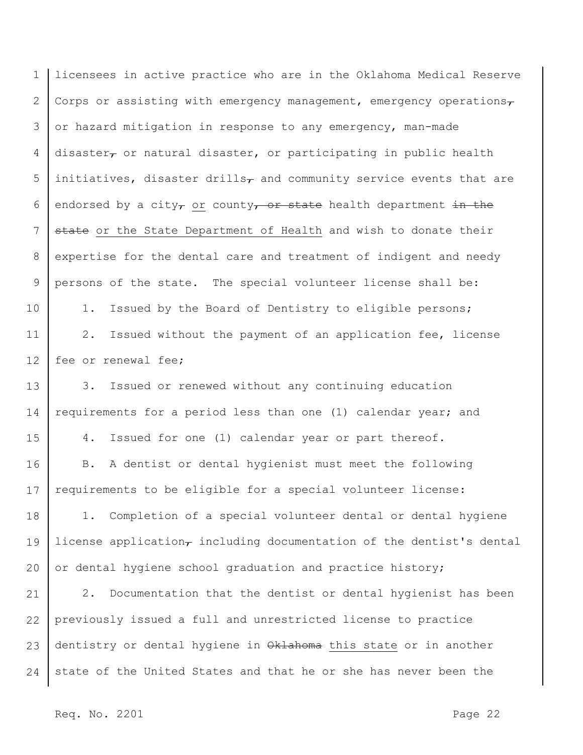licensees in active practice who are in the Oklahoma Medical Reserve Corps or assisting with emergency management, emergency operations~~,~~ or hazard mitigation in response to any emergency, man-made disaster~~,~~ or natural disaster, or participating in public health initiatives, disaster drills~~,~~ and community service events that are endorsed by a city~~,~~ <u>or</u> county~~, or state~~ health department ~~in the state~~ <u>or the State Department of Health</u> and wish to donate their expertise for the dental care and treatment of indigent and needy persons of the state. The special volunteer license shall be:

1. Issued by the Board of Dentistry to eligible persons;

2. Issued without the payment of an application fee, license fee or renewal fee;

3. Issued or renewed without any continuing education requirements for a period less than one (1) calendar year; and

4. Issued for one (1) calendar year or part thereof.

B. A dentist or dental hygienist must meet the following requirements to be eligible for a special volunteer license:

1. Completion of a special volunteer dental or dental hygiene license application~~,~~ including documentation of the dentist's dental or dental hygiene school graduation and practice history;

2. Documentation that the dentist or dental hygienist has been previously issued a full and unrestricted license to practice dentistry or dental hygiene in ~~Oklahoma~~ <u>this state</u> or in another state of the United States and that he or she has never been the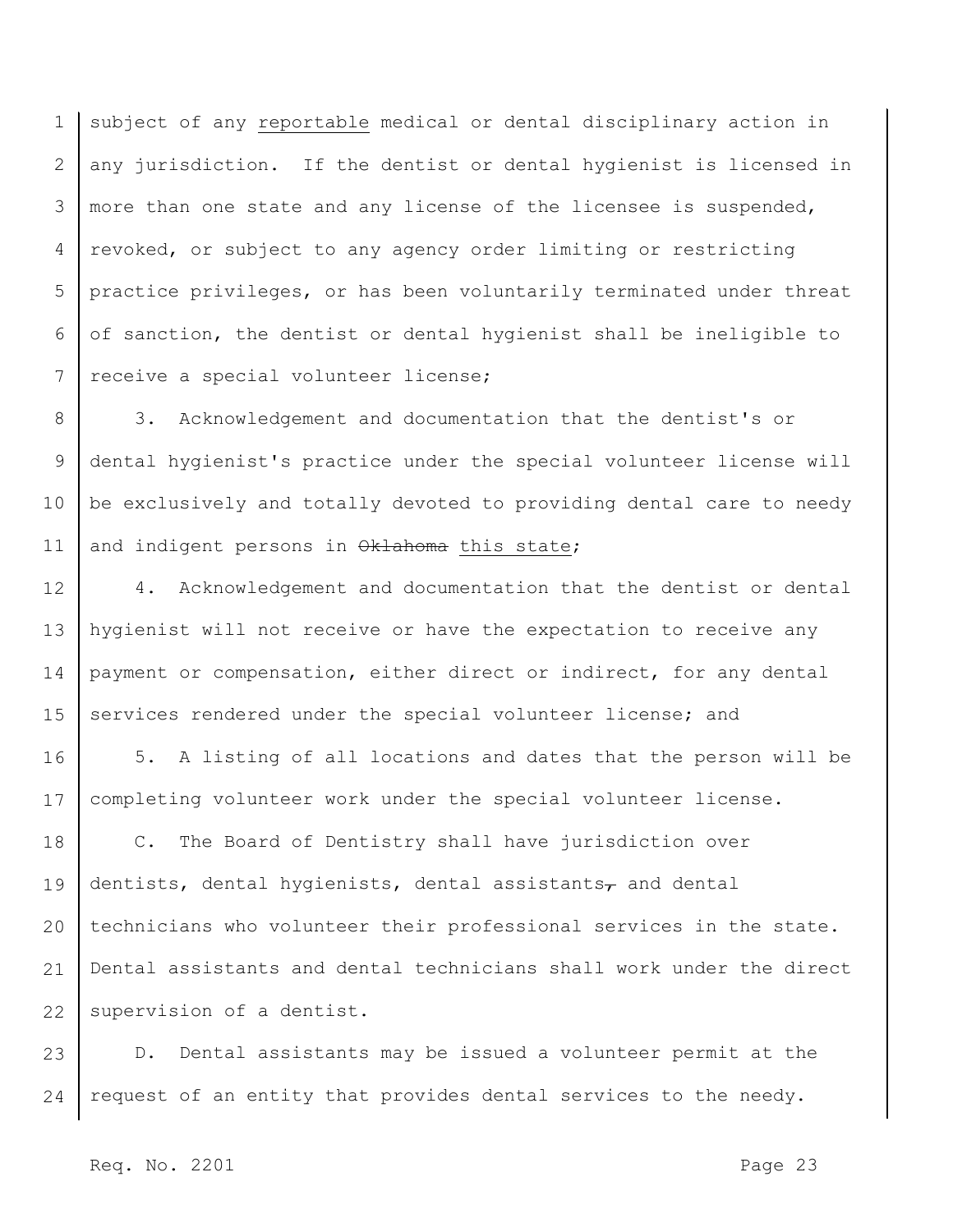subject of any reportable medical or dental disciplinary action in any jurisdiction. If the dentist or dental hygienist is licensed in more than one state and any license of the licensee is suspended, revoked, or subject to any agency order limiting or restricting practice privileges, or has been voluntarily terminated under threat of sanction, the dentist or dental hygienist shall be ineligible to receive a special volunteer license;

3. Acknowledgement and documentation that the dentist's or dental hygienist's practice under the special volunteer license will be exclusively and totally devoted to providing dental care to needy and indigent persons in ~~Oklahoma~~ this state;

4. Acknowledgement and documentation that the dentist or dental hygienist will not receive or have the expectation to receive any payment or compensation, either direct or indirect, for any dental services rendered under the special volunteer license; and

5. A listing of all locations and dates that the person will be completing volunteer work under the special volunteer license.

C. The Board of Dentistry shall have jurisdiction over dentists, dental hygienists, dental assistants~~,~~ and dental technicians who volunteer their professional services in the state. Dental assistants and dental technicians shall work under the direct supervision of a dentist.

D. Dental assistants may be issued a volunteer permit at the request of an entity that provides dental services to the needy.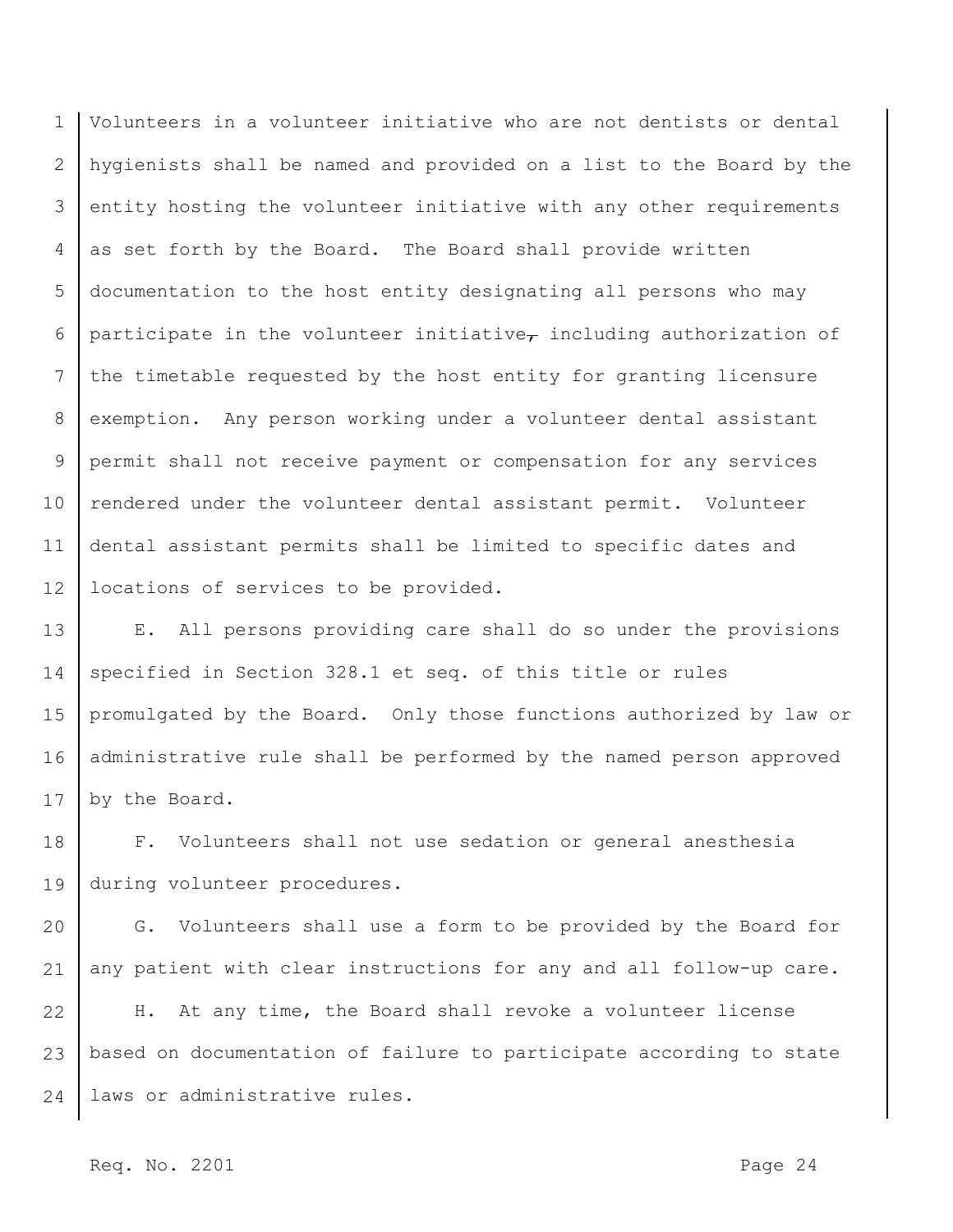Volunteers in a volunteer initiative who are not dentists or dental hygienists shall be named and provided on a list to the Board by the entity hosting the volunteer initiative with any other requirements as set forth by the Board. The Board shall provide written documentation to the host entity designating all persons who may participate in the volunteer initiative, including authorization of the timetable requested by the host entity for granting licensure exemption. Any person working under a volunteer dental assistant permit shall not receive payment or compensation for any services rendered under the volunteer dental assistant permit. Volunteer dental assistant permits shall be limited to specific dates and locations of services to be provided.

E. All persons providing care shall do so under the provisions specified in Section 328.1 et seq. of this title or rules promulgated by the Board. Only those functions authorized by law or administrative rule shall be performed by the named person approved by the Board.

F. Volunteers shall not use sedation or general anesthesia during volunteer procedures.

G. Volunteers shall use a form to be provided by the Board for any patient with clear instructions for any and all follow-up care.

H. At any time, the Board shall revoke a volunteer license based on documentation of failure to participate according to state laws or administrative rules.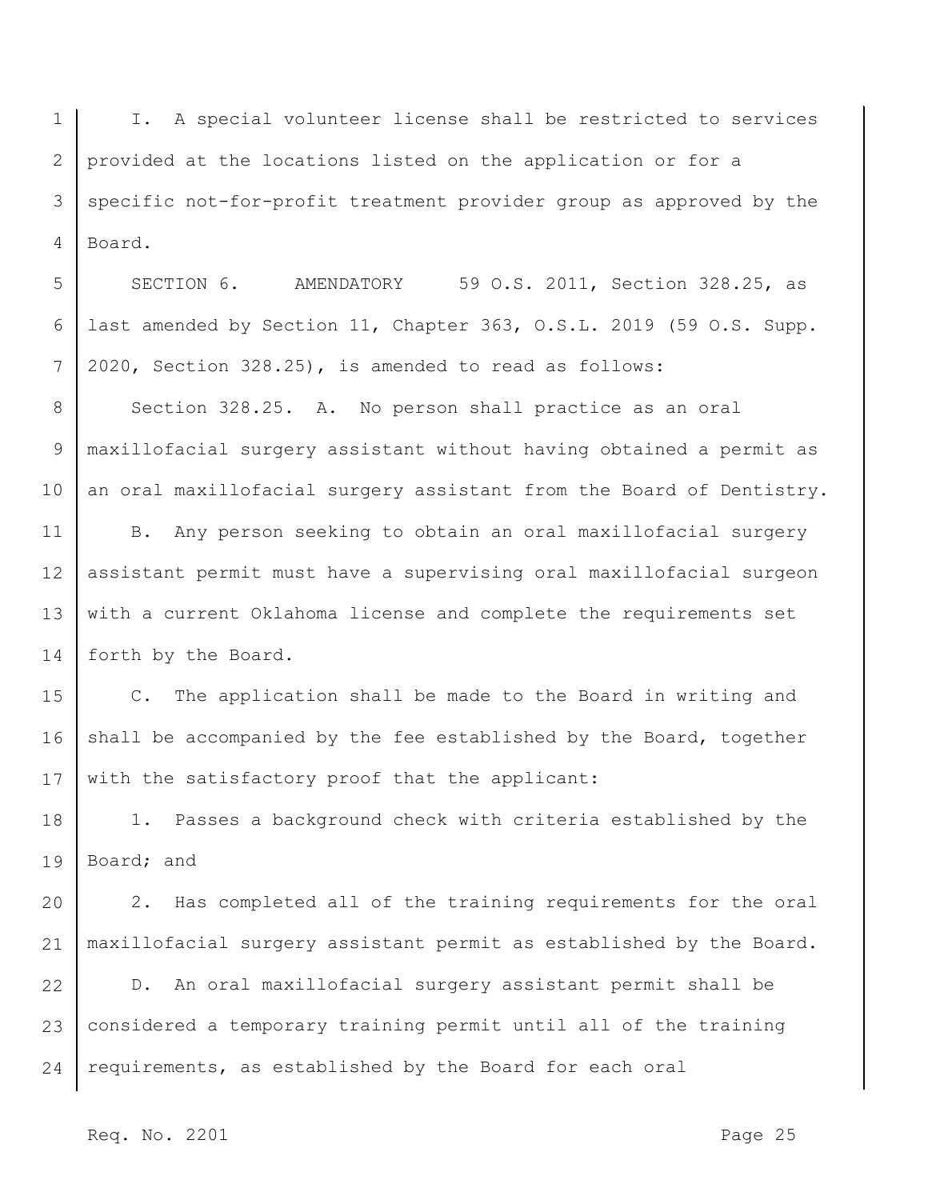I. A special volunteer license shall be restricted to services provided at the locations listed on the application or for a specific not-for-profit treatment provider group as approved by the Board.

SECTION 6. AMENDATORY 59 O.S. 2011, Section 328.25, as last amended by Section 11, Chapter 363, O.S.L. 2019 (59 O.S. Supp. 2020, Section 328.25), is amended to read as follows:

Section 328.25. A. No person shall practice as an oral maxillofacial surgery assistant without having obtained a permit as an oral maxillofacial surgery assistant from the Board of Dentistry.

B. Any person seeking to obtain an oral maxillofacial surgery assistant permit must have a supervising oral maxillofacial surgeon with a current Oklahoma license and complete the requirements set forth by the Board.

C. The application shall be made to the Board in writing and shall be accompanied by the fee established by the Board, together with the satisfactory proof that the applicant:

1. Passes a background check with criteria established by the Board; and

2. Has completed all of the training requirements for the oral maxillofacial surgery assistant permit as established by the Board.

D. An oral maxillofacial surgery assistant permit shall be considered a temporary training permit until all of the training requirements, as established by the Board for each oral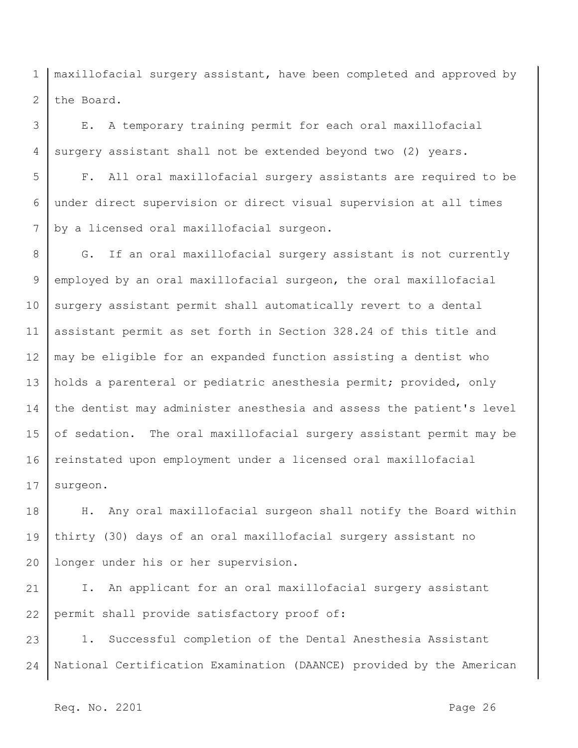maxillofacial surgery assistant, have been completed and approved by the Board.

E. A temporary training permit for each oral maxillofacial surgery assistant shall not be extended beyond two (2) years.

F. All oral maxillofacial surgery assistants are required to be under direct supervision or direct visual supervision at all times by a licensed oral maxillofacial surgeon.

G. If an oral maxillofacial surgery assistant is not currently employed by an oral maxillofacial surgeon, the oral maxillofacial surgery assistant permit shall automatically revert to a dental assistant permit as set forth in Section 328.24 of this title and may be eligible for an expanded function assisting a dentist who holds a parenteral or pediatric anesthesia permit; provided, only the dentist may administer anesthesia and assess the patient's level of sedation. The oral maxillofacial surgery assistant permit may be reinstated upon employment under a licensed oral maxillofacial surgeon.

H. Any oral maxillofacial surgeon shall notify the Board within thirty (30) days of an oral maxillofacial surgery assistant no longer under his or her supervision.

I. An applicant for an oral maxillofacial surgery assistant permit shall provide satisfactory proof of:

1. Successful completion of the Dental Anesthesia Assistant National Certification Examination (DAANCE) provided by the American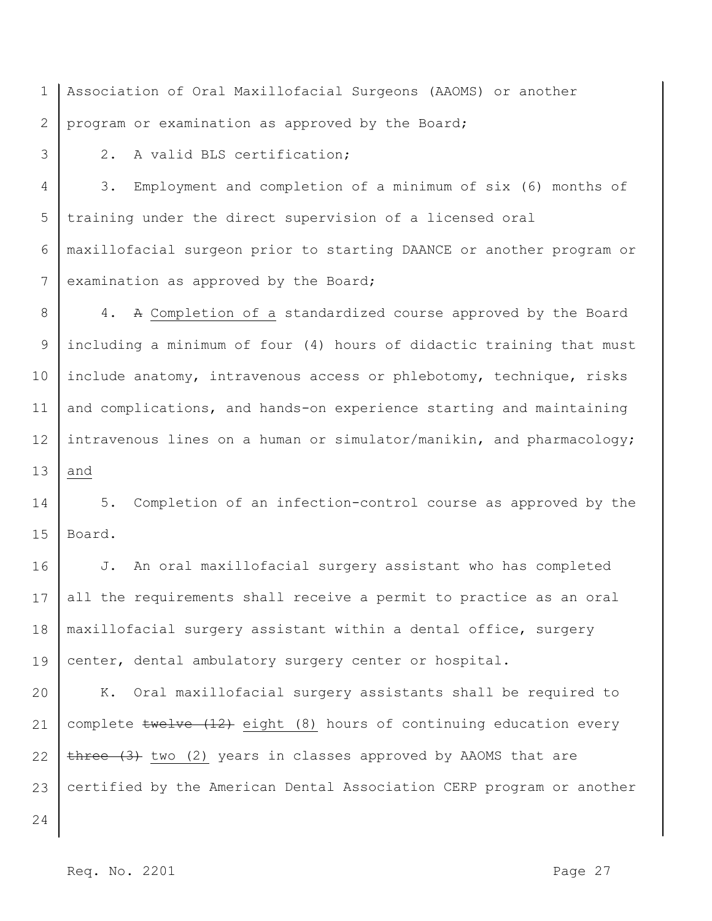Association of Oral Maxillofacial Surgeons (AAOMS) or another program or examination as approved by the Board;

2. A valid BLS certification;

3. Employment and completion of a minimum of six (6) months of training under the direct supervision of a licensed oral maxillofacial surgeon prior to starting DAANCE or another program or examination as approved by the Board;

4. ~~A~~ <u>Completion of a</u> standardized course approved by the Board including a minimum of four (4) hours of didactic training that must include anatomy, intravenous access or phlebotomy, technique, risks and complications, and hands-on experience starting and maintaining intravenous lines on a human or simulator/manikin, and pharmacology; <u>and</u>

5. Completion of an infection-control course as approved by the Board.

J. An oral maxillofacial surgery assistant who has completed all the requirements shall receive a permit to practice as an oral maxillofacial surgery assistant within a dental office, surgery center, dental ambulatory surgery center or hospital.

K. Oral maxillofacial surgery assistants shall be required to complete ~~twelve (12)~~ <u>eight (8)</u> hours of continuing education every ~~three (3)~~ <u>two (2)</u> years in classes approved by AAOMS that are certified by the American Dental Association CERP program or another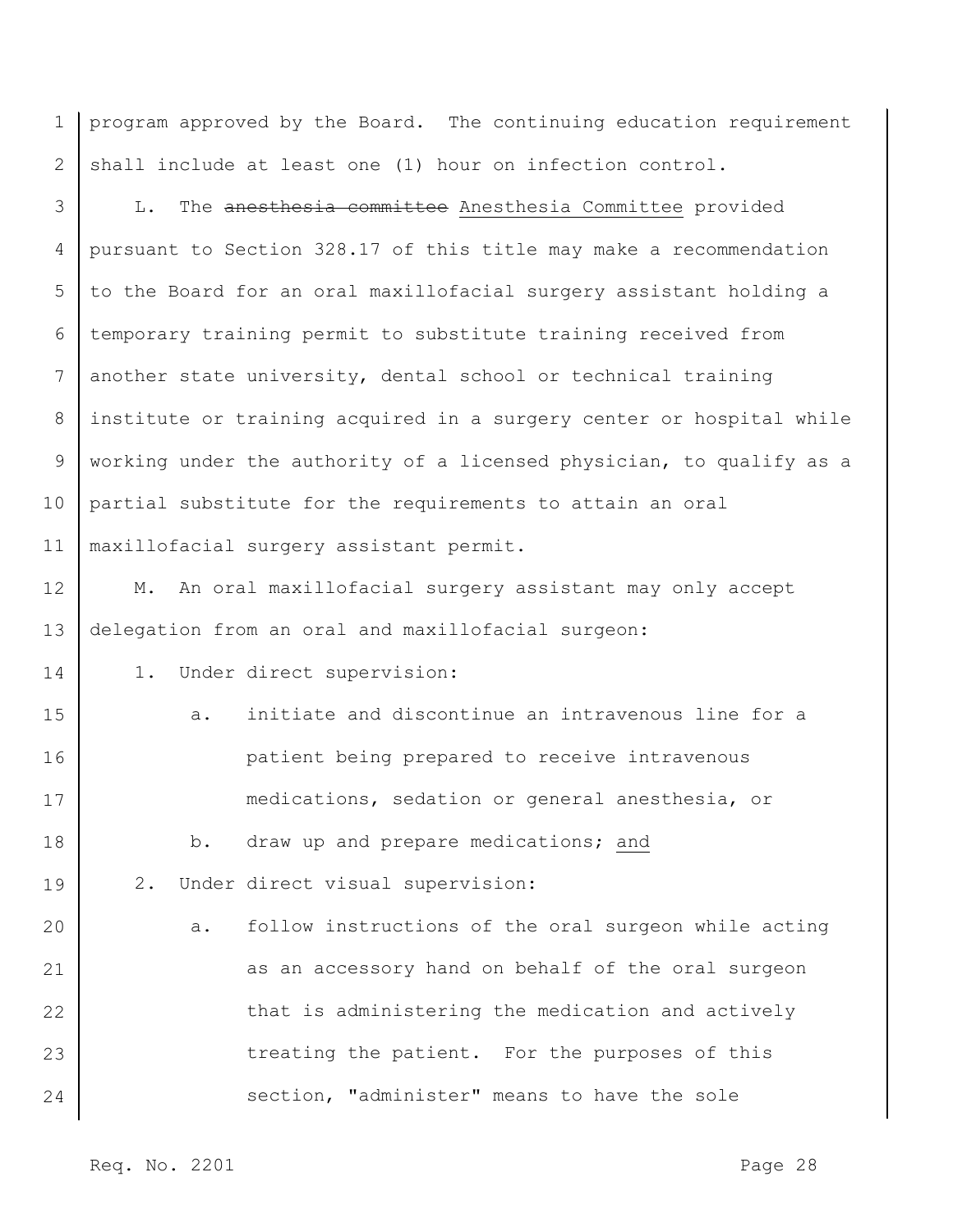program approved by the Board. The continuing education requirement shall include at least one (1) hour on infection control.

L. The ~~anesthesia committee~~ Anesthesia Committee provided pursuant to Section 328.17 of this title may make a recommendation to the Board for an oral maxillofacial surgery assistant holding a temporary training permit to substitute training received from another state university, dental school or technical training institute or training acquired in a surgery center or hospital while working under the authority of a licensed physician, to qualify as a partial substitute for the requirements to attain an oral maxillofacial surgery assistant permit.

M. An oral maxillofacial surgery assistant may only accept delegation from an oral and maxillofacial surgeon:

1. Under direct supervision:

   a. initiate and discontinue an intravenous line for a patient being prepared to receive intravenous medications, sedation or general anesthesia, or

   b. draw up and prepare medications; and

2. Under direct visual supervision:

   a. follow instructions of the oral surgeon while acting as an accessory hand on behalf of the oral surgeon that is administering the medication and actively treating the patient. For the purposes of this section, "administer" means to have the sole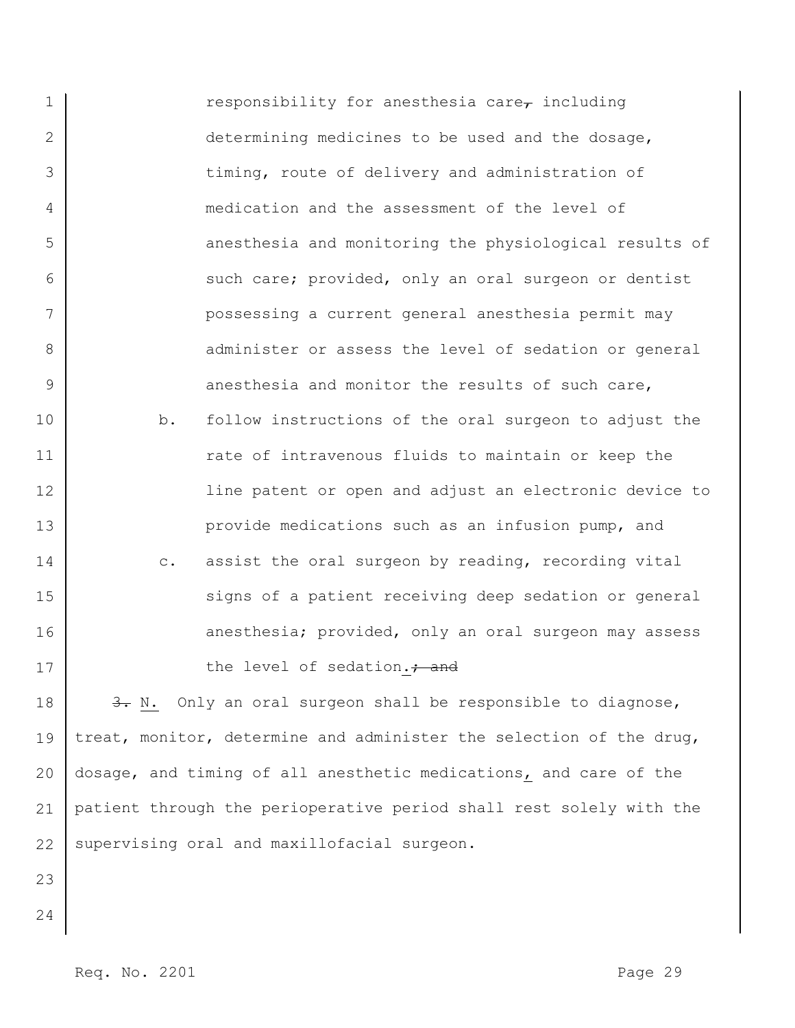responsibility for anesthesia care~~,~~ including determining medicines to be used and the dosage, timing, route of delivery and administration of medication and the assessment of the level of anesthesia and monitoring the physiological results of such care; provided, only an oral surgeon or dentist possessing a current general anesthesia permit may administer or assess the level of sedation or general anesthesia and monitor the results of such care,

b. follow instructions of the oral surgeon to adjust the rate of intravenous fluids to maintain or keep the line patent or open and adjust an electronic device to provide medications such as an infusion pump, and

c. assist the oral surgeon by reading, recording vital signs of a patient receiving deep sedation or general anesthesia; provided, only an oral surgeon may assess the level of sedation.~~; and~~

~~3.~~ N. Only an oral surgeon shall be responsible to diagnose, treat, monitor, determine and administer the selection of the drug, dosage, and timing of all anesthetic medications, and care of the patient through the perioperative period shall rest solely with the supervising oral and maxillofacial surgeon.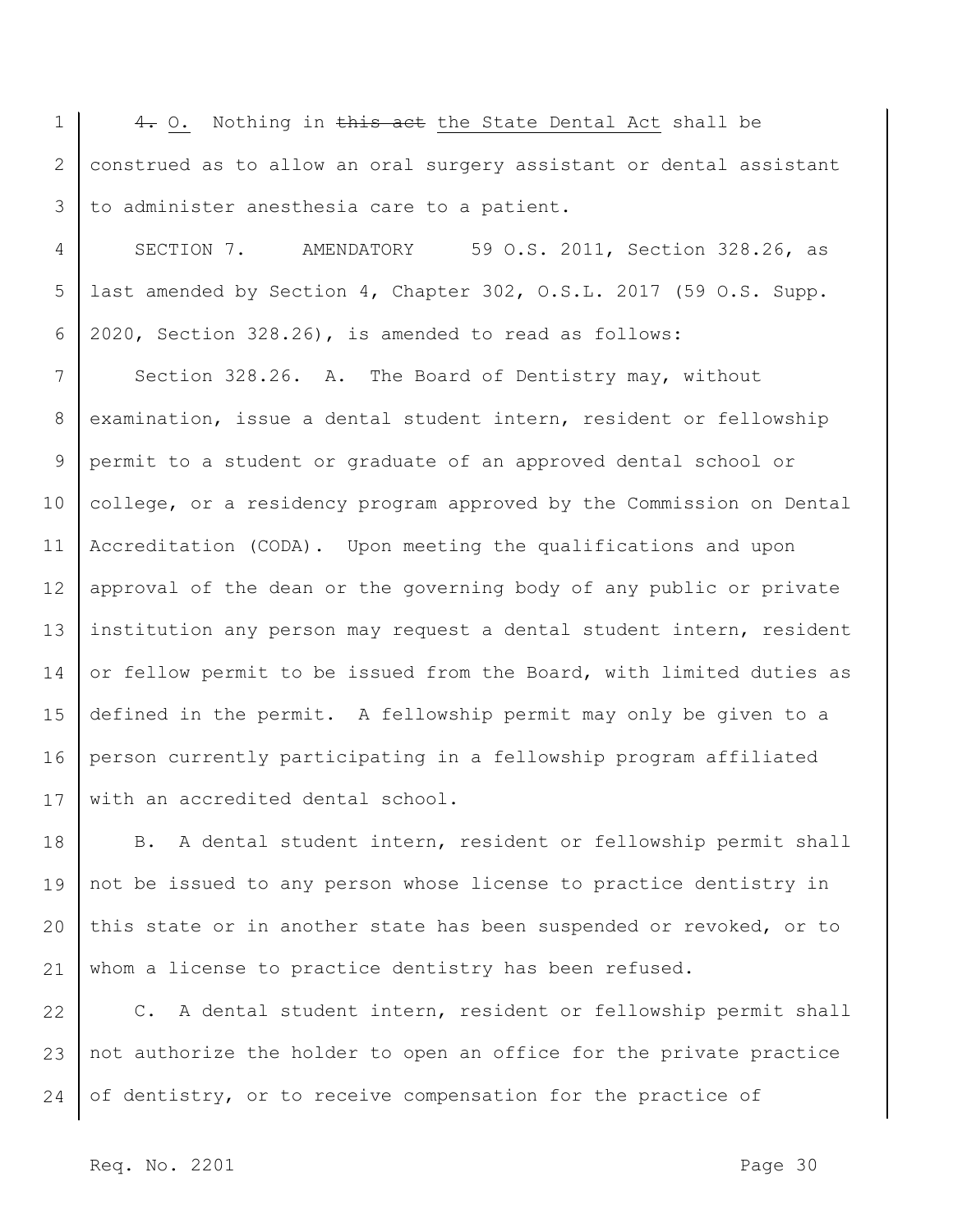~~4.~~ O. Nothing in ~~this act~~ the State Dental Act shall be construed as to allow an oral surgery assistant or dental assistant to administer anesthesia care to a patient.

SECTION 7. AMENDATORY 59 O.S. 2011, Section 328.26, as last amended by Section 4, Chapter 302, O.S.L. 2017 (59 O.S. Supp. 2020, Section 328.26), is amended to read as follows:

Section 328.26. A. The Board of Dentistry may, without examination, issue a dental student intern, resident or fellowship permit to a student or graduate of an approved dental school or college, or a residency program approved by the Commission on Dental Accreditation (CODA). Upon meeting the qualifications and upon approval of the dean or the governing body of any public or private institution any person may request a dental student intern, resident or fellow permit to be issued from the Board, with limited duties as defined in the permit. A fellowship permit may only be given to a person currently participating in a fellowship program affiliated with an accredited dental school.

B. A dental student intern, resident or fellowship permit shall not be issued to any person whose license to practice dentistry in this state or in another state has been suspended or revoked, or to whom a license to practice dentistry has been refused.

C. A dental student intern, resident or fellowship permit shall not authorize the holder to open an office for the private practice of dentistry, or to receive compensation for the practice of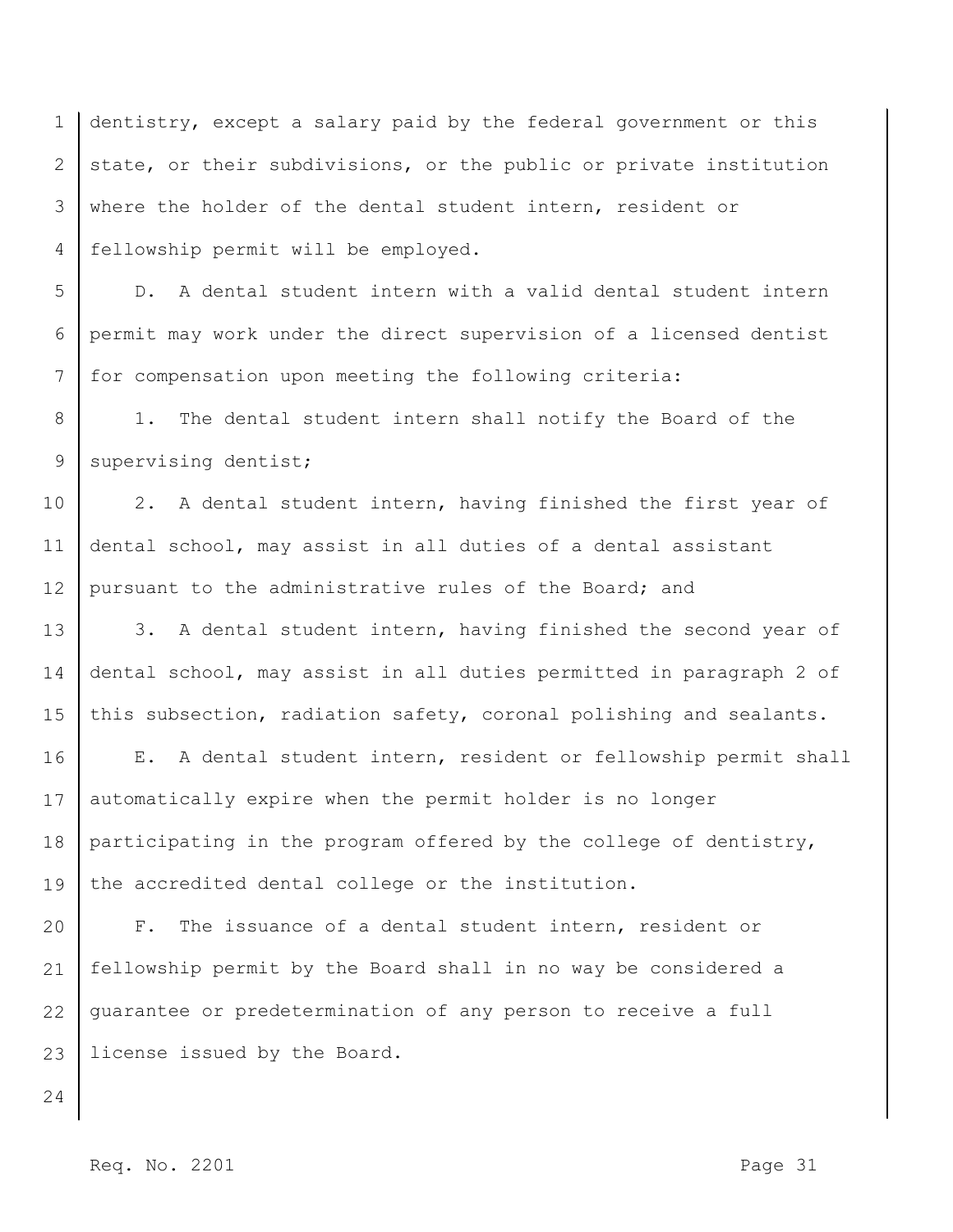dentistry, except a salary paid by the federal government or this state, or their subdivisions, or the public or private institution where the holder of the dental student intern, resident or fellowship permit will be employed.

D. A dental student intern with a valid dental student intern permit may work under the direct supervision of a licensed dentist for compensation upon meeting the following criteria:

1. The dental student intern shall notify the Board of the supervising dentist;

2. A dental student intern, having finished the first year of dental school, may assist in all duties of a dental assistant pursuant to the administrative rules of the Board; and

3. A dental student intern, having finished the second year of dental school, may assist in all duties permitted in paragraph 2 of this subsection, radiation safety, coronal polishing and sealants.

E. A dental student intern, resident or fellowship permit shall automatically expire when the permit holder is no longer participating in the program offered by the college of dentistry, the accredited dental college or the institution.

F. The issuance of a dental student intern, resident or fellowship permit by the Board shall in no way be considered a guarantee or predetermination of any person to receive a full license issued by the Board.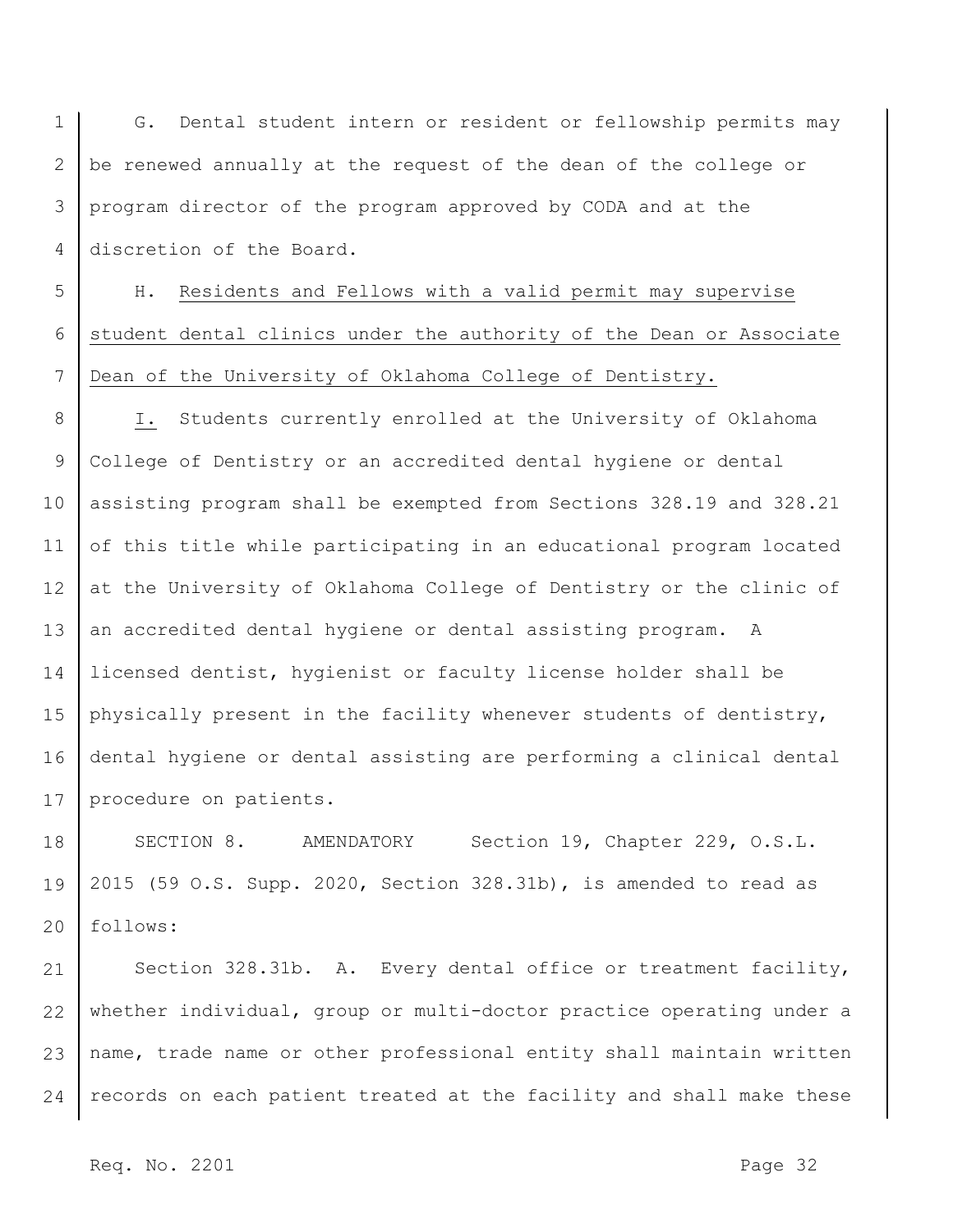G. Dental student intern or resident or fellowship permits may be renewed annually at the request of the dean of the college or program director of the program approved by CODA and at the discretion of the Board.

H. <u>Residents and Fellows with a valid permit may supervise student dental clinics under the authority of the Dean or Associate Dean of the University of Oklahoma College of Dentistry.</u>

<u>I.</u> Students currently enrolled at the University of Oklahoma College of Dentistry or an accredited dental hygiene or dental assisting program shall be exempted from Sections 328.19 and 328.21 of this title while participating in an educational program located at the University of Oklahoma College of Dentistry or the clinic of an accredited dental hygiene or dental assisting program. A licensed dentist, hygienist or faculty license holder shall be physically present in the facility whenever students of dentistry, dental hygiene or dental assisting are performing a clinical dental procedure on patients.

SECTION 8. AMENDATORY Section 19, Chapter 229, O.S.L. 2015 (59 O.S. Supp. 2020, Section 328.31b), is amended to read as follows:

Section 328.31b. A. Every dental office or treatment facility, whether individual, group or multi-doctor practice operating under a name, trade name or other professional entity shall maintain written records on each patient treated at the facility and shall make these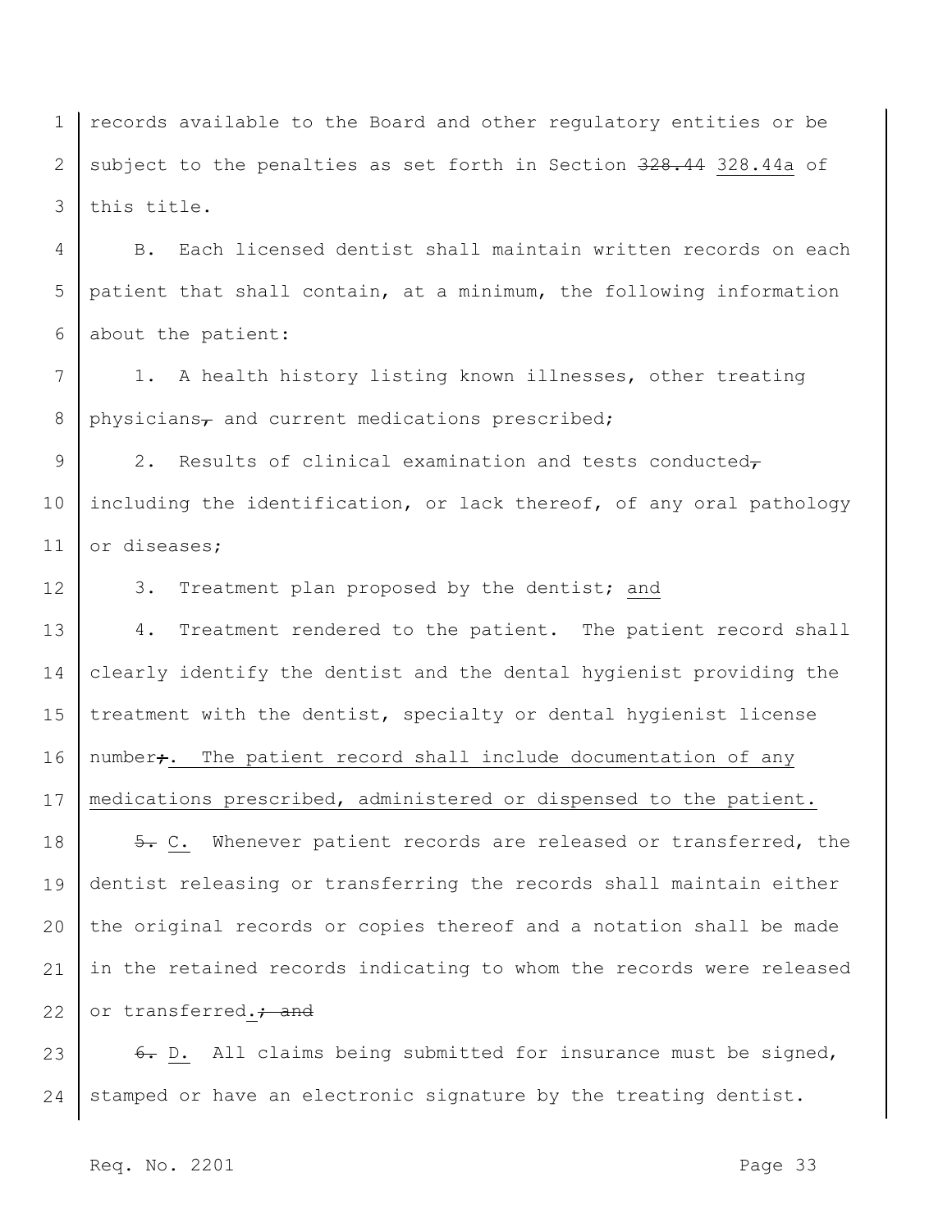records available to the Board and other regulatory entities or be subject to the penalties as set forth in Section ~~328.44~~ 328.44a of this title.

B. Each licensed dentist shall maintain written records on each patient that shall contain, at a minimum, the following information about the patient:

1. A health history listing known illnesses, other treating physicians~~,~~ and current medications prescribed;

2. Results of clinical examination and tests conducted~~,~~ including the identification, or lack thereof, of any oral pathology or diseases;

3. Treatment plan proposed by the dentist; and

4. Treatment rendered to the patient. The patient record shall clearly identify the dentist and the dental hygienist providing the treatment with the dentist, specialty or dental hygienist license number~~;~~. The patient record shall include documentation of any medications prescribed, administered or dispensed to the patient.

~~5.~~ C. Whenever patient records are released or transferred, the dentist releasing or transferring the records shall maintain either the original records or copies thereof and a notation shall be made in the retained records indicating to whom the records were released or transferred.~~; and~~

~~6.~~ D. All claims being submitted for insurance must be signed, stamped or have an electronic signature by the treating dentist.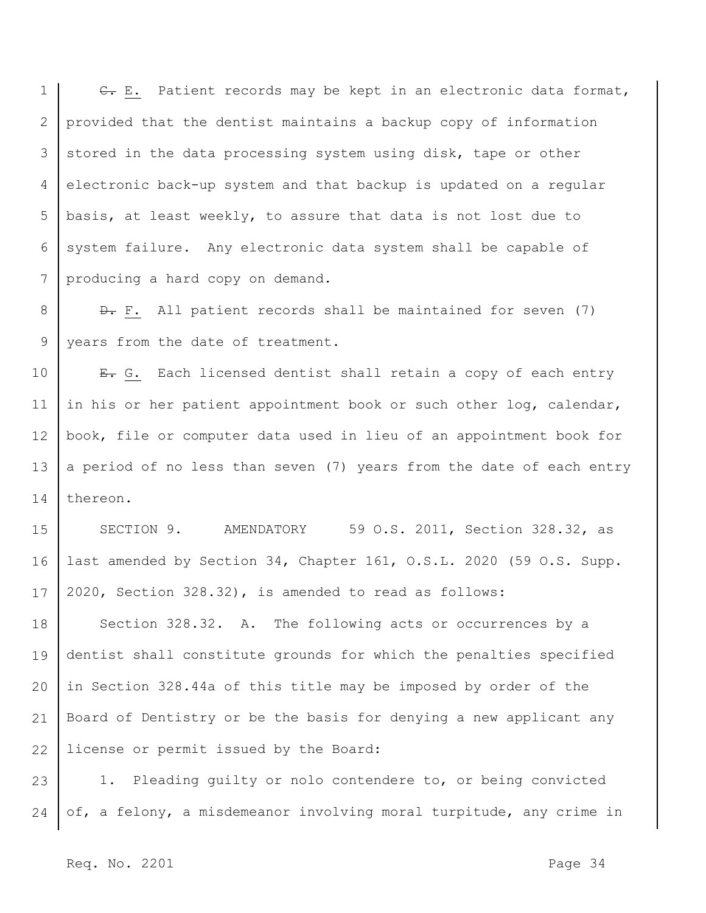~~C.~~ E. Patient records may be kept in an electronic data format, provided that the dentist maintains a backup copy of information stored in the data processing system using disk, tape or other electronic back-up system and that backup is updated on a regular basis, at least weekly, to assure that data is not lost due to system failure. Any electronic data system shall be capable of producing a hard copy on demand.

~~D.~~ F. All patient records shall be maintained for seven (7) years from the date of treatment.

~~E.~~ G. Each licensed dentist shall retain a copy of each entry in his or her patient appointment book or such other log, calendar, book, file or computer data used in lieu of an appointment book for a period of no less than seven (7) years from the date of each entry thereon.

SECTION 9. AMENDATORY 59 O.S. 2011, Section 328.32, as last amended by Section 34, Chapter 161, O.S.L. 2020 (59 O.S. Supp. 2020, Section 328.32), is amended to read as follows:

Section 328.32. A. The following acts or occurrences by a dentist shall constitute grounds for which the penalties specified in Section 328.44a of this title may be imposed by order of the Board of Dentistry or be the basis for denying a new applicant any license or permit issued by the Board:

1. Pleading guilty or nolo contendere to, or being convicted of, a felony, a misdemeanor involving moral turpitude, any crime in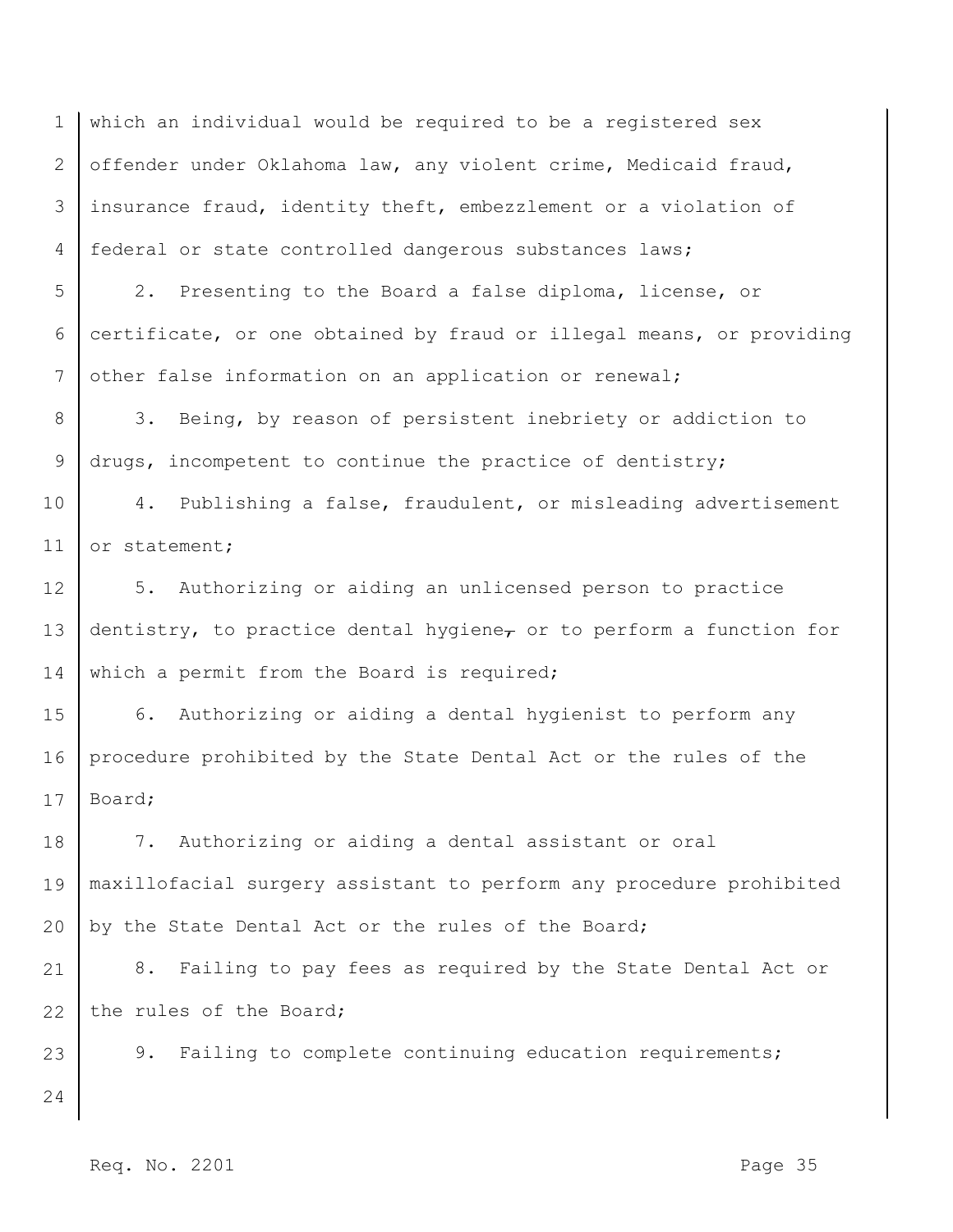which an individual would be required to be a registered sex offender under Oklahoma law, any violent crime, Medicaid fraud, insurance fraud, identity theft, embezzlement or a violation of federal or state controlled dangerous substances laws;

2. Presenting to the Board a false diploma, license, or certificate, or one obtained by fraud or illegal means, or providing other false information on an application or renewal;

3. Being, by reason of persistent inebriety or addiction to drugs, incompetent to continue the practice of dentistry;

4. Publishing a false, fraudulent, or misleading advertisement or statement;

5. Authorizing or aiding an unlicensed person to practice dentistry, to practice dental hygiene~~,~~ or to perform a function for which a permit from the Board is required;

6. Authorizing or aiding a dental hygienist to perform any procedure prohibited by the State Dental Act or the rules of the Board;

7. Authorizing or aiding a dental assistant or oral maxillofacial surgery assistant to perform any procedure prohibited by the State Dental Act or the rules of the Board;

8. Failing to pay fees as required by the State Dental Act or the rules of the Board;

9. Failing to complete continuing education requirements;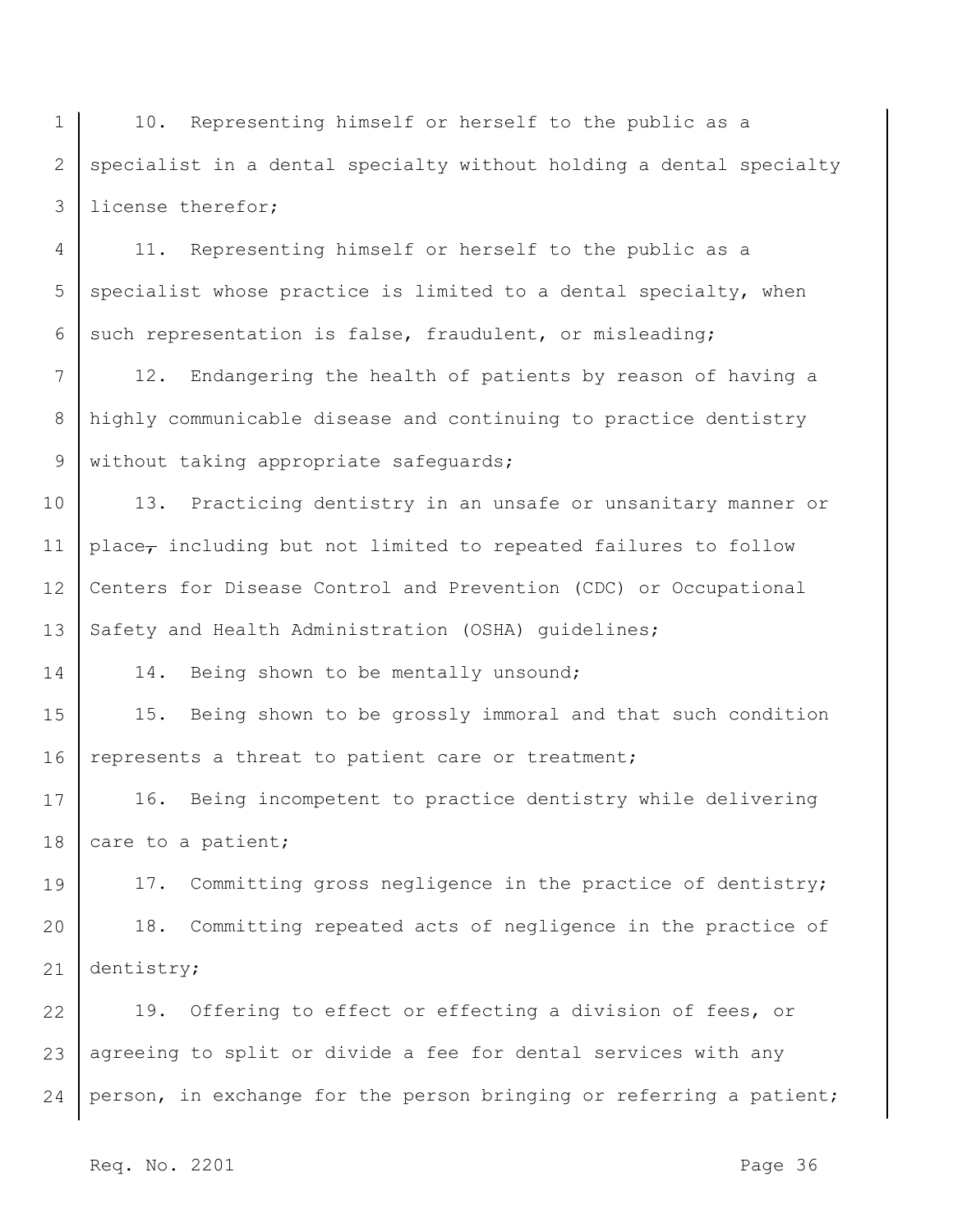10. Representing himself or herself to the public as a specialist in a dental specialty without holding a dental specialty license therefor;

11. Representing himself or herself to the public as a specialist whose practice is limited to a dental specialty, when such representation is false, fraudulent, or misleading;

12. Endangering the health of patients by reason of having a highly communicable disease and continuing to practice dentistry without taking appropriate safeguards;

13. Practicing dentistry in an unsafe or unsanitary manner or place~~,~~ including but not limited to repeated failures to follow Centers for Disease Control and Prevention (CDC) or Occupational Safety and Health Administration (OSHA) guidelines;

14. Being shown to be mentally unsound;

15. Being shown to be grossly immoral and that such condition represents a threat to patient care or treatment;

16. Being incompetent to practice dentistry while delivering care to a patient;

17. Committing gross negligence in the practice of dentistry;

18. Committing repeated acts of negligence in the practice of dentistry;

19. Offering to effect or effecting a division of fees, or agreeing to split or divide a fee for dental services with any person, in exchange for the person bringing or referring a patient;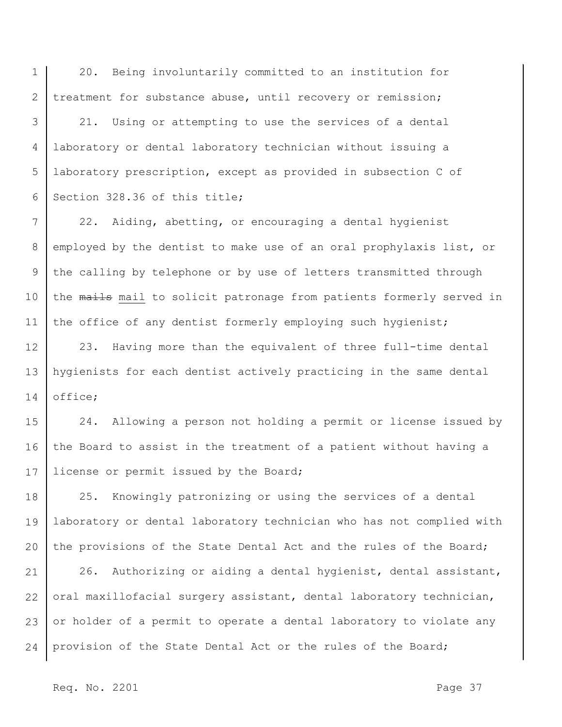20. Being involuntarily committed to an institution for treatment for substance abuse, until recovery or remission;

21. Using or attempting to use the services of a dental laboratory or dental laboratory technician without issuing a laboratory prescription, except as provided in subsection C of Section 328.36 of this title;

22. Aiding, abetting, or encouraging a dental hygienist employed by the dentist to make use of an oral prophylaxis list, or the calling by telephone or by use of letters transmitted through the ~~mails~~ mail to solicit patronage from patients formerly served in the office of any dentist formerly employing such hygienist;

23. Having more than the equivalent of three full-time dental hygienists for each dentist actively practicing in the same dental office;

24. Allowing a person not holding a permit or license issued by the Board to assist in the treatment of a patient without having a license or permit issued by the Board;

25. Knowingly patronizing or using the services of a dental laboratory or dental laboratory technician who has not complied with the provisions of the State Dental Act and the rules of the Board;

26. Authorizing or aiding a dental hygienist, dental assistant, oral maxillofacial surgery assistant, dental laboratory technician, or holder of a permit to operate a dental laboratory to violate any provision of the State Dental Act or the rules of the Board;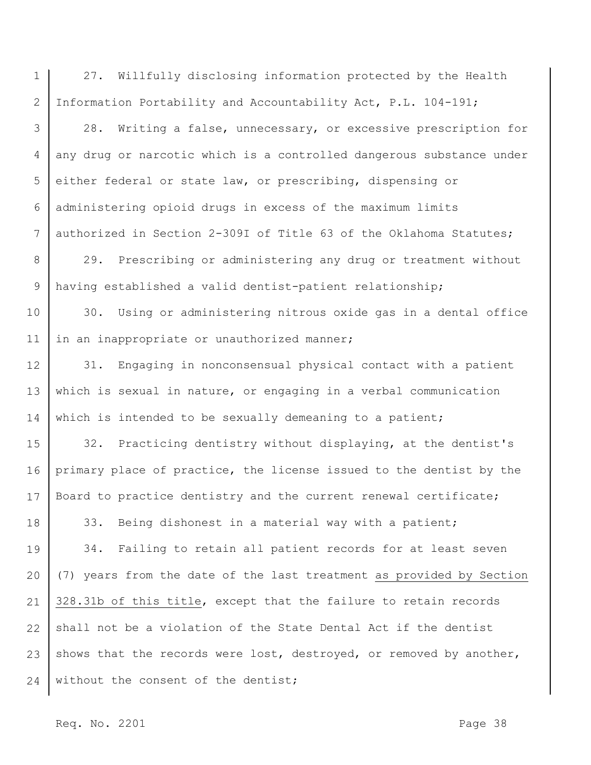27. Willfully disclosing information protected by the Health Information Portability and Accountability Act, P.L. 104-191;

28. Writing a false, unnecessary, or excessive prescription for any drug or narcotic which is a controlled dangerous substance under either federal or state law, or prescribing, dispensing or administering opioid drugs in excess of the maximum limits authorized in Section 2-309I of Title 63 of the Oklahoma Statutes;

29. Prescribing or administering any drug or treatment without having established a valid dentist-patient relationship;

30. Using or administering nitrous oxide gas in a dental office in an inappropriate or unauthorized manner;

31. Engaging in nonconsensual physical contact with a patient which is sexual in nature, or engaging in a verbal communication which is intended to be sexually demeaning to a patient;

32. Practicing dentistry without displaying, at the dentist's primary place of practice, the license issued to the dentist by the Board to practice dentistry and the current renewal certificate;

33. Being dishonest in a material way with a patient;

34. Failing to retain all patient records for at least seven (7) years from the date of the last treatment <u>as provided by Section 328.31b of this title</u>, except that the failure to retain records shall not be a violation of the State Dental Act if the dentist shows that the records were lost, destroyed, or removed by another, without the consent of the dentist;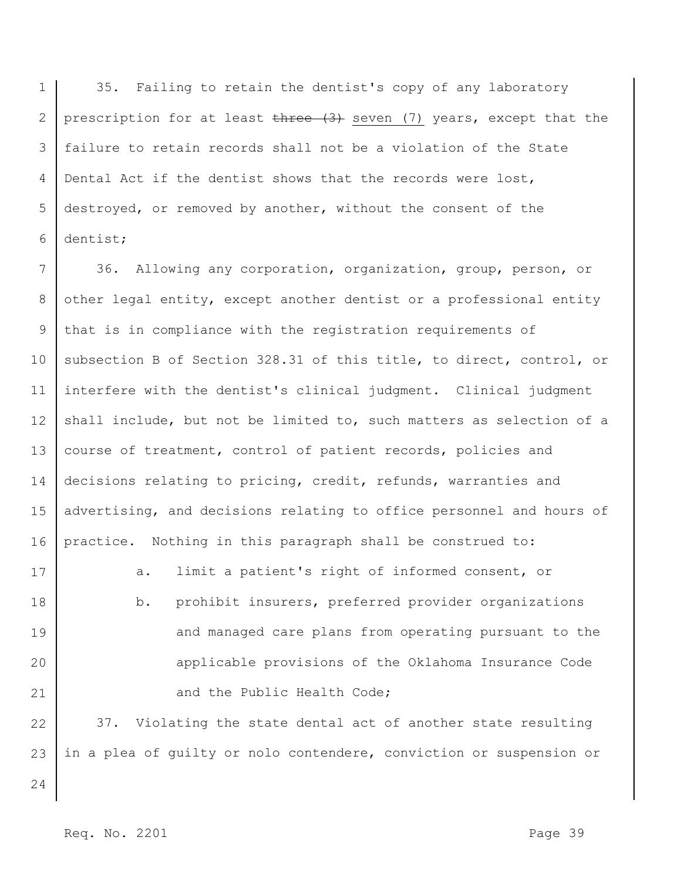35. Failing to retain the dentist's copy of any laboratory prescription for at least ~~three (3)~~ seven (7) years, except that the failure to retain records shall not be a violation of the State Dental Act if the dentist shows that the records were lost, destroyed, or removed by another, without the consent of the dentist;

36. Allowing any corporation, organization, group, person, or other legal entity, except another dentist or a professional entity that is in compliance with the registration requirements of subsection B of Section 328.31 of this title, to direct, control, or interfere with the dentist's clinical judgment. Clinical judgment shall include, but not be limited to, such matters as selection of a course of treatment, control of patient records, policies and decisions relating to pricing, credit, refunds, warranties and advertising, and decisions relating to office personnel and hours of practice. Nothing in this paragraph shall be construed to:

   a. limit a patient's right of informed consent, or

   b. prohibit insurers, preferred provider organizations and managed care plans from operating pursuant to the applicable provisions of the Oklahoma Insurance Code and the Public Health Code;

37. Violating the state dental act of another state resulting in a plea of guilty or nolo contendere, conviction or suspension or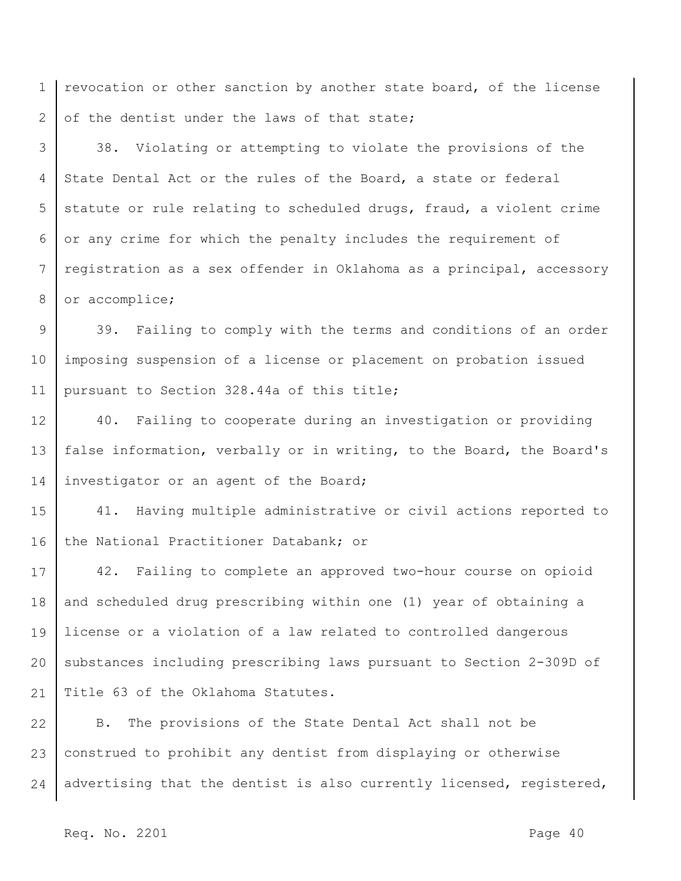revocation or other sanction by another state board, of the license of the dentist under the laws of that state;

38. Violating or attempting to violate the provisions of the State Dental Act or the rules of the Board, a state or federal statute or rule relating to scheduled drugs, fraud, a violent crime or any crime for which the penalty includes the requirement of registration as a sex offender in Oklahoma as a principal, accessory or accomplice;

39. Failing to comply with the terms and conditions of an order imposing suspension of a license or placement on probation issued pursuant to Section 328.44a of this title;

40. Failing to cooperate during an investigation or providing false information, verbally or in writing, to the Board, the Board's investigator or an agent of the Board;

41. Having multiple administrative or civil actions reported to the National Practitioner Databank; or

42. Failing to complete an approved two-hour course on opioid and scheduled drug prescribing within one (1) year of obtaining a license or a violation of a law related to controlled dangerous substances including prescribing laws pursuant to Section 2-309D of Title 63 of the Oklahoma Statutes.

B. The provisions of the State Dental Act shall not be construed to prohibit any dentist from displaying or otherwise advertising that the dentist is also currently licensed, registered,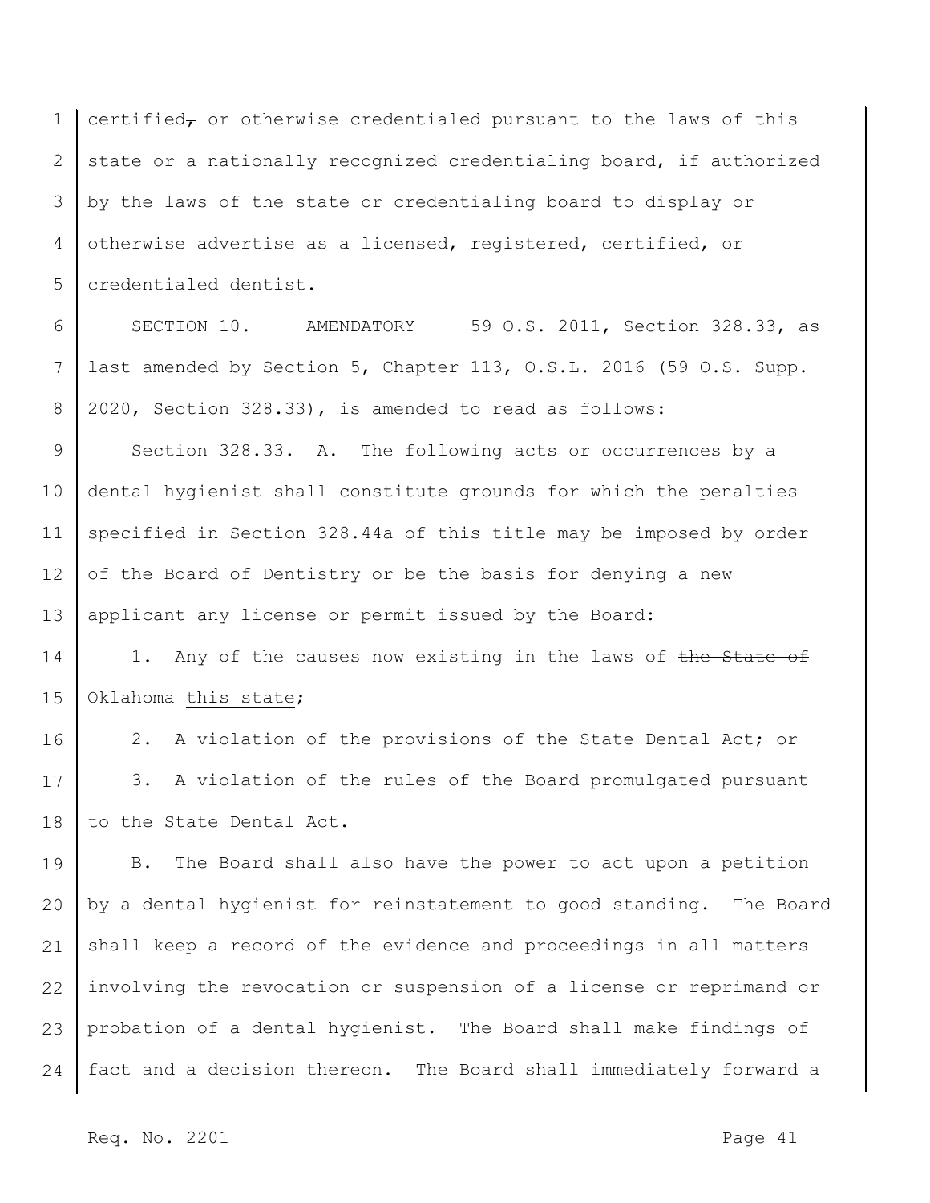certified~~,~~ or otherwise credentialed pursuant to the laws of this state or a nationally recognized credentialing board, if authorized by the laws of the state or credentialing board to display or otherwise advertise as a licensed, registered, certified, or credentialed dentist.

SECTION 10. AMENDATORY 59 O.S. 2011, Section 328.33, as last amended by Section 5, Chapter 113, O.S.L. 2016 (59 O.S. Supp. 2020, Section 328.33), is amended to read as follows:

Section 328.33. A. The following acts or occurrences by a dental hygienist shall constitute grounds for which the penalties specified in Section 328.44a of this title may be imposed by order of the Board of Dentistry or be the basis for denying a new applicant any license or permit issued by the Board:

1. Any of the causes now existing in the laws of ~~the State of Oklahoma~~ this state;

2. A violation of the provisions of the State Dental Act; or

3. A violation of the rules of the Board promulgated pursuant to the State Dental Act.

B. The Board shall also have the power to act upon a petition by a dental hygienist for reinstatement to good standing. The Board shall keep a record of the evidence and proceedings in all matters involving the revocation or suspension of a license or reprimand or probation of a dental hygienist. The Board shall make findings of fact and a decision thereon. The Board shall immediately forward a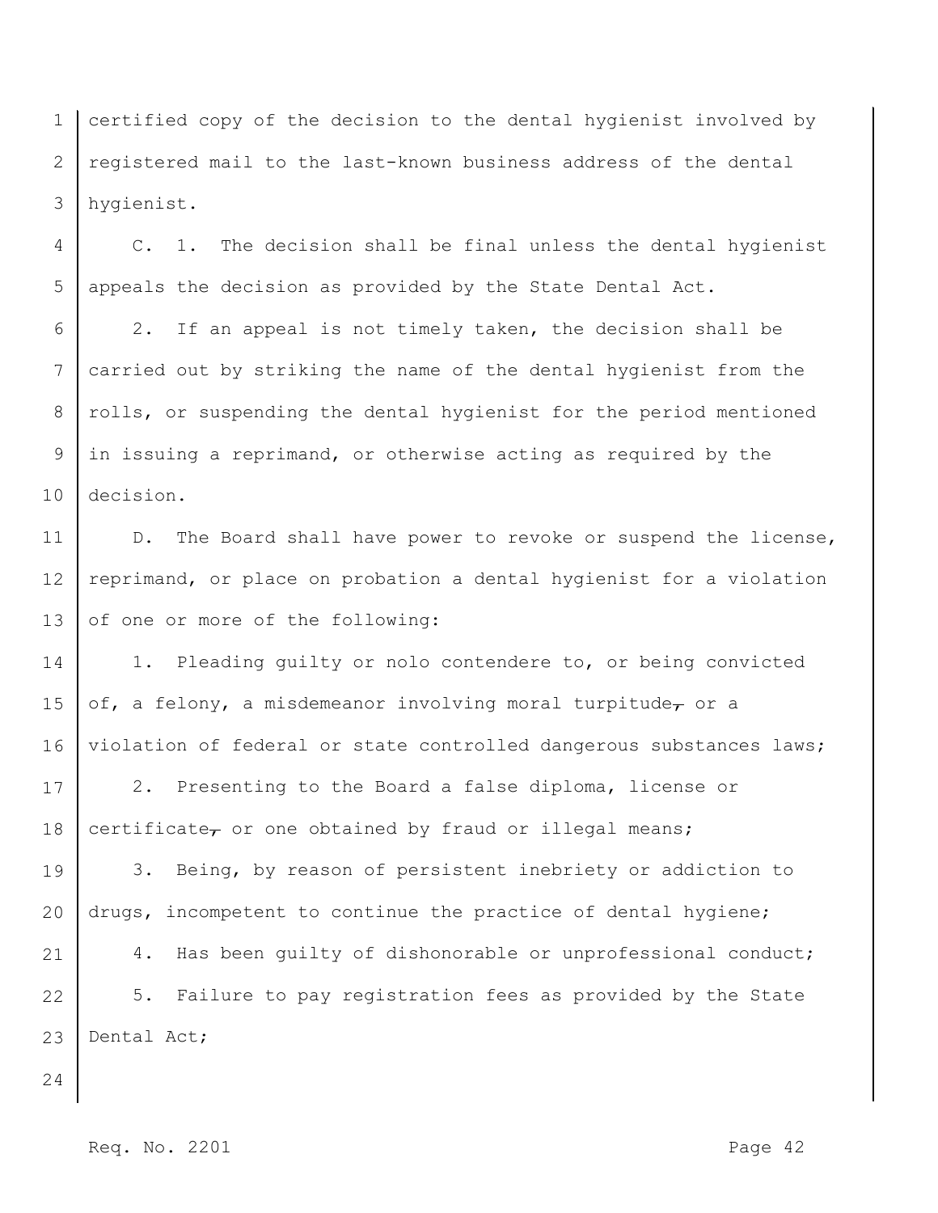certified copy of the decision to the dental hygienist involved by registered mail to the last-known business address of the dental hygienist.

C. 1. The decision shall be final unless the dental hygienist appeals the decision as provided by the State Dental Act.

2. If an appeal is not timely taken, the decision shall be carried out by striking the name of the dental hygienist from the rolls, or suspending the dental hygienist for the period mentioned in issuing a reprimand, or otherwise acting as required by the decision.

D. The Board shall have power to revoke or suspend the license, reprimand, or place on probation a dental hygienist for a violation of one or more of the following:

1. Pleading guilty or nolo contendere to, or being convicted of, a felony, a misdemeanor involving moral turpitude, or a violation of federal or state controlled dangerous substances laws;

2. Presenting to the Board a false diploma, license or certificate, or one obtained by fraud or illegal means;

3. Being, by reason of persistent inebriety or addiction to drugs, incompetent to continue the practice of dental hygiene;

4. Has been guilty of dishonorable or unprofessional conduct;

5. Failure to pay registration fees as provided by the State Dental Act;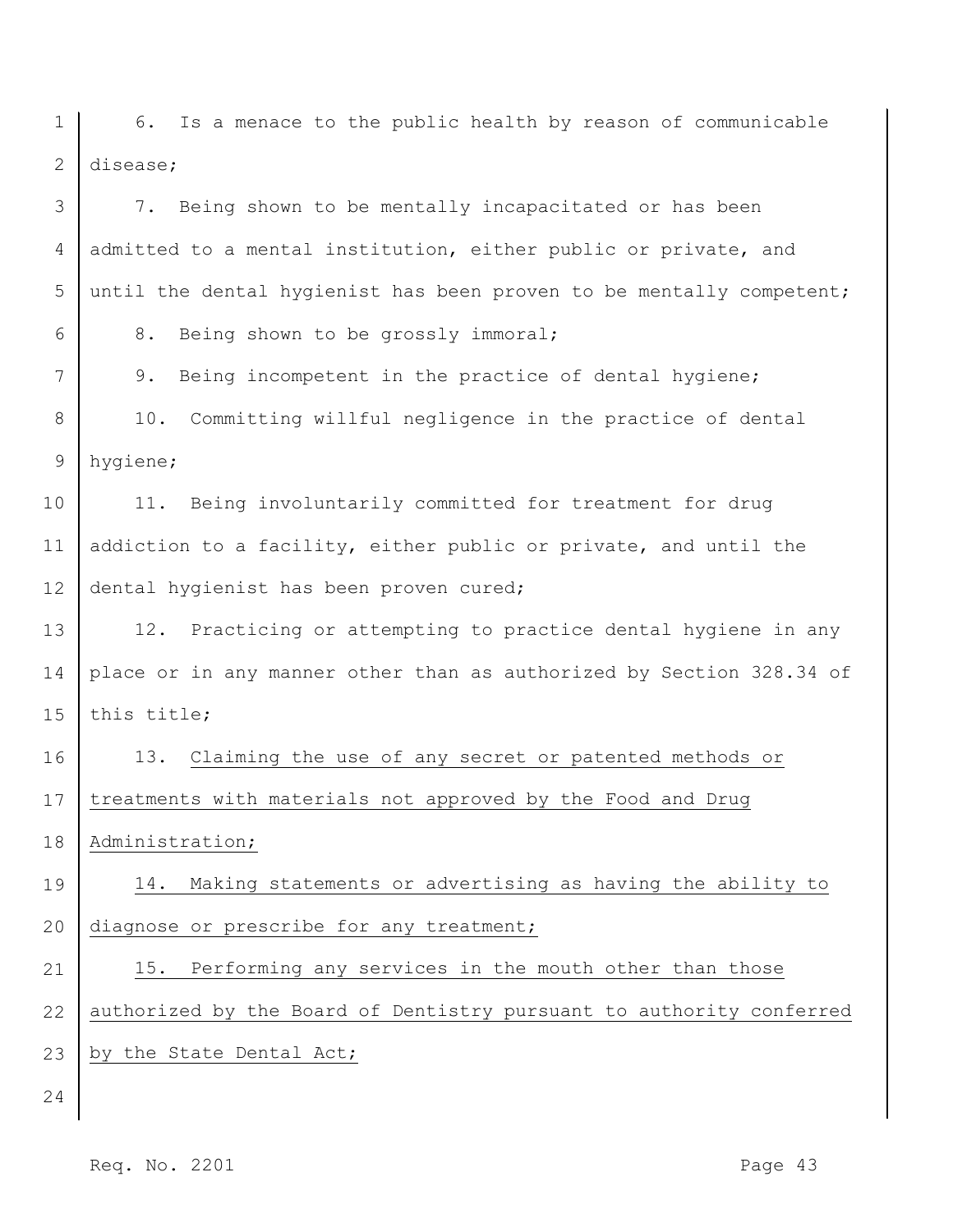6. Is a menace to the public health by reason of communicable disease;

7. Being shown to be mentally incapacitated or has been admitted to a mental institution, either public or private, and until the dental hygienist has been proven to be mentally competent;

8. Being shown to be grossly immoral;

9. Being incompetent in the practice of dental hygiene;

10. Committing willful negligence in the practice of dental hygiene;

11. Being involuntarily committed for treatment for drug addiction to a facility, either public or private, and until the dental hygienist has been proven cured;

12. Practicing or attempting to practice dental hygiene in any place or in any manner other than as authorized by Section 328.34 of this title;

13. <u>Claiming the use of any secret or patented methods or treatments with materials not approved by the Food and Drug Administration;</u>

14. <u>Making statements or advertising as having the ability to diagnose or prescribe for any treatment;</u>

15. <u>Performing any services in the mouth other than those authorized by the Board of Dentistry pursuant to authority conferred by the State Dental Act;</u>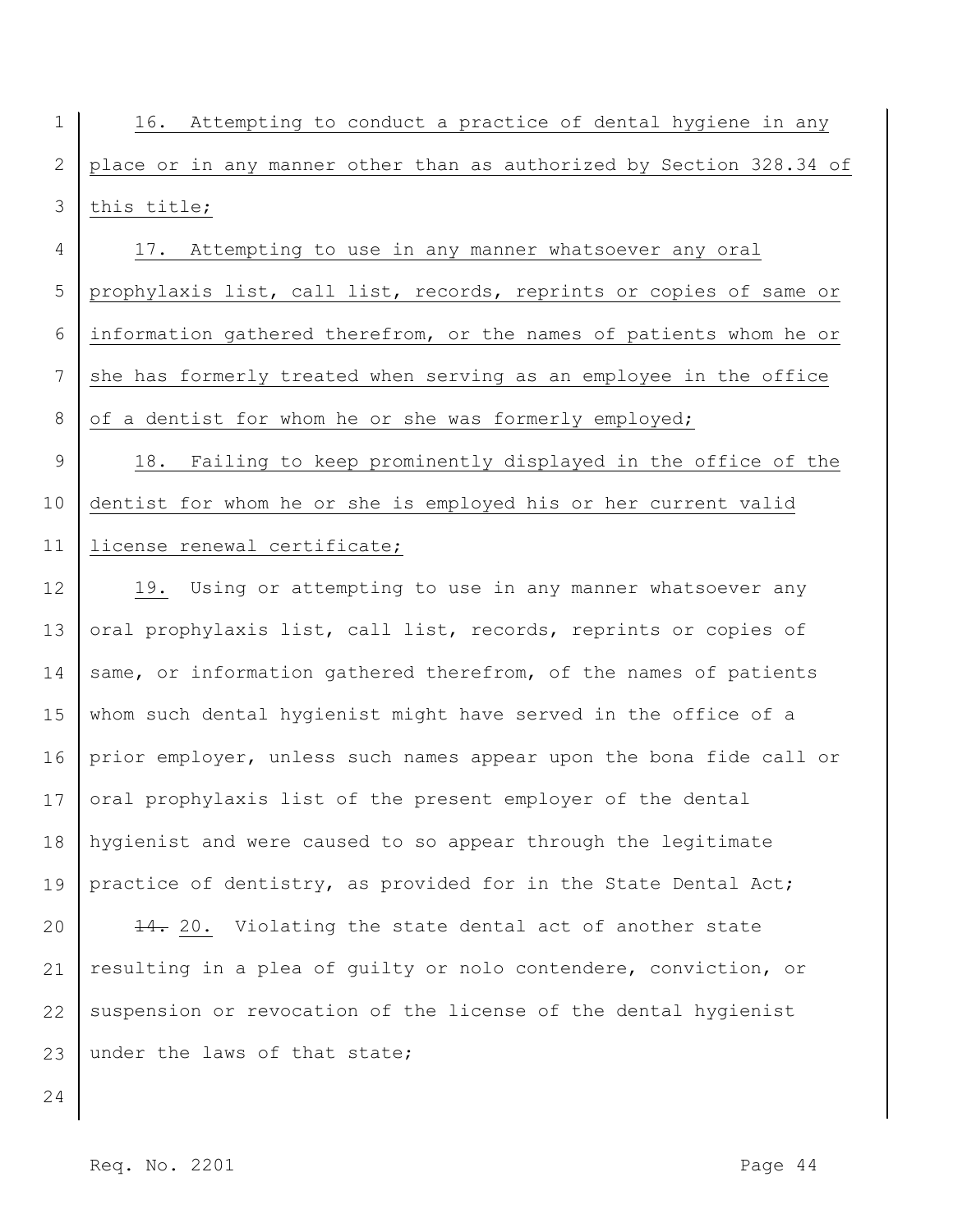16. Attempting to conduct a practice of dental hygiene in any place or in any manner other than as authorized by Section 328.34 of this title;

17. Attempting to use in any manner whatsoever any oral prophylaxis list, call list, records, reprints or copies of same or information gathered therefrom, or the names of patients whom he or she has formerly treated when serving as an employee in the office of a dentist for whom he or she was formerly employed;

18. Failing to keep prominently displayed in the office of the dentist for whom he or she is employed his or her current valid license renewal certificate;

19. Using or attempting to use in any manner whatsoever any oral prophylaxis list, call list, records, reprints or copies of same, or information gathered therefrom, of the names of patients whom such dental hygienist might have served in the office of a prior employer, unless such names appear upon the bona fide call or oral prophylaxis list of the present employer of the dental hygienist and were caused to so appear through the legitimate practice of dentistry, as provided for in the State Dental Act;

~~14.~~ 20. Violating the state dental act of another state resulting in a plea of guilty or nolo contendere, conviction, or suspension or revocation of the license of the dental hygienist under the laws of that state;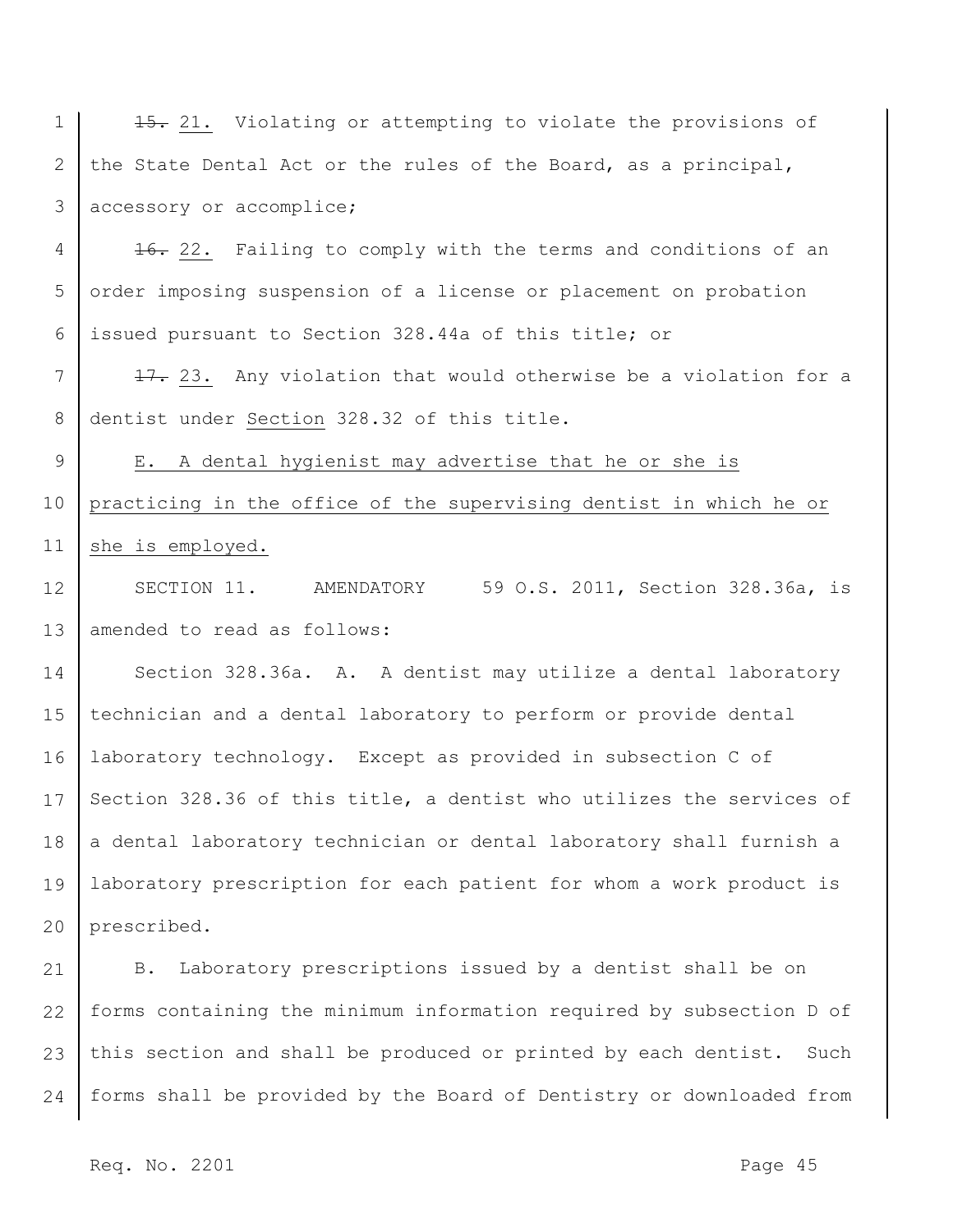~~15.~~ 21. Violating or attempting to violate the provisions of the State Dental Act or the rules of the Board, as a principal, accessory or accomplice;

~~16.~~ 22. Failing to comply with the terms and conditions of an order imposing suspension of a license or placement on probation issued pursuant to Section 328.44a of this title; or

~~17.~~ 23. Any violation that would otherwise be a violation for a dentist under Section 328.32 of this title.

E. A dental hygienist may advertise that he or she is practicing in the office of the supervising dentist in which he or she is employed.

SECTION 11. AMENDATORY 59 O.S. 2011, Section 328.36a, is amended to read as follows:

Section 328.36a. A. A dentist may utilize a dental laboratory technician and a dental laboratory to perform or provide dental laboratory technology. Except as provided in subsection C of Section 328.36 of this title, a dentist who utilizes the services of a dental laboratory technician or dental laboratory shall furnish a laboratory prescription for each patient for whom a work product is prescribed.

B. Laboratory prescriptions issued by a dentist shall be on forms containing the minimum information required by subsection D of this section and shall be produced or printed by each dentist. Such forms shall be provided by the Board of Dentistry or downloaded from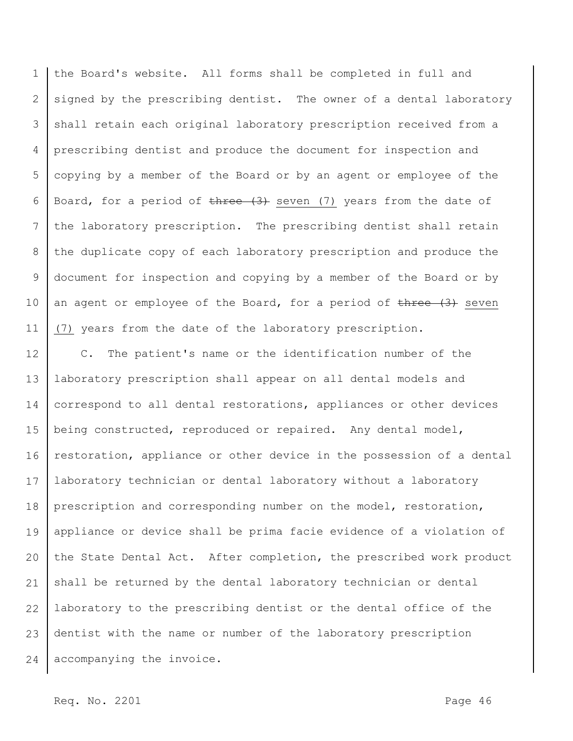the Board's website. All forms shall be completed in full and signed by the prescribing dentist. The owner of a dental laboratory shall retain each original laboratory prescription received from a prescribing dentist and produce the document for inspection and copying by a member of the Board or by an agent or employee of the Board, for a period of ~~three (3)~~ <u>seven (7)</u> years from the date of the laboratory prescription. The prescribing dentist shall retain the duplicate copy of each laboratory prescription and produce the document for inspection and copying by a member of the Board or by an agent or employee of the Board, for a period of ~~three (3)~~ <u>seven (7)</u> years from the date of the laboratory prescription.

C. The patient's name or the identification number of the laboratory prescription shall appear on all dental models and correspond to all dental restorations, appliances or other devices being constructed, reproduced or repaired. Any dental model, restoration, appliance or other device in the possession of a dental laboratory technician or dental laboratory without a laboratory prescription and corresponding number on the model, restoration, appliance or device shall be prima facie evidence of a violation of the State Dental Act. After completion, the prescribed work product shall be returned by the dental laboratory technician or dental laboratory to the prescribing dentist or the dental office of the dentist with the name or number of the laboratory prescription accompanying the invoice.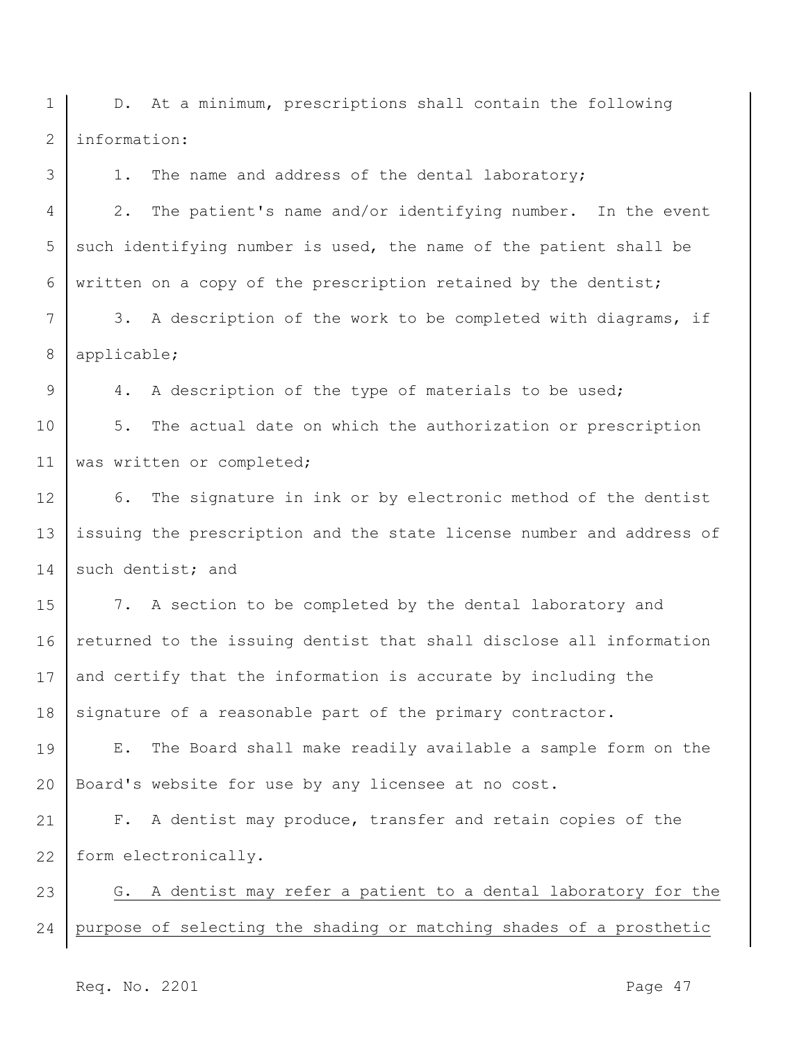D. At a minimum, prescriptions shall contain the following information:

1. The name and address of the dental laboratory;

2. The patient's name and/or identifying number. In the event such identifying number is used, the name of the patient shall be written on a copy of the prescription retained by the dentist;

3. A description of the work to be completed with diagrams, if applicable;

4. A description of the type of materials to be used;

5. The actual date on which the authorization or prescription was written or completed;

6. The signature in ink or by electronic method of the dentist issuing the prescription and the state license number and address of such dentist; and

7. A section to be completed by the dental laboratory and returned to the issuing dentist that shall disclose all information and certify that the information is accurate by including the signature of a reasonable part of the primary contractor.

E. The Board shall make readily available a sample form on the Board's website for use by any licensee at no cost.

F. A dentist may produce, transfer and retain copies of the form electronically.

<u>G. A dentist may refer a patient to a dental laboratory for the purpose of selecting the shading or matching shades of a prosthetic</u>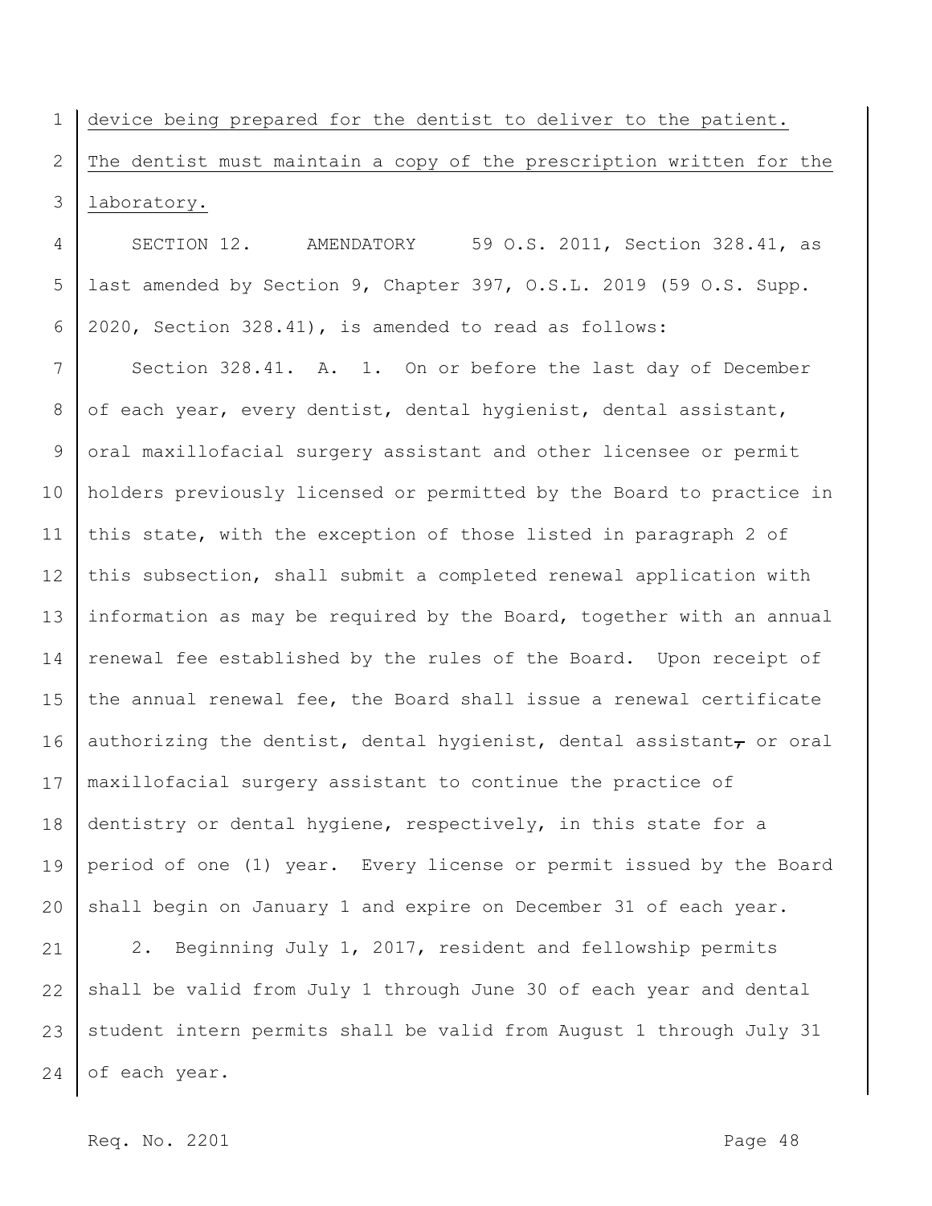device being prepared for the dentist to deliver to the patient. The dentist must maintain a copy of the prescription written for the laboratory.

SECTION 12. AMENDATORY 59 O.S. 2011, Section 328.41, as last amended by Section 9, Chapter 397, O.S.L. 2019 (59 O.S. Supp. 2020, Section 328.41), is amended to read as follows:

Section 328.41. A. 1. On or before the last day of December of each year, every dentist, dental hygienist, dental assistant, oral maxillofacial surgery assistant and other licensee or permit holders previously licensed or permitted by the Board to practice in this state, with the exception of those listed in paragraph 2 of this subsection, shall submit a completed renewal application with information as may be required by the Board, together with an annual renewal fee established by the rules of the Board. Upon receipt of the annual renewal fee, the Board shall issue a renewal certificate authorizing the dentist, dental hygienist, dental assistant, or oral maxillofacial surgery assistant to continue the practice of dentistry or dental hygiene, respectively, in this state for a period of one (1) year. Every license or permit issued by the Board shall begin on January 1 and expire on December 31 of each year.

2. Beginning July 1, 2017, resident and fellowship permits shall be valid from July 1 through June 30 of each year and dental student intern permits shall be valid from August 1 through July 31 of each year.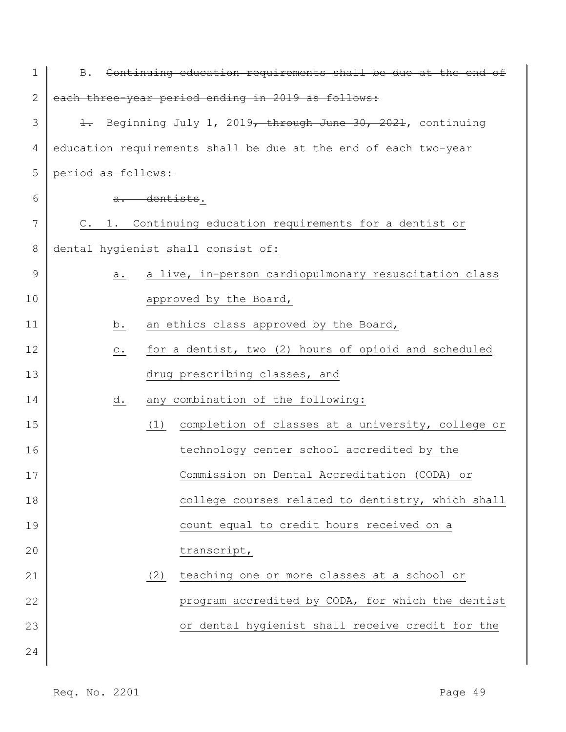B. ~~Continuing education requirements shall be due at the end of each three-year period ending in 2019 as follows:~~

~~1.~~ Beginning July 1, 2019~~, through June 30, 2021~~, continuing education requirements shall be due at the end of each two-year period ~~as follows:~~

~~a. dentists~~.

C. 1. Continuing education requirements for a dentist or dental hygienist shall consist of:

a. a live, in-person cardiopulmonary resuscitation class approved by the Board,

b. an ethics class approved by the Board,

c. for a dentist, two (2) hours of opioid and scheduled drug prescribing classes, and

d. any combination of the following:

(1) completion of classes at a university, college or technology center school accredited by the Commission on Dental Accreditation (CODA) or college courses related to dentistry, which shall count equal to credit hours received on a transcript,

(2) teaching one or more classes at a school or program accredited by CODA, for which the dentist or dental hygienist shall receive credit for the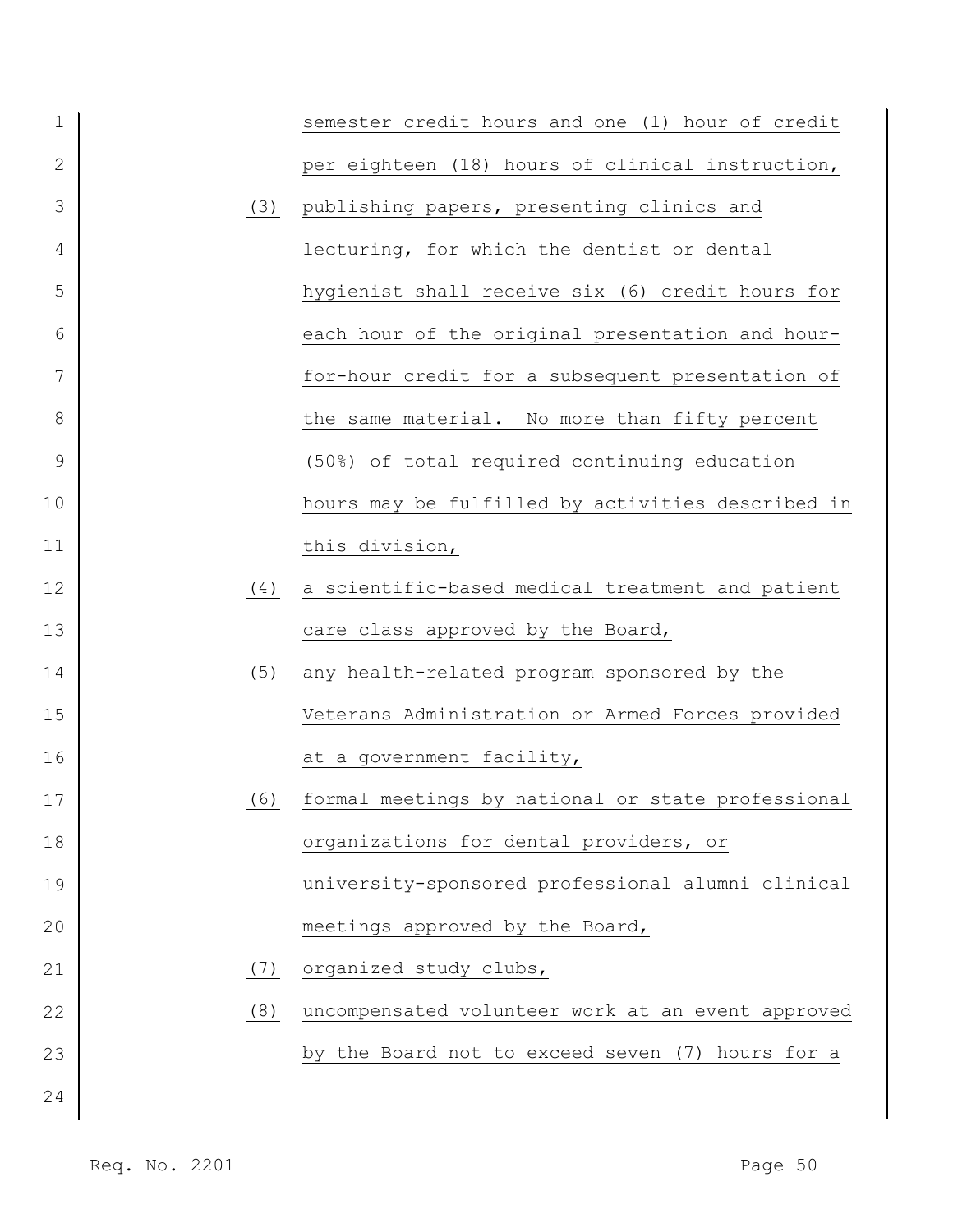semester credit hours and one (1) hour of credit per eighteen (18) hours of clinical instruction,

(3) publishing papers, presenting clinics and lecturing, for which the dentist or dental hygienist shall receive six (6) credit hours for each hour of the original presentation and hour-for-hour credit for a subsequent presentation of the same material. No more than fifty percent (50%) of total required continuing education hours may be fulfilled by activities described in this division,

(4) a scientific-based medical treatment and patient care class approved by the Board,

(5) any health-related program sponsored by the Veterans Administration or Armed Forces provided at a government facility,

(6) formal meetings by national or state professional organizations for dental providers, or university-sponsored professional alumni clinical meetings approved by the Board,

(7) organized study clubs,

(8) uncompensated volunteer work at an event approved by the Board not to exceed seven (7) hours for a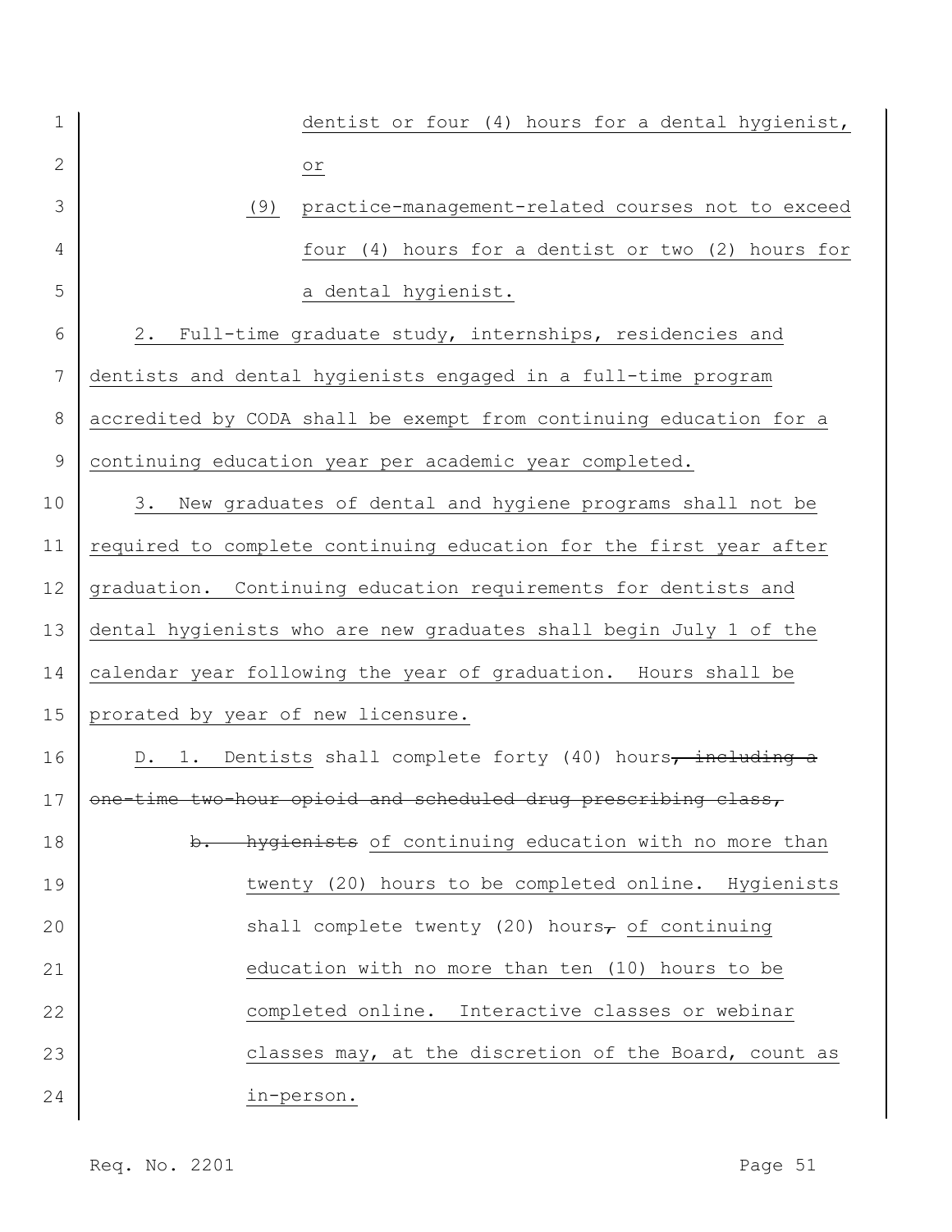dentist or four (4) hours for a dental hygienist, or

(9) practice-management-related courses not to exceed four (4) hours for a dentist or two (2) hours for a dental hygienist.

2. Full-time graduate study, internships, residencies and dentists and dental hygienists engaged in a full-time program accredited by CODA shall be exempt from continuing education for a continuing education year per academic year completed.

3. New graduates of dental and hygiene programs shall not be required to complete continuing education for the first year after graduation. Continuing education requirements for dentists and dental hygienists who are new graduates shall begin July 1 of the calendar year following the year of graduation. Hours shall be prorated by year of new licensure.

D. 1. Dentists shall complete forty (40) hours~~, including a one-time two-hour opioid and scheduled drug prescribing class,~~

~~b. hygienists~~ of continuing education with no more than twenty (20) hours to be completed online. Hygienists shall complete twenty (20) hours~~,~~ of continuing education with no more than ten (10) hours to be completed online. Interactive classes or webinar classes may, at the discretion of the Board, count as in-person.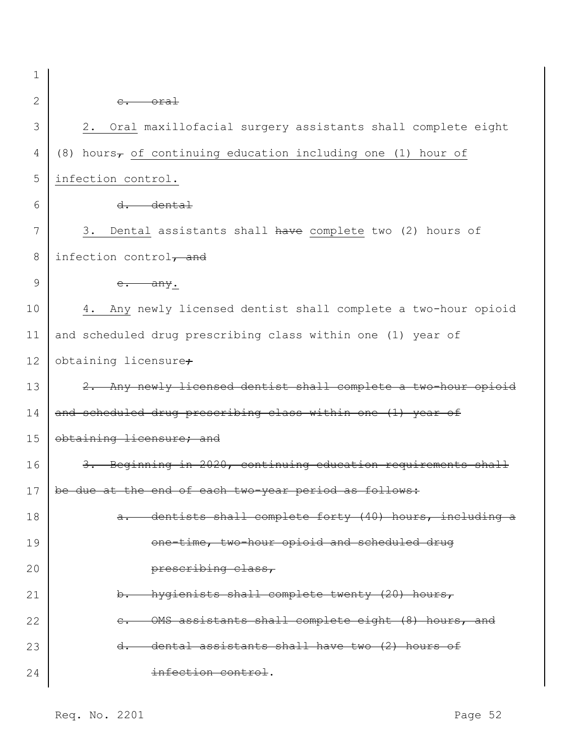~~c. oral~~

2. Oral maxillofacial surgery assistants shall complete eight (8) hours~~,~~ of continuing education including one (1) hour of infection control.

~~d. dental~~

3. Dental assistants shall ~~have~~ complete two (2) hours of infection control~~, and~~

~~e. any~~.

4. Any newly licensed dentist shall complete a two-hour opioid and scheduled drug prescribing class within one (1) year of obtaining licensure~~;~~

~~2. Any newly licensed dentist shall complete a two-hour opioid and scheduled drug prescribing class within one (1) year of obtaining licensure; and~~

~~3. Beginning in 2020, continuing education requirements shall be due at the end of each two-year period as follows:~~

~~a. dentists shall complete forty (40) hours, including a one-time, two-hour opioid and scheduled drug prescribing class,~~

~~b. hygienists shall complete twenty (20) hours,~~

~~c. OMS assistants shall complete eight (8) hours, and~~

~~d. dental assistants shall have two (2) hours of infection control~~.

Req. No. 2201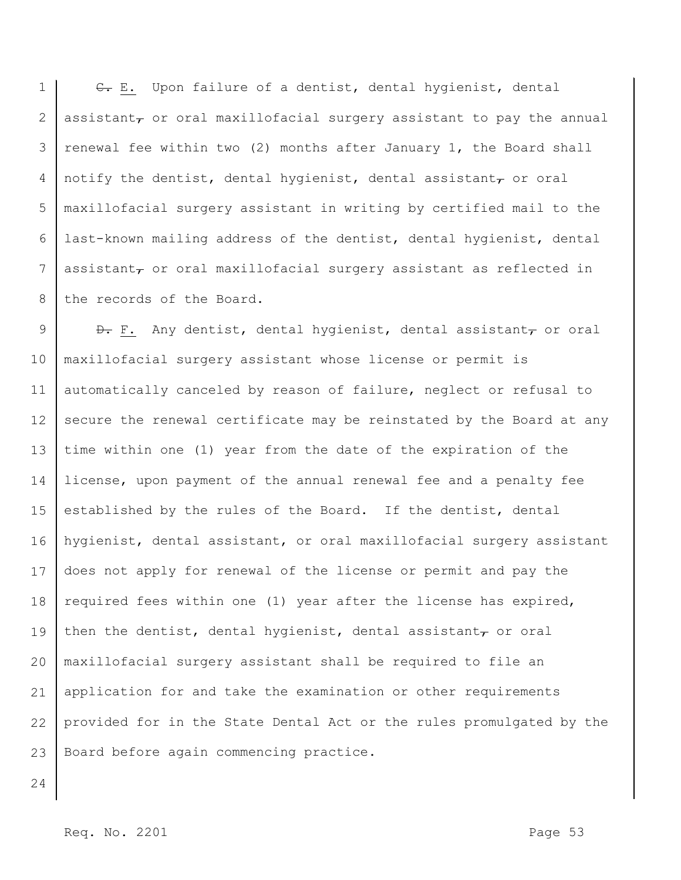~~C.~~ E. Upon failure of a dentist, dental hygienist, dental assistant~~,~~ or oral maxillofacial surgery assistant to pay the annual renewal fee within two (2) months after January 1, the Board shall notify the dentist, dental hygienist, dental assistant~~,~~ or oral maxillofacial surgery assistant in writing by certified mail to the last-known mailing address of the dentist, dental hygienist, dental assistant~~,~~ or oral maxillofacial surgery assistant as reflected in the records of the Board.

~~D.~~ F. Any dentist, dental hygienist, dental assistant~~,~~ or oral maxillofacial surgery assistant whose license or permit is automatically canceled by reason of failure, neglect or refusal to secure the renewal certificate may be reinstated by the Board at any time within one (1) year from the date of the expiration of the license, upon payment of the annual renewal fee and a penalty fee established by the rules of the Board. If the dentist, dental hygienist, dental assistant, or oral maxillofacial surgery assistant does not apply for renewal of the license or permit and pay the required fees within one (1) year after the license has expired, then the dentist, dental hygienist, dental assistant~~,~~ or oral maxillofacial surgery assistant shall be required to file an application for and take the examination or other requirements provided for in the State Dental Act or the rules promulgated by the Board before again commencing practice.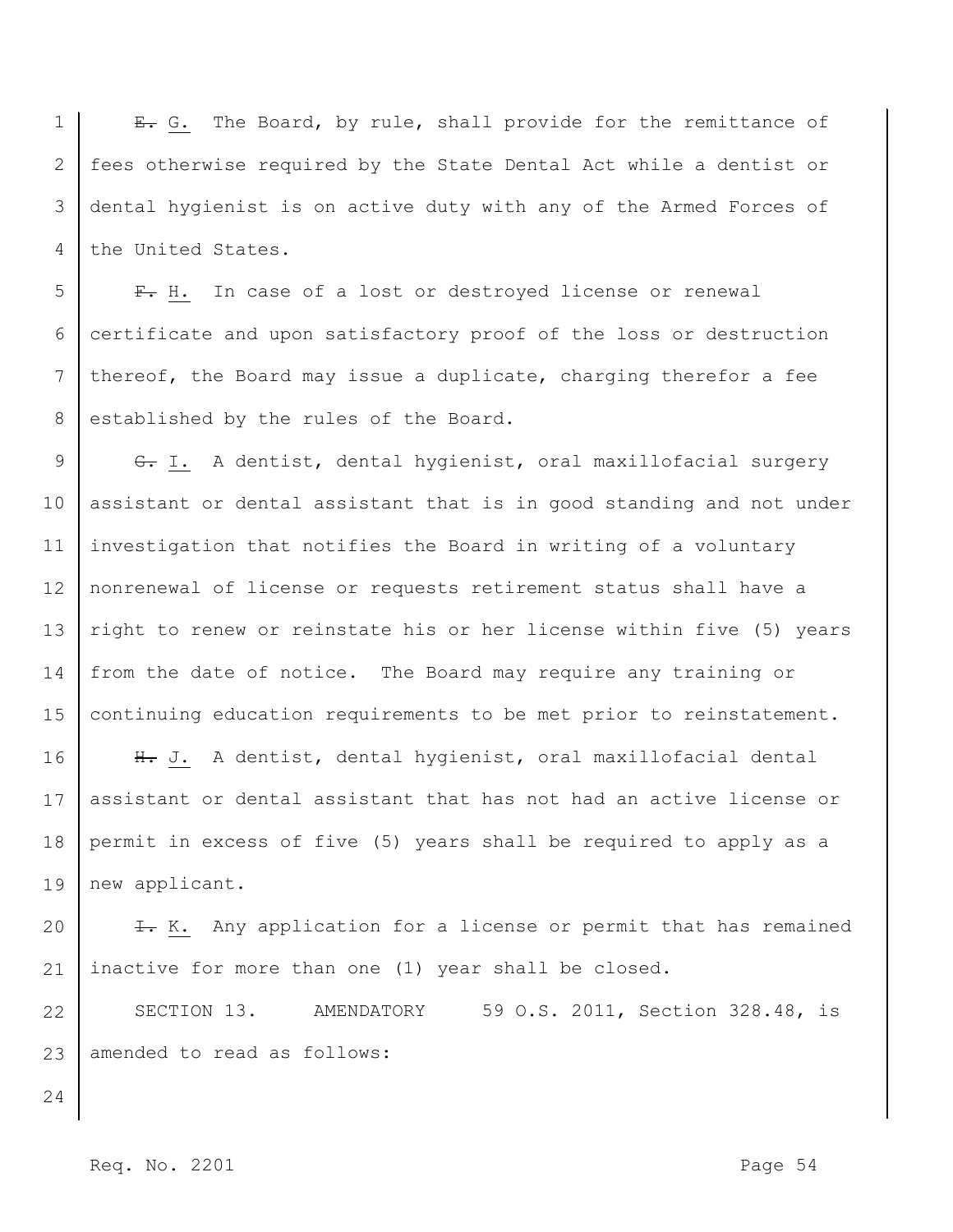~~E.~~ G. The Board, by rule, shall provide for the remittance of fees otherwise required by the State Dental Act while a dentist or dental hygienist is on active duty with any of the Armed Forces of the United States.

~~F.~~ H. In case of a lost or destroyed license or renewal certificate and upon satisfactory proof of the loss or destruction thereof, the Board may issue a duplicate, charging therefor a fee established by the rules of the Board.

~~G.~~ I. A dentist, dental hygienist, oral maxillofacial surgery assistant or dental assistant that is in good standing and not under investigation that notifies the Board in writing of a voluntary nonrenewal of license or requests retirement status shall have a right to renew or reinstate his or her license within five (5) years from the date of notice. The Board may require any training or continuing education requirements to be met prior to reinstatement.

~~H.~~ J. A dentist, dental hygienist, oral maxillofacial dental assistant or dental assistant that has not had an active license or permit in excess of five (5) years shall be required to apply as a new applicant.

~~I.~~ K. Any application for a license or permit that has remained inactive for more than one (1) year shall be closed.

SECTION 13. AMENDATORY 59 O.S. 2011, Section 328.48, is amended to read as follows: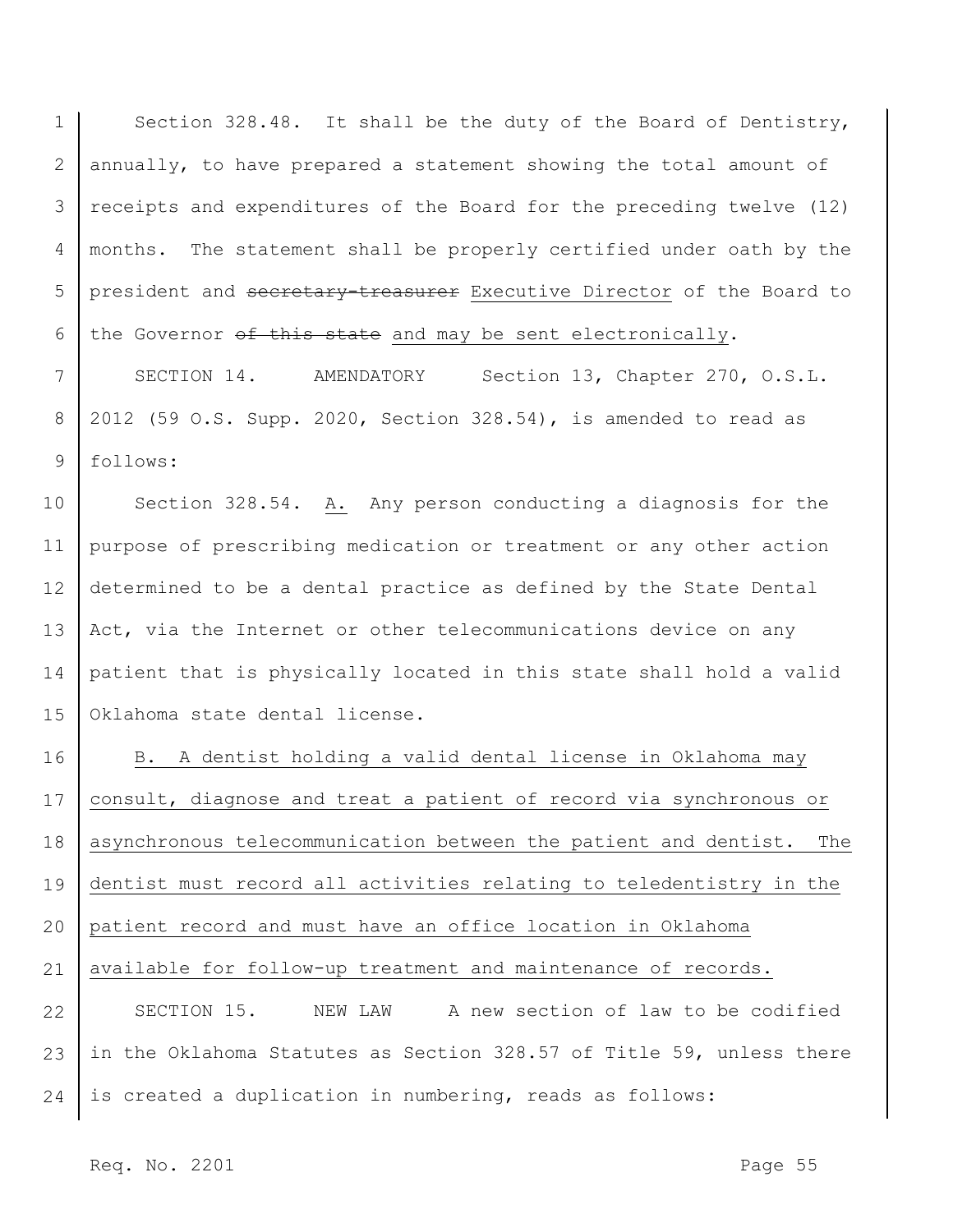Section 328.48. It shall be the duty of the Board of Dentistry, annually, to have prepared a statement showing the total amount of receipts and expenditures of the Board for the preceding twelve (12) months. The statement shall be properly certified under oath by the president and ~~secretary-treasurer~~ Executive Director of the Board to the Governor ~~of this state~~ and may be sent electronically.

SECTION 14. AMENDATORY Section 13, Chapter 270, O.S.L. 2012 (59 O.S. Supp. 2020, Section 328.54), is amended to read as follows:

Section 328.54. A. Any person conducting a diagnosis for the purpose of prescribing medication or treatment or any other action determined to be a dental practice as defined by the State Dental Act, via the Internet or other telecommunications device on any patient that is physically located in this state shall hold a valid Oklahoma state dental license.

B. A dentist holding a valid dental license in Oklahoma may consult, diagnose and treat a patient of record via synchronous or asynchronous telecommunication between the patient and dentist. The dentist must record all activities relating to teledentistry in the patient record and must have an office location in Oklahoma available for follow-up treatment and maintenance of records.

SECTION 15. NEW LAW A new section of law to be codified in the Oklahoma Statutes as Section 328.57 of Title 59, unless there is created a duplication in numbering, reads as follows:

Req. No. 2201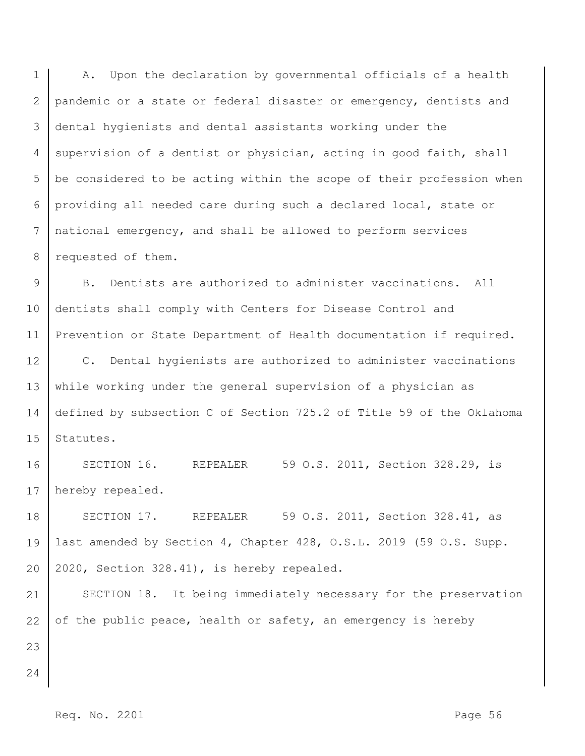A. Upon the declaration by governmental officials of a health pandemic or a state or federal disaster or emergency, dentists and dental hygienists and dental assistants working under the supervision of a dentist or physician, acting in good faith, shall be considered to be acting within the scope of their profession when providing all needed care during such a declared local, state or national emergency, and shall be allowed to perform services requested of them.

B. Dentists are authorized to administer vaccinations. All dentists shall comply with Centers for Disease Control and Prevention or State Department of Health documentation if required.

C. Dental hygienists are authorized to administer vaccinations while working under the general supervision of a physician as defined by subsection C of Section 725.2 of Title 59 of the Oklahoma Statutes.

SECTION 16. REPEALER 59 O.S. 2011, Section 328.29, is hereby repealed.

SECTION 17. REPEALER 59 O.S. 2011, Section 328.41, as last amended by Section 4, Chapter 428, O.S.L. 2019 (59 O.S. Supp. 2020, Section 328.41), is hereby repealed.

SECTION 18. It being immediately necessary for the preservation of the public peace, health or safety, an emergency is hereby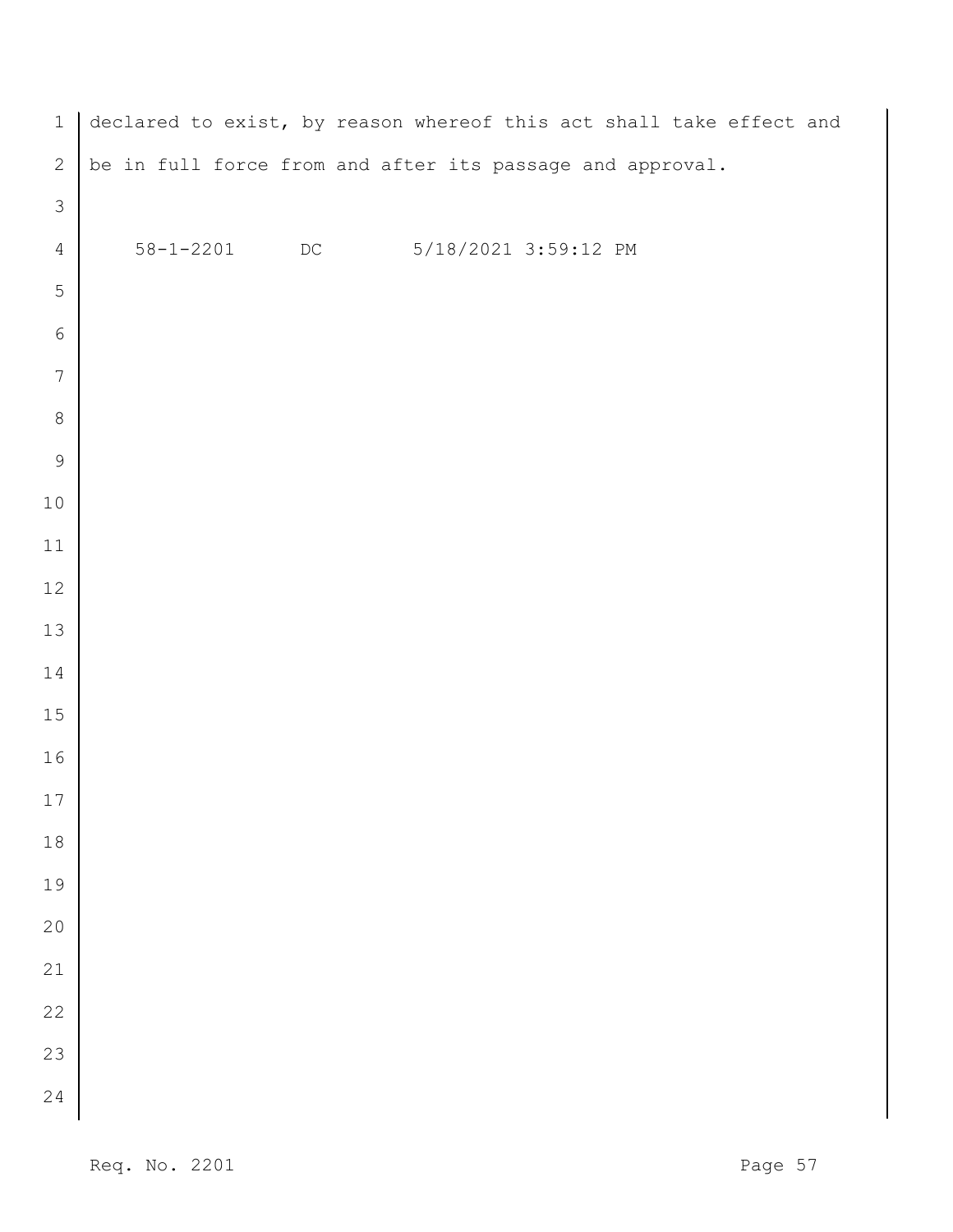declared to exist, by reason whereof this act shall take effect and be in full force from and after its passage and approval.

58-1-2201 DC 5/18/2021 3:59:12 PM